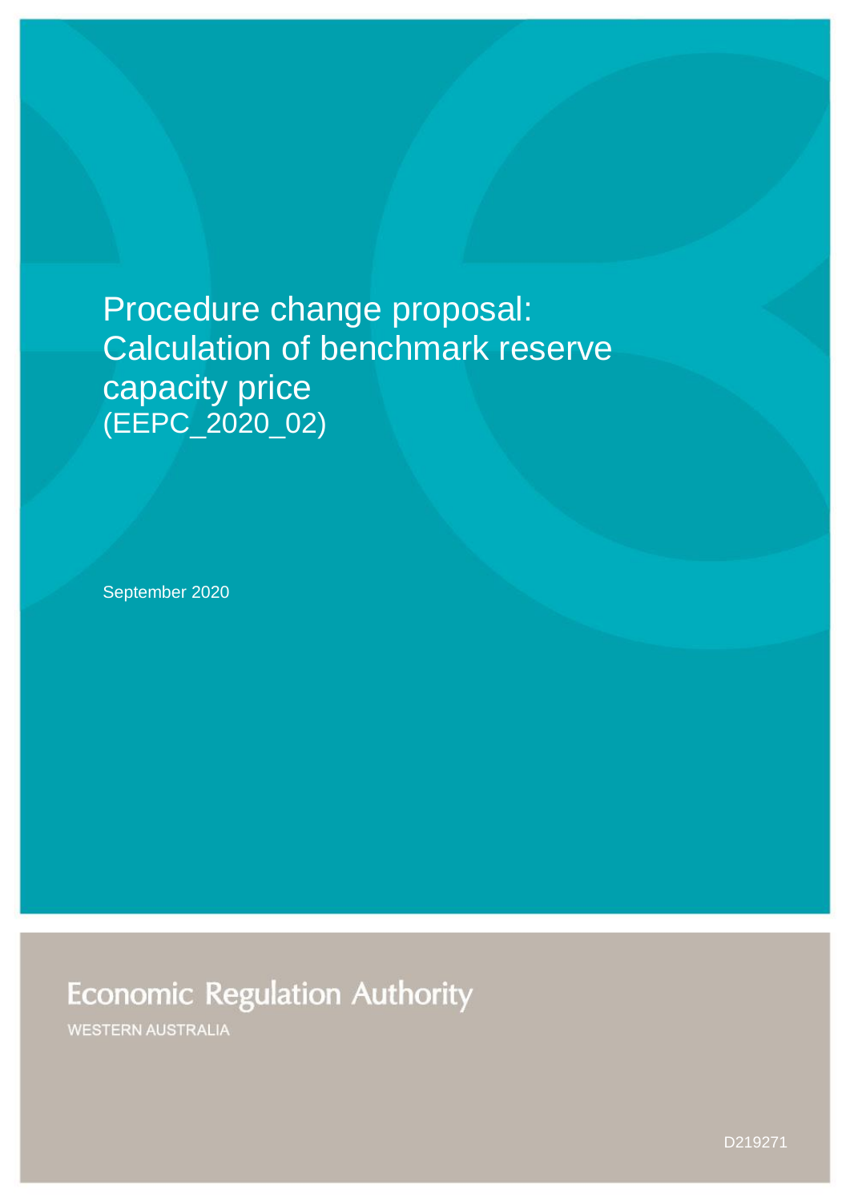# Procedure change proposal: Calculation of benchmark reserve capacity price (EEPC_2020_02)

September 2020

Economic Regulation Authority

WESTERN AUSTRALIA

D219271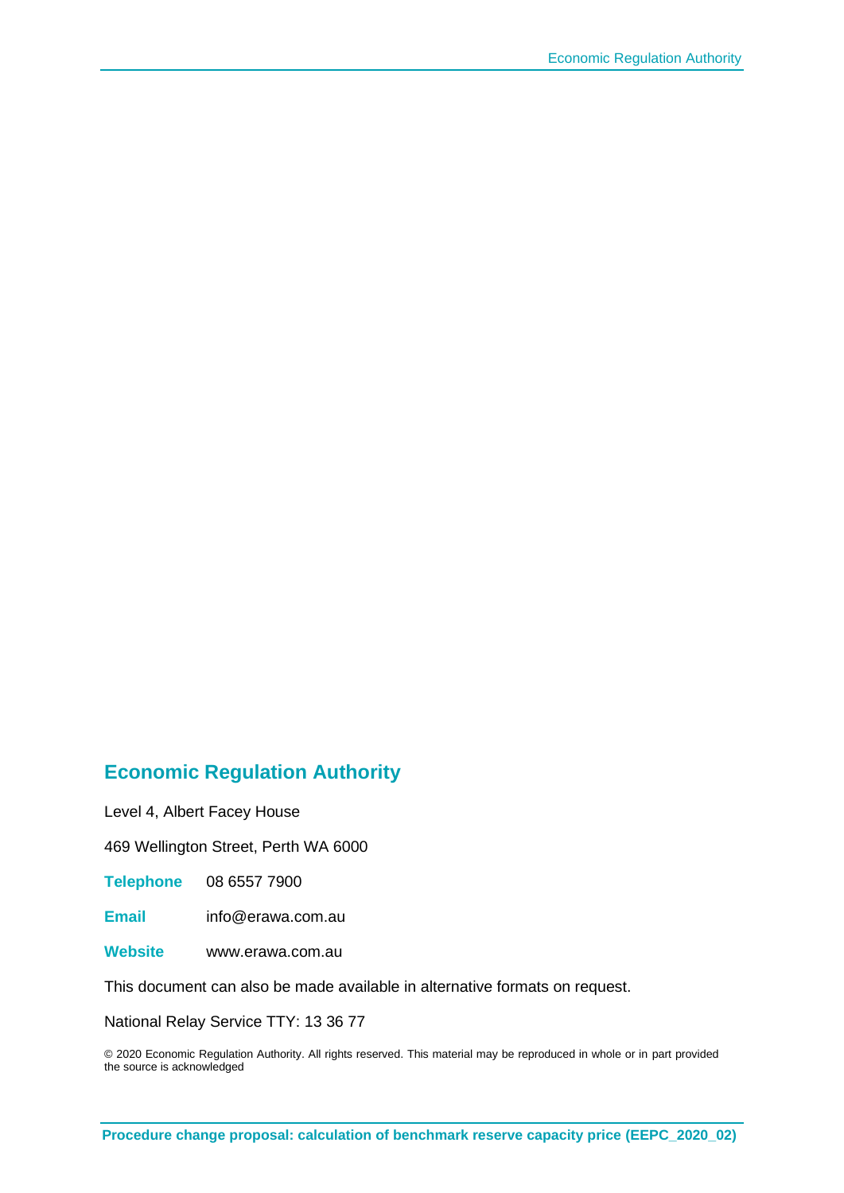## Economic Regulation Authority

Level 4, Albert Facey House

469 Wellington Street, Perth WA 6000

**Telephone** 08 6557 7900

**Email** info@erawa.com.au

**Website** www.erawa.com.au

This document can also be made available in alternative formats on request.

National Relay Service TTY: 13 36 77

© 2020 Economic Regulation Authority. All rights reserved. This material may be reproduced in whole or in part provided the source is acknowledged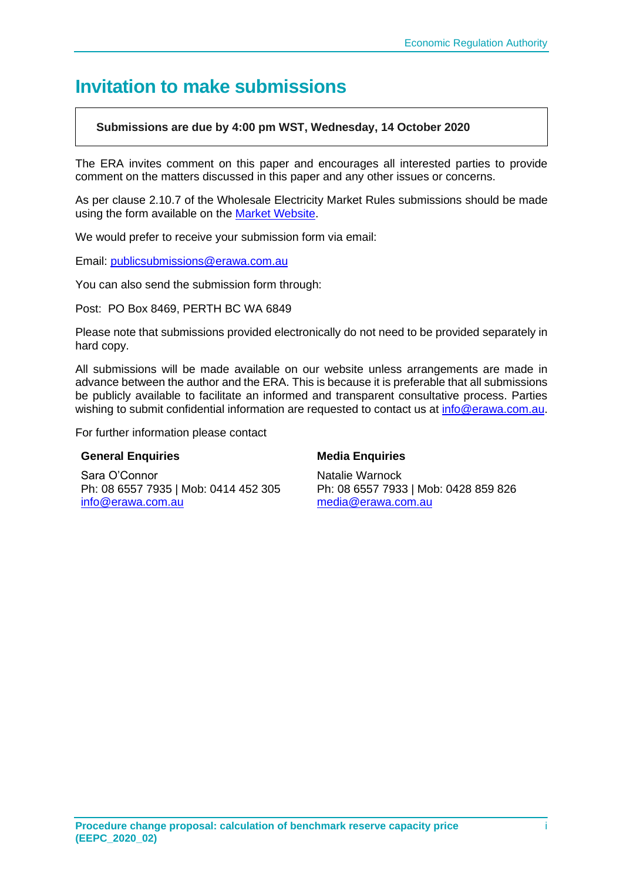# Invitation to make submissions

**Submissions are due by 4:00 pm WST, Wednesday, 14 October 2020**

The ERA invites comment on this paper and encourages all interested parties to provide comment on the matters discussed in this paper and any other issues or concerns.

As per clause 2.10.7 of the Wholesale Electricity Market Rules submissions should be made using the form available on the Market Website.

We would prefer to receive your submission form via email:

Email: publicsubmissions@erawa.com.au

You can also send the submission form through:

Post: PO Box 8469, PERTH BC WA 6849

Please note that submissions provided electronically do not need to be provided separately in hard copy.

All submissions will be made available on our website unless arrangements are made in advance between the author and the ERA. This is because it is preferable that all submissions be publicly available to facilitate an informed and transparent consultative process. Parties wishing to submit confidential information are requested to contact us at info@erawa.com.au.

For further information please contact

**General Enquiries**

Sara O'Connor
Ph: 08 6557 7935 | Mob: 0414 452 305
info@erawa.com.au

**Media Enquiries**

Natalie Warnock
Ph: 08 6557 7933 | Mob: 0428 859 826
media@erawa.com.au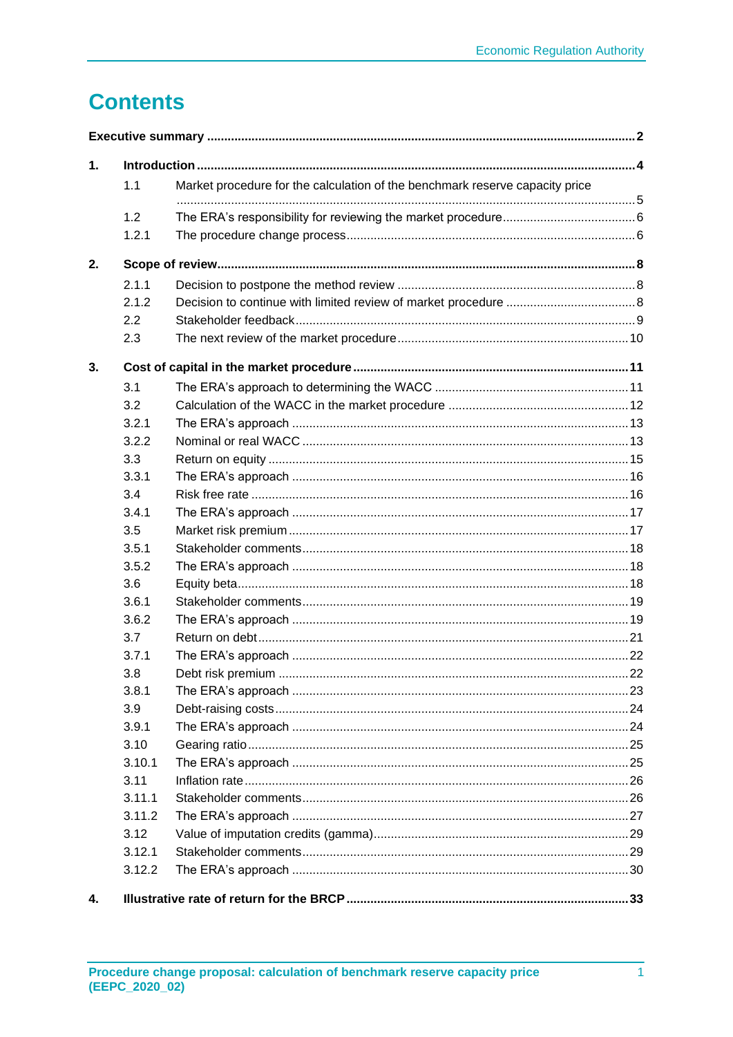# Contents

**Executive summary** ..... **2**

**1. Introduction** ..... **4**

- 1.1 Market procedure for the calculation of the benchmark reserve capacity price ..... 5
- 1.2 The ERA's responsibility for reviewing the market procedure ..... 6
- 1.2.1 The procedure change process ..... 6

**2. Scope of review** ..... **8**

- 2.1.1 Decision to postpone the method review ..... 8
- 2.1.2 Decision to continue with limited review of market procedure ..... 8
- 2.2 Stakeholder feedback ..... 9
- 2.3 The next review of the market procedure ..... 10

**3. Cost of capital in the market procedure** ..... **11**

- 3.1 The ERA's approach to determining the WACC ..... 11
- 3.2 Calculation of the WACC in the market procedure ..... 12
- 3.2.1 The ERA's approach ..... 13
- 3.2.2 Nominal or real WACC ..... 13
- 3.3 Return on equity ..... 15
- 3.3.1 The ERA's approach ..... 16
- 3.4 Risk free rate ..... 16
- 3.4.1 The ERA's approach ..... 17
- 3.5 Market risk premium ..... 17
- 3.5.1 Stakeholder comments ..... 18
- 3.5.2 The ERA's approach ..... 18
- 3.6 Equity beta ..... 18
- 3.6.1 Stakeholder comments ..... 19
- 3.6.2 The ERA's approach ..... 19
- 3.7 Return on debt ..... 21
- 3.7.1 The ERA's approach ..... 22
- 3.8 Debt risk premium ..... 22
- 3.8.1 The ERA's approach ..... 23
- 3.9 Debt-raising costs ..... 24
- 3.9.1 The ERA's approach ..... 24
- 3.10 Gearing ratio ..... 25
- 3.10.1 The ERA's approach ..... 25
- 3.11 Inflation rate ..... 26
- 3.11.1 Stakeholder comments ..... 26
- 3.11.2 The ERA's approach ..... 27
- 3.12 Value of imputation credits (gamma) ..... 29
- 3.12.1 Stakeholder comments ..... 29
- 3.12.2 The ERA's approach ..... 30

**4. Illustrative rate of return for the BRCP** ..... **33**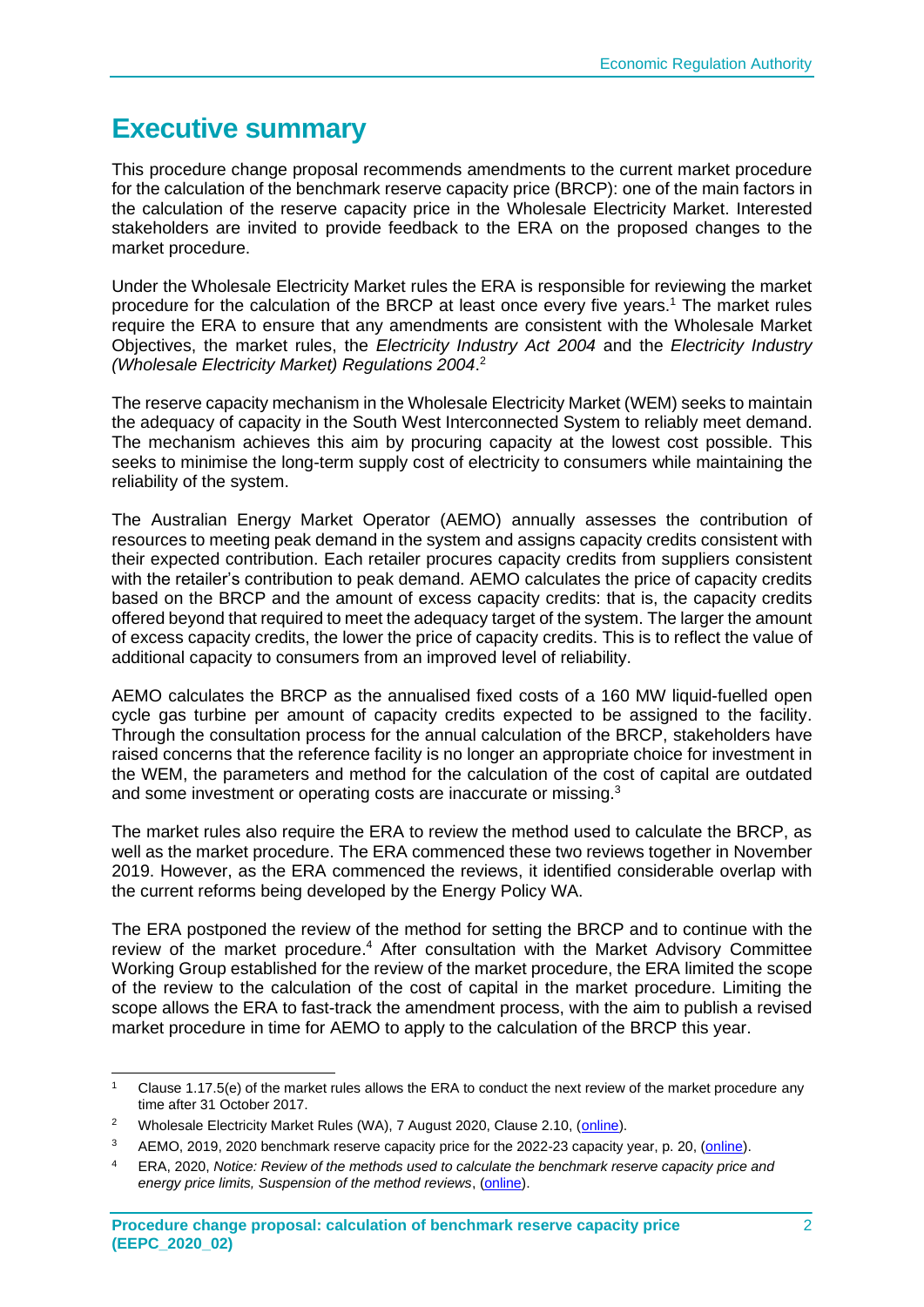# Executive summary

This procedure change proposal recommends amendments to the current market procedure for the calculation of the benchmark reserve capacity price (BRCP): one of the main factors in the calculation of the reserve capacity price in the Wholesale Electricity Market. Interested stakeholders are invited to provide feedback to the ERA on the proposed changes to the market procedure.

Under the Wholesale Electricity Market rules the ERA is responsible for reviewing the market procedure for the calculation of the BRCP at least once every five years.[1] The market rules require the ERA to ensure that any amendments are consistent with the Wholesale Market Objectives, the market rules, the *Electricity Industry Act 2004* and the *Electricity Industry (Wholesale Electricity Market) Regulations 2004*.[2]

The reserve capacity mechanism in the Wholesale Electricity Market (WEM) seeks to maintain the adequacy of capacity in the South West Interconnected System to reliably meet demand. The mechanism achieves this aim by procuring capacity at the lowest cost possible. This seeks to minimise the long-term supply cost of electricity to consumers while maintaining the reliability of the system.

The Australian Energy Market Operator (AEMO) annually assesses the contribution of resources to meeting peak demand in the system and assigns capacity credits consistent with their expected contribution. Each retailer procures capacity credits from suppliers consistent with the retailer's contribution to peak demand. AEMO calculates the price of capacity credits based on the BRCP and the amount of excess capacity credits: that is, the capacity credits offered beyond that required to meet the adequacy target of the system. The larger the amount of excess capacity credits, the lower the price of capacity credits. This is to reflect the value of additional capacity to consumers from an improved level of reliability.

AEMO calculates the BRCP as the annualised fixed costs of a 160 MW liquid-fuelled open cycle gas turbine per amount of capacity credits expected to be assigned to the facility. Through the consultation process for the annual calculation of the BRCP, stakeholders have raised concerns that the reference facility is no longer an appropriate choice for investment in the WEM, the parameters and method for the calculation of the cost of capital are outdated and some investment or operating costs are inaccurate or missing.[3]

The market rules also require the ERA to review the method used to calculate the BRCP, as well as the market procedure. The ERA commenced these two reviews together in November 2019. However, as the ERA commenced the reviews, it identified considerable overlap with the current reforms being developed by the Energy Policy WA.

The ERA postponed the review of the method for setting the BRCP and to continue with the review of the market procedure.[4] After consultation with the Market Advisory Committee Working Group established for the review of the market procedure, the ERA limited the scope of the review to the calculation of the cost of capital in the market procedure. Limiting the scope allows the ERA to fast-track the amendment process, with the aim to publish a revised market procedure in time for AEMO to apply to the calculation of the BRCP this year.

---

[1] Clause 1.17.5(e) of the market rules allows the ERA to conduct the next review of the market procedure any time after 31 October 2017.

[2] Wholesale Electricity Market Rules (WA), 7 August 2020, Clause 2.10, (online).

[3] AEMO, 2019, 2020 benchmark reserve capacity price for the 2022-23 capacity year, p. 20, (online).

[4] ERA, 2020, *Notice: Review of the methods used to calculate the benchmark reserve capacity price and energy price limits, Suspension of the method reviews*, (online).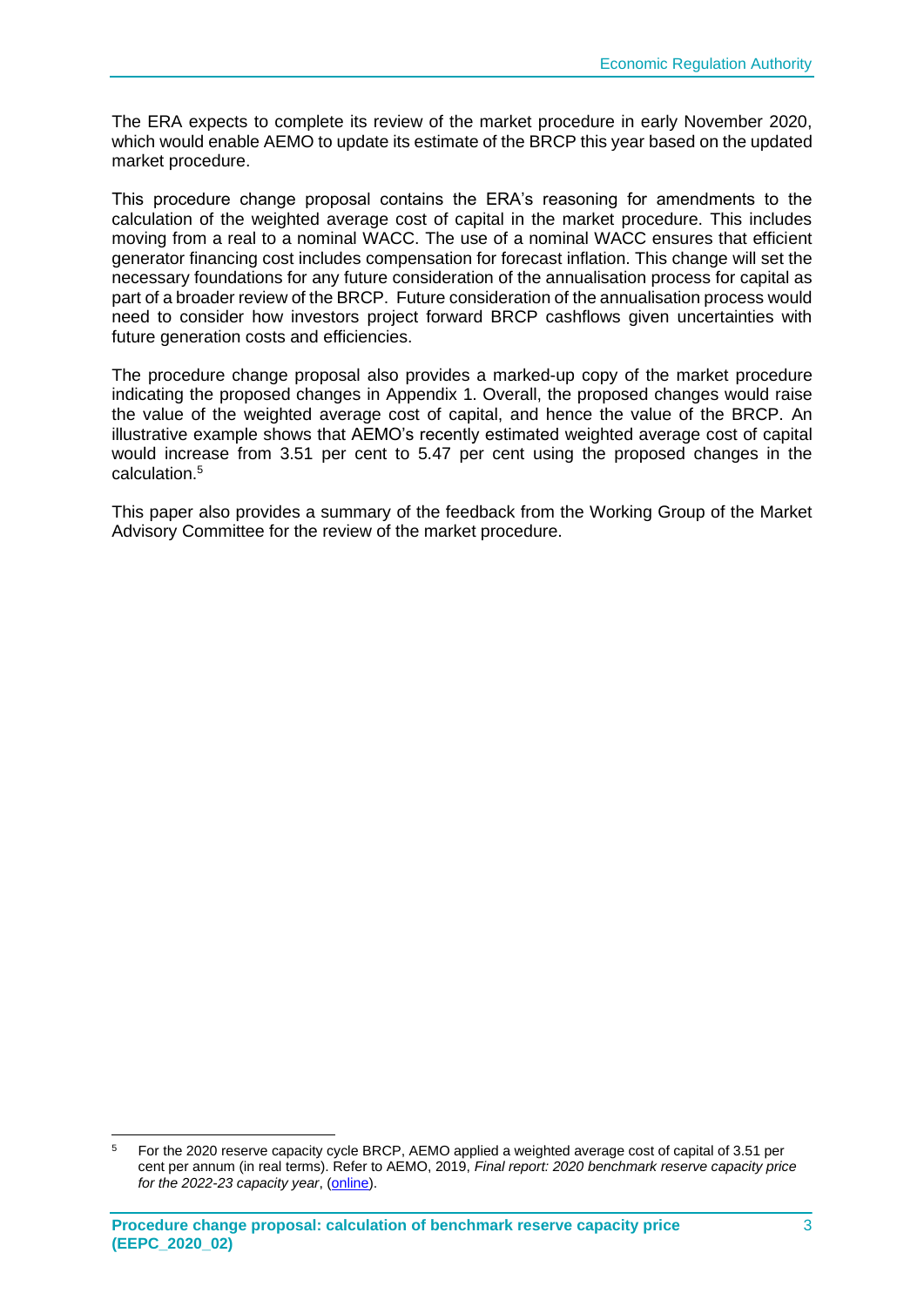The ERA expects to complete its review of the market procedure in early November 2020, which would enable AEMO to update its estimate of the BRCP this year based on the updated market procedure.

This procedure change proposal contains the ERA's reasoning for amendments to the calculation of the weighted average cost of capital in the market procedure. This includes moving from a real to a nominal WACC. The use of a nominal WACC ensures that efficient generator financing cost includes compensation for forecast inflation. This change will set the necessary foundations for any future consideration of the annualisation process for capital as part of a broader review of the BRCP. Future consideration of the annualisation process would need to consider how investors project forward BRCP cashflows given uncertainties with future generation costs and efficiencies.

The procedure change proposal also provides a marked-up copy of the market procedure indicating the proposed changes in Appendix 1. Overall, the proposed changes would raise the value of the weighted average cost of capital, and hence the value of the BRCP. An illustrative example shows that AEMO's recently estimated weighted average cost of capital would increase from 3.51 per cent to 5.47 per cent using the proposed changes in the calculation.[5]

This paper also provides a summary of the feedback from the Working Group of the Market Advisory Committee for the review of the market procedure.

[5] For the 2020 reserve capacity cycle BRCP, AEMO applied a weighted average cost of capital of 3.51 per cent per annum (in real terms). Refer to AEMO, 2019, *Final report: 2020 benchmark reserve capacity price for the 2022-23 capacity year*, (online).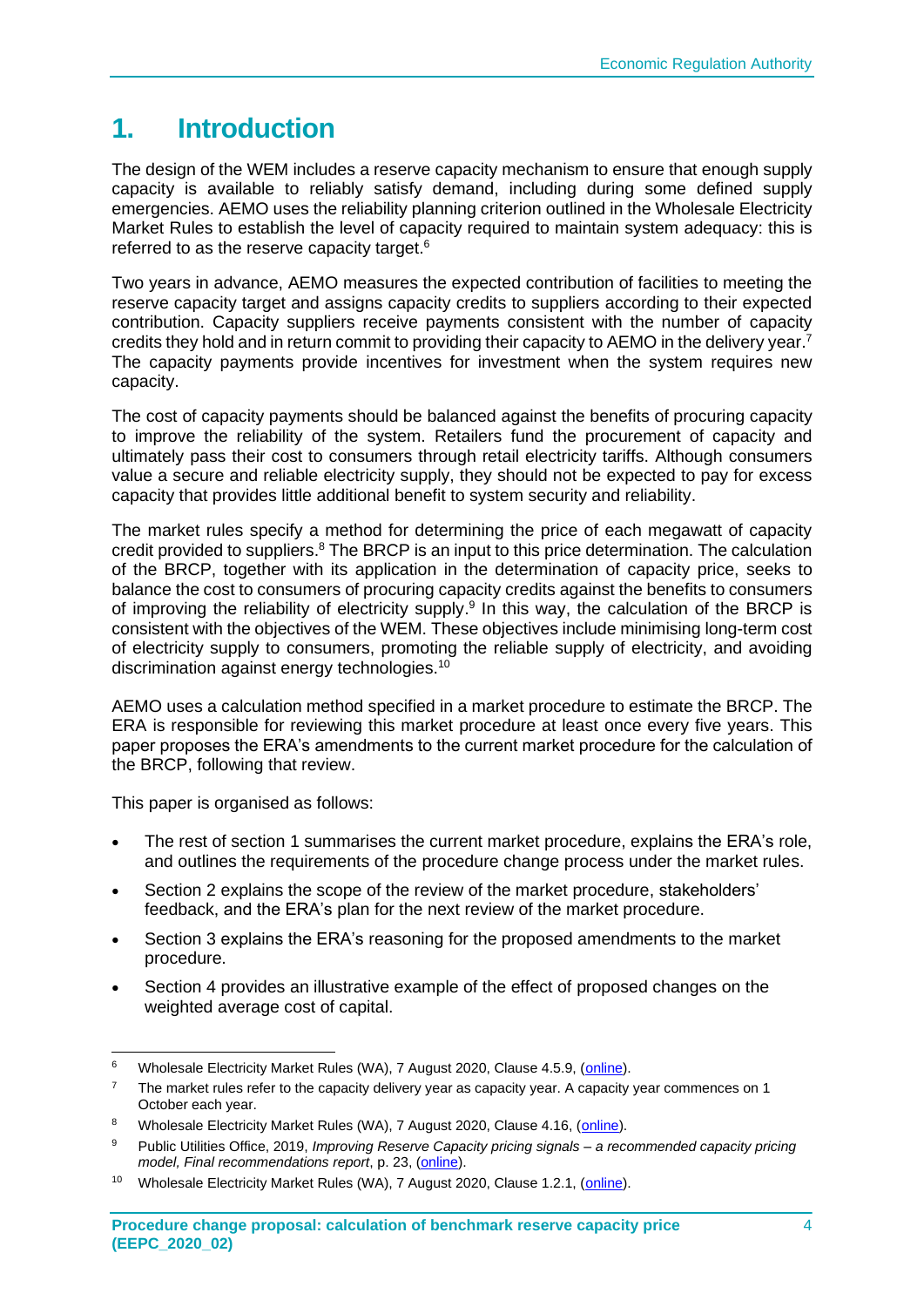# 1. Introduction

The design of the WEM includes a reserve capacity mechanism to ensure that enough supply capacity is available to reliably satisfy demand, including during some defined supply emergencies. AEMO uses the reliability planning criterion outlined in the Wholesale Electricity Market Rules to establish the level of capacity required to maintain system adequacy: this is referred to as the reserve capacity target.[6]

Two years in advance, AEMO measures the expected contribution of facilities to meeting the reserve capacity target and assigns capacity credits to suppliers according to their expected contribution. Capacity suppliers receive payments consistent with the number of capacity credits they hold and in return commit to providing their capacity to AEMO in the delivery year.[7] The capacity payments provide incentives for investment when the system requires new capacity.

The cost of capacity payments should be balanced against the benefits of procuring capacity to improve the reliability of the system. Retailers fund the procurement of capacity and ultimately pass their cost to consumers through retail electricity tariffs. Although consumers value a secure and reliable electricity supply, they should not be expected to pay for excess capacity that provides little additional benefit to system security and reliability.

The market rules specify a method for determining the price of each megawatt of capacity credit provided to suppliers.[8] The BRCP is an input to this price determination. The calculation of the BRCP, together with its application in the determination of capacity price, seeks to balance the cost to consumers of procuring capacity credits against the benefits to consumers of improving the reliability of electricity supply.[9] In this way, the calculation of the BRCP is consistent with the objectives of the WEM. These objectives include minimising long-term cost of electricity supply to consumers, promoting the reliable supply of electricity, and avoiding discrimination against energy technologies.[10]

AEMO uses a calculation method specified in a market procedure to estimate the BRCP. The ERA is responsible for reviewing this market procedure at least once every five years. This paper proposes the ERA's amendments to the current market procedure for the calculation of the BRCP, following that review.

This paper is organised as follows:

- The rest of section 1 summarises the current market procedure, explains the ERA's role, and outlines the requirements of the procedure change process under the market rules.
- Section 2 explains the scope of the review of the market procedure, stakeholders' feedback, and the ERA's plan for the next review of the market procedure.
- Section 3 explains the ERA's reasoning for the proposed amendments to the market procedure.
- Section 4 provides an illustrative example of the effect of proposed changes on the weighted average cost of capital.

---

6 Wholesale Electricity Market Rules (WA), 7 August 2020, Clause 4.5.9, (online).

7 The market rules refer to the capacity delivery year as capacity year. A capacity year commences on 1 October each year.

8 Wholesale Electricity Market Rules (WA), 7 August 2020, Clause 4.16, (online).

9 Public Utilities Office, 2019, *Improving Reserve Capacity pricing signals – a recommended capacity pricing model, Final recommendations report*, p. 23, (online).

10 Wholesale Electricity Market Rules (WA), 7 August 2020, Clause 1.2.1, (online).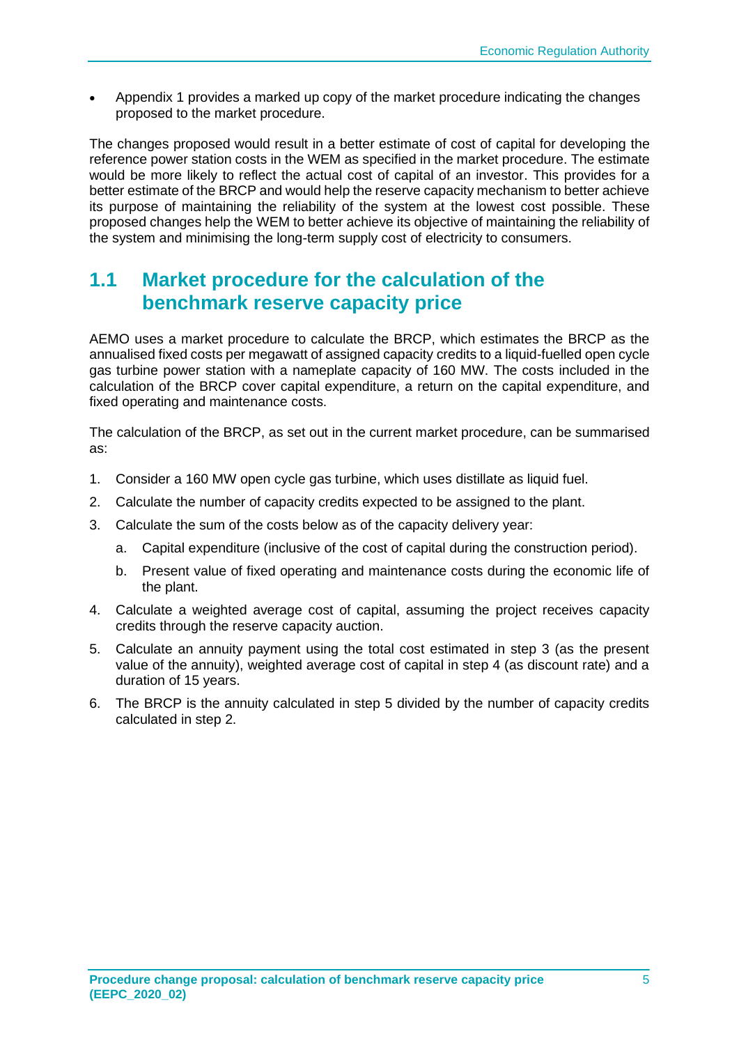- Appendix 1 provides a marked up copy of the market procedure indicating the changes proposed to the market procedure.

The changes proposed would result in a better estimate of cost of capital for developing the reference power station costs in the WEM as specified in the market procedure. The estimate would be more likely to reflect the actual cost of capital of an investor. This provides for a better estimate of the BRCP and would help the reserve capacity mechanism to better achieve its purpose of maintaining the reliability of the system at the lowest cost possible. These proposed changes help the WEM to better achieve its objective of maintaining the reliability of the system and minimising the long-term supply cost of electricity to consumers.

## 1.1 Market procedure for the calculation of the benchmark reserve capacity price

AEMO uses a market procedure to calculate the BRCP, which estimates the BRCP as the annualised fixed costs per megawatt of assigned capacity credits to a liquid-fuelled open cycle gas turbine power station with a nameplate capacity of 160 MW. The costs included in the calculation of the BRCP cover capital expenditure, a return on the capital expenditure, and fixed operating and maintenance costs.

The calculation of the BRCP, as set out in the current market procedure, can be summarised as:

1. Consider a 160 MW open cycle gas turbine, which uses distillate as liquid fuel.
2. Calculate the number of capacity credits expected to be assigned to the plant.
3. Calculate the sum of the costs below as of the capacity delivery year:
   a. Capital expenditure (inclusive of the cost of capital during the construction period).
   b. Present value of fixed operating and maintenance costs during the economic life of the plant.
4. Calculate a weighted average cost of capital, assuming the project receives capacity credits through the reserve capacity auction.
5. Calculate an annuity payment using the total cost estimated in step 3 (as the present value of the annuity), weighted average cost of capital in step 4 (as discount rate) and a duration of 15 years.
6. The BRCP is the annuity calculated in step 5 divided by the number of capacity credits calculated in step 2.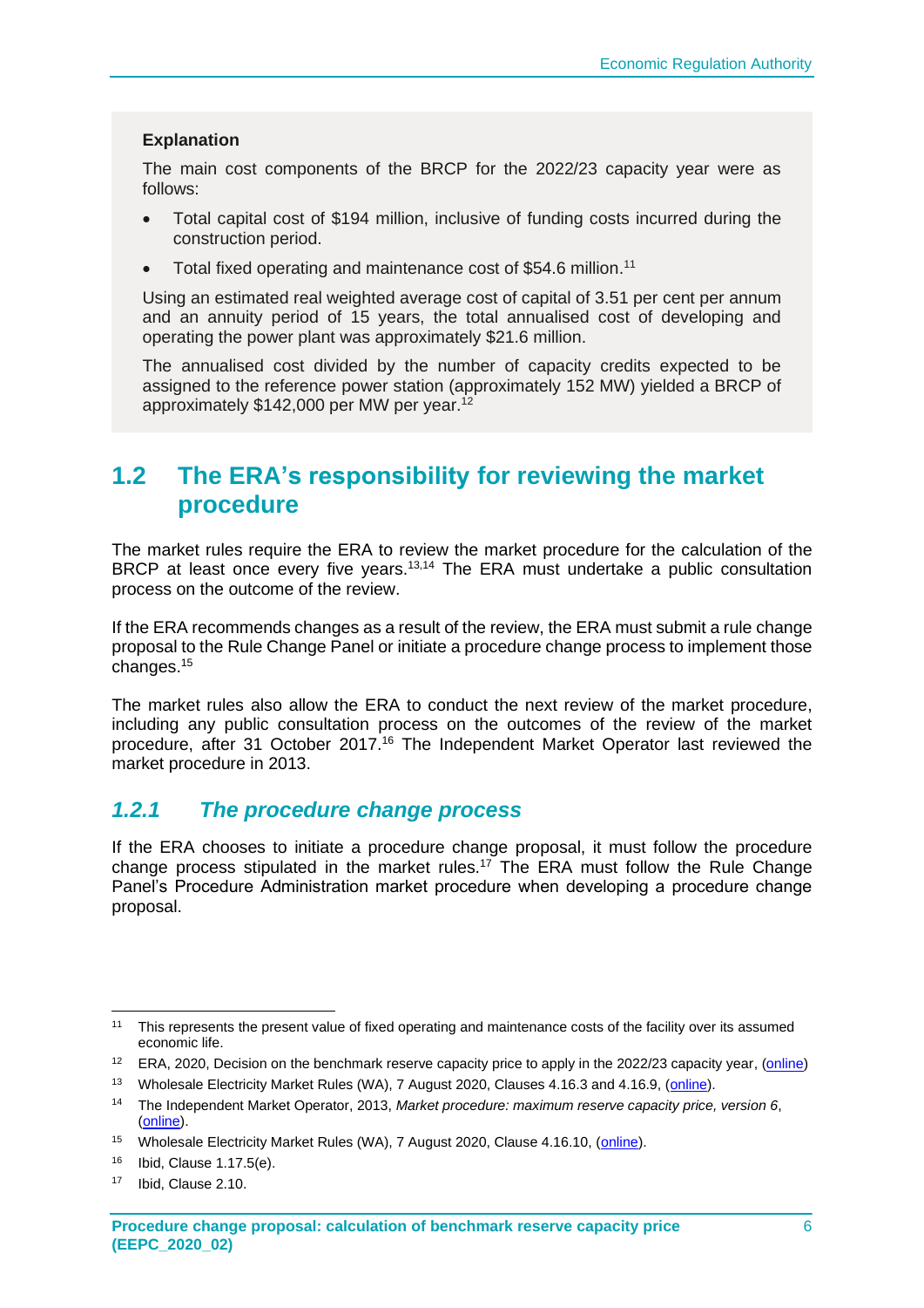**Explanation**

The main cost components of the BRCP for the 2022/23 capacity year were as follows:

- Total capital cost of $194 million, inclusive of funding costs incurred during the construction period.
- Total fixed operating and maintenance cost of $54.6 million.[11]

Using an estimated real weighted average cost of capital of 3.51 per cent per annum and an annuity period of 15 years, the total annualised cost of developing and operating the power plant was approximately $21.6 million.

The annualised cost divided by the number of capacity credits expected to be assigned to the reference power station (approximately 152 MW) yielded a BRCP of approximately $142,000 per MW per year.[12]

## 1.2 The ERA's responsibility for reviewing the market procedure

The market rules require the ERA to review the market procedure for the calculation of the BRCP at least once every five years.[13,14] The ERA must undertake a public consultation process on the outcome of the review.

If the ERA recommends changes as a result of the review, the ERA must submit a rule change proposal to the Rule Change Panel or initiate a procedure change process to implement those changes.[15]

The market rules also allow the ERA to conduct the next review of the market procedure, including any public consultation process on the outcomes of the review of the market procedure, after 31 October 2017.[16] The Independent Market Operator last reviewed the market procedure in 2013.

### *1.2.1 The procedure change process*

If the ERA chooses to initiate a procedure change proposal, it must follow the procedure change process stipulated in the market rules.[17] The ERA must follow the Rule Change Panel's Procedure Administration market procedure when developing a procedure change proposal.

---

[11] This represents the present value of fixed operating and maintenance costs of the facility over its assumed economic life.

[12] ERA, 2020, Decision on the benchmark reserve capacity price to apply in the 2022/23 capacity year, (online)

[13] Wholesale Electricity Market Rules (WA), 7 August 2020, Clauses 4.16.3 and 4.16.9, (online).

[14] The Independent Market Operator, 2013, *Market procedure: maximum reserve capacity price, version 6*, (online).

[15] Wholesale Electricity Market Rules (WA), 7 August 2020, Clause 4.16.10, (online).

[16] Ibid, Clause 1.17.5(e).

[17] Ibid, Clause 2.10.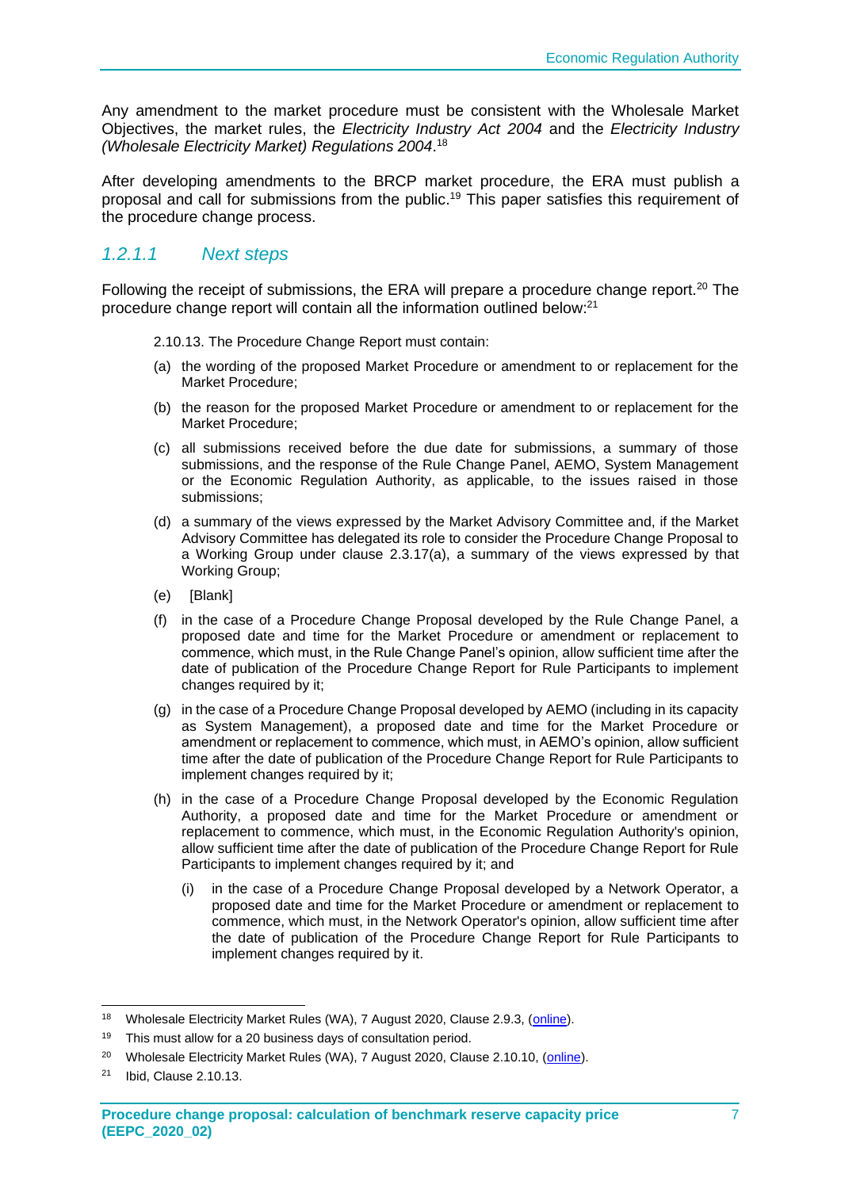Any amendment to the market procedure must be consistent with the Wholesale Market Objectives, the market rules, the *Electricity Industry Act 2004* and the *Electricity Industry (Wholesale Electricity Market) Regulations 2004*.[18]

After developing amendments to the BRCP market procedure, the ERA must publish a proposal and call for submissions from the public.[19] This paper satisfies this requirement of the procedure change process.

#### *1.2.1.1 Next steps*

Following the receipt of submissions, the ERA will prepare a procedure change report.[20] The procedure change report will contain all the information outlined below:[21]

> 2.10.13. The Procedure Change Report must contain:
>
> (a) the wording of the proposed Market Procedure or amendment to or replacement for the Market Procedure;
>
> (b) the reason for the proposed Market Procedure or amendment to or replacement for the Market Procedure;
>
> (c) all submissions received before the due date for submissions, a summary of those submissions, and the response of the Rule Change Panel, AEMO, System Management or the Economic Regulation Authority, as applicable, to the issues raised in those submissions;
>
> (d) a summary of the views expressed by the Market Advisory Committee and, if the Market Advisory Committee has delegated its role to consider the Procedure Change Proposal to a Working Group under clause 2.3.17(a), a summary of the views expressed by that Working Group;
>
> (e) [Blank]
>
> (f) in the case of a Procedure Change Proposal developed by the Rule Change Panel, a proposed date and time for the Market Procedure or amendment or replacement to commence, which must, in the Rule Change Panel's opinion, allow sufficient time after the date of publication of the Procedure Change Report for Rule Participants to implement changes required by it;
>
> (g) in the case of a Procedure Change Proposal developed by AEMO (including in its capacity as System Management), a proposed date and time for the Market Procedure or amendment or replacement to commence, which must, in AEMO's opinion, allow sufficient time after the date of publication of the Procedure Change Report for Rule Participants to implement changes required by it;
>
> (h) in the case of a Procedure Change Proposal developed by the Economic Regulation Authority, a proposed date and time for the Market Procedure or amendment or replacement to commence, which must, in the Economic Regulation Authority's opinion, allow sufficient time after the date of publication of the Procedure Change Report for Rule Participants to implement changes required by it; and
>
> (i) in the case of a Procedure Change Proposal developed by a Network Operator, a proposed date and time for the Market Procedure or amendment or replacement to commence, which must, in the Network Operator's opinion, allow sufficient time after the date of publication of the Procedure Change Report for Rule Participants to implement changes required by it.

---

[18] Wholesale Electricity Market Rules (WA), 7 August 2020, Clause 2.9.3, (online).

[19] This must allow for a 20 business days of consultation period.

[20] Wholesale Electricity Market Rules (WA), 7 August 2020, Clause 2.10.10, (online).

[21] Ibid, Clause 2.10.13.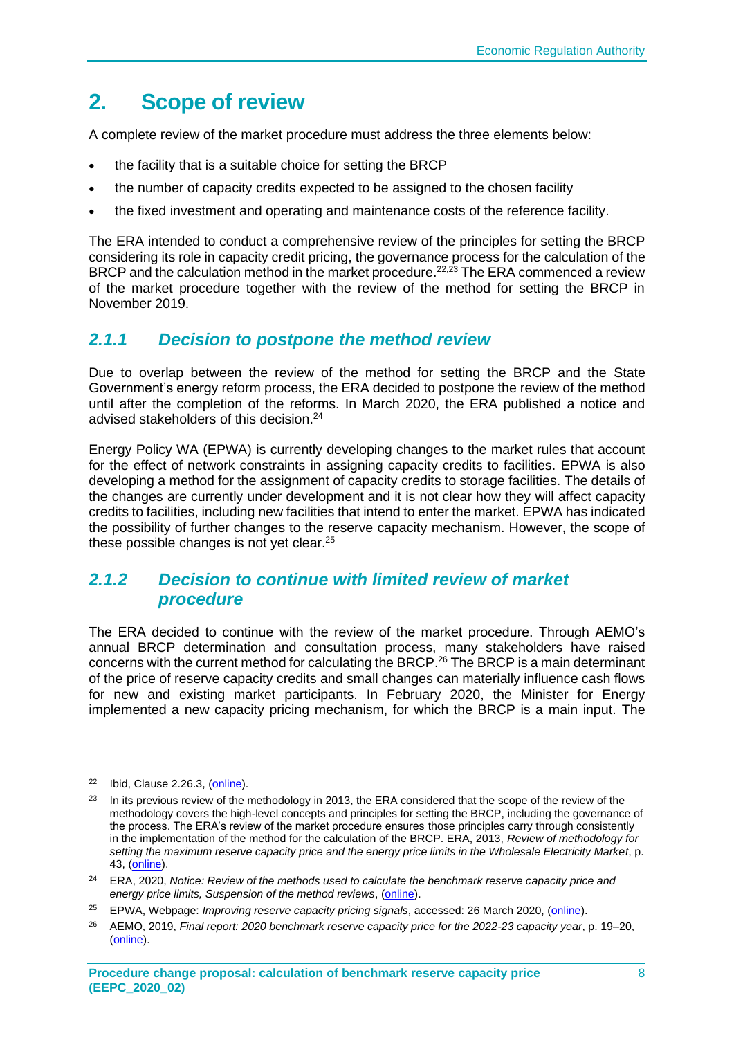## 2. Scope of review

A complete review of the market procedure must address the three elements below:

- the facility that is a suitable choice for setting the BRCP
- the number of capacity credits expected to be assigned to the chosen facility
- the fixed investment and operating and maintenance costs of the reference facility.

The ERA intended to conduct a comprehensive review of the principles for setting the BRCP considering its role in capacity credit pricing, the governance process for the calculation of the BRCP and the calculation method in the market procedure.[22,23] The ERA commenced a review of the market procedure together with the review of the method for setting the BRCP in November 2019.

### *2.1.1 Decision to postpone the method review*

Due to overlap between the review of the method for setting the BRCP and the State Government's energy reform process, the ERA decided to postpone the review of the method until after the completion of the reforms. In March 2020, the ERA published a notice and advised stakeholders of this decision.[24]

Energy Policy WA (EPWA) is currently developing changes to the market rules that account for the effect of network constraints in assigning capacity credits to facilities. EPWA is also developing a method for the assignment of capacity credits to storage facilities. The details of the changes are currently under development and it is not clear how they will affect capacity credits to facilities, including new facilities that intend to enter the market. EPWA has indicated the possibility of further changes to the reserve capacity mechanism. However, the scope of these possible changes is not yet clear.[25]

### *2.1.2 Decision to continue with limited review of market procedure*

The ERA decided to continue with the review of the market procedure. Through AEMO's annual BRCP determination and consultation process, many stakeholders have raised concerns with the current method for calculating the BRCP.[26] The BRCP is a main determinant of the price of reserve capacity credits and small changes can materially influence cash flows for new and existing market participants. In February 2020, the Minister for Energy implemented a new capacity pricing mechanism, for which the BRCP is a main input. The

---

[22] Ibid, Clause 2.26.3, (online).

[23] In its previous review of the methodology in 2013, the ERA considered that the scope of the review of the methodology covers the high-level concepts and principles for setting the BRCP, including the governance of the process. The ERA's review of the market procedure ensures those principles carry through consistently in the implementation of the method for the calculation of the BRCP. ERA, 2013, *Review of methodology for setting the maximum reserve capacity price and the energy price limits in the Wholesale Electricity Market*, p. 43, (online).

[24] ERA, 2020, *Notice: Review of the methods used to calculate the benchmark reserve capacity price and energy price limits, Suspension of the method reviews*, (online).

[25] EPWA, Webpage: *Improving reserve capacity pricing signals*, accessed: 26 March 2020, (online).

[26] AEMO, 2019, *Final report: 2020 benchmark reserve capacity price for the 2022-23 capacity year*, p. 19–20, (online).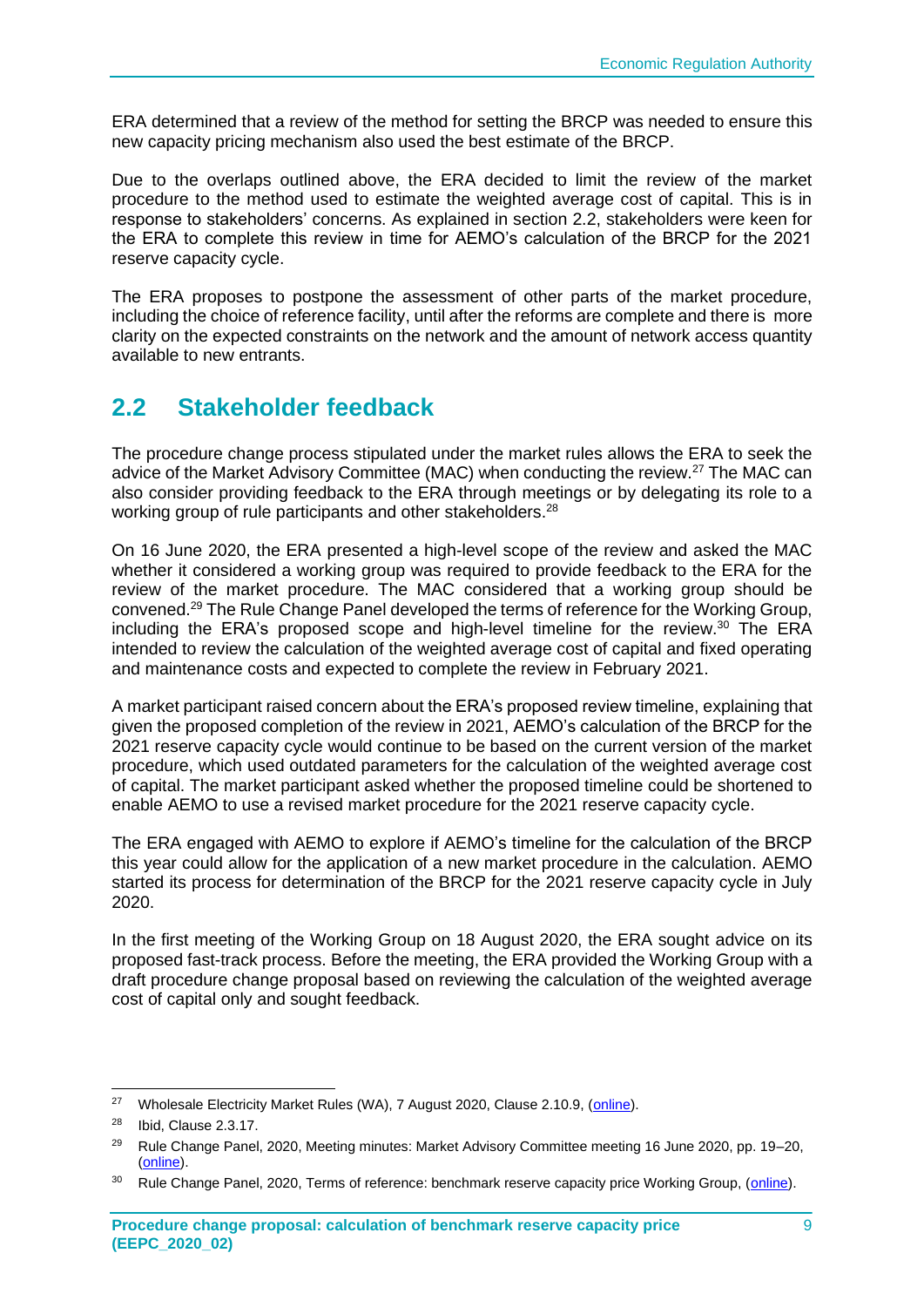ERA determined that a review of the method for setting the BRCP was needed to ensure this new capacity pricing mechanism also used the best estimate of the BRCP.

Due to the overlaps outlined above, the ERA decided to limit the review of the market procedure to the method used to estimate the weighted average cost of capital. This is in response to stakeholders' concerns. As explained in section 2.2, stakeholders were keen for the ERA to complete this review in time for AEMO's calculation of the BRCP for the 2021 reserve capacity cycle.

The ERA proposes to postpone the assessment of other parts of the market procedure, including the choice of reference facility, until after the reforms are complete and there is more clarity on the expected constraints on the network and the amount of network access quantity available to new entrants.

## 2.2 Stakeholder feedback

The procedure change process stipulated under the market rules allows the ERA to seek the advice of the Market Advisory Committee (MAC) when conducting the review.[27] The MAC can also consider providing feedback to the ERA through meetings or by delegating its role to a working group of rule participants and other stakeholders.[28]

On 16 June 2020, the ERA presented a high-level scope of the review and asked the MAC whether it considered a working group was required to provide feedback to the ERA for the review of the market procedure. The MAC considered that a working group should be convened.[29] The Rule Change Panel developed the terms of reference for the Working Group, including the ERA's proposed scope and high-level timeline for the review.[30] The ERA intended to review the calculation of the weighted average cost of capital and fixed operating and maintenance costs and expected to complete the review in February 2021.

A market participant raised concern about the ERA's proposed review timeline, explaining that given the proposed completion of the review in 2021, AEMO's calculation of the BRCP for the 2021 reserve capacity cycle would continue to be based on the current version of the market procedure, which used outdated parameters for the calculation of the weighted average cost of capital. The market participant asked whether the proposed timeline could be shortened to enable AEMO to use a revised market procedure for the 2021 reserve capacity cycle.

The ERA engaged with AEMO to explore if AEMO's timeline for the calculation of the BRCP this year could allow for the application of a new market procedure in the calculation. AEMO started its process for determination of the BRCP for the 2021 reserve capacity cycle in July 2020.

In the first meeting of the Working Group on 18 August 2020, the ERA sought advice on its proposed fast-track process. Before the meeting, the ERA provided the Working Group with a draft procedure change proposal based on reviewing the calculation of the weighted average cost of capital only and sought feedback.

---

[27] Wholesale Electricity Market Rules (WA), 7 August 2020, Clause 2.10.9, (online).

[28] Ibid, Clause 2.3.17.

[29] Rule Change Panel, 2020, Meeting minutes: Market Advisory Committee meeting 16 June 2020, pp. 19–20, (online).

[30] Rule Change Panel, 2020, Terms of reference: benchmark reserve capacity price Working Group, (online).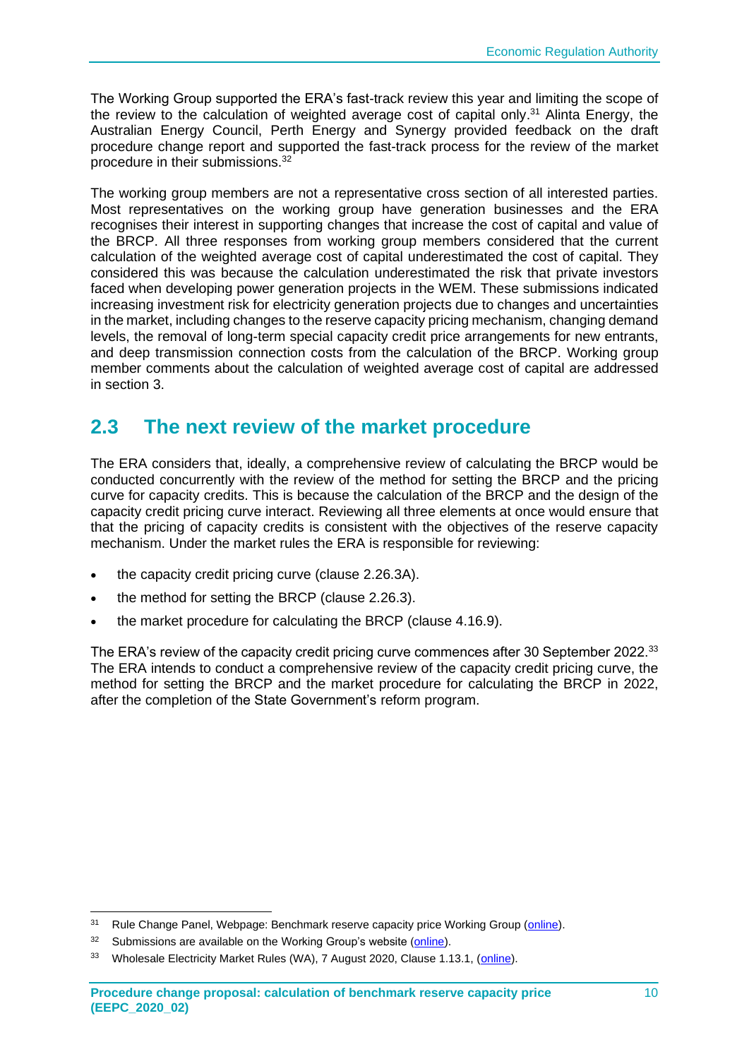The Working Group supported the ERA's fast-track review this year and limiting the scope of the review to the calculation of weighted average cost of capital only.[31] Alinta Energy, the Australian Energy Council, Perth Energy and Synergy provided feedback on the draft procedure change report and supported the fast-track process for the review of the market procedure in their submissions.[32]

The working group members are not a representative cross section of all interested parties. Most representatives on the working group have generation businesses and the ERA recognises their interest in supporting changes that increase the cost of capital and value of the BRCP. All three responses from working group members considered that the current calculation of the weighted average cost of capital underestimated the cost of capital. They considered this was because the calculation underestimated the risk that private investors faced when developing power generation projects in the WEM. These submissions indicated increasing investment risk for electricity generation projects due to changes and uncertainties in the market, including changes to the reserve capacity pricing mechanism, changing demand levels, the removal of long-term special capacity credit price arrangements for new entrants, and deep transmission connection costs from the calculation of the BRCP. Working group member comments about the calculation of weighted average cost of capital are addressed in section 3.

## 2.3 The next review of the market procedure

The ERA considers that, ideally, a comprehensive review of calculating the BRCP would be conducted concurrently with the review of the method for setting the BRCP and the pricing curve for capacity credits. This is because the calculation of the BRCP and the design of the capacity credit pricing curve interact. Reviewing all three elements at once would ensure that that the pricing of capacity credits is consistent with the objectives of the reserve capacity mechanism. Under the market rules the ERA is responsible for reviewing:

- the capacity credit pricing curve (clause 2.26.3A).
- the method for setting the BRCP (clause 2.26.3).
- the market procedure for calculating the BRCP (clause 4.16.9).

The ERA's review of the capacity credit pricing curve commences after 30 September 2022.[33] The ERA intends to conduct a comprehensive review of the capacity credit pricing curve, the method for setting the BRCP and the market procedure for calculating the BRCP in 2022, after the completion of the State Government's reform program.

---

[31] Rule Change Panel, Webpage: Benchmark reserve capacity price Working Group (online).

[32] Submissions are available on the Working Group's website (online).

[33] Wholesale Electricity Market Rules (WA), 7 August 2020, Clause 1.13.1, (online).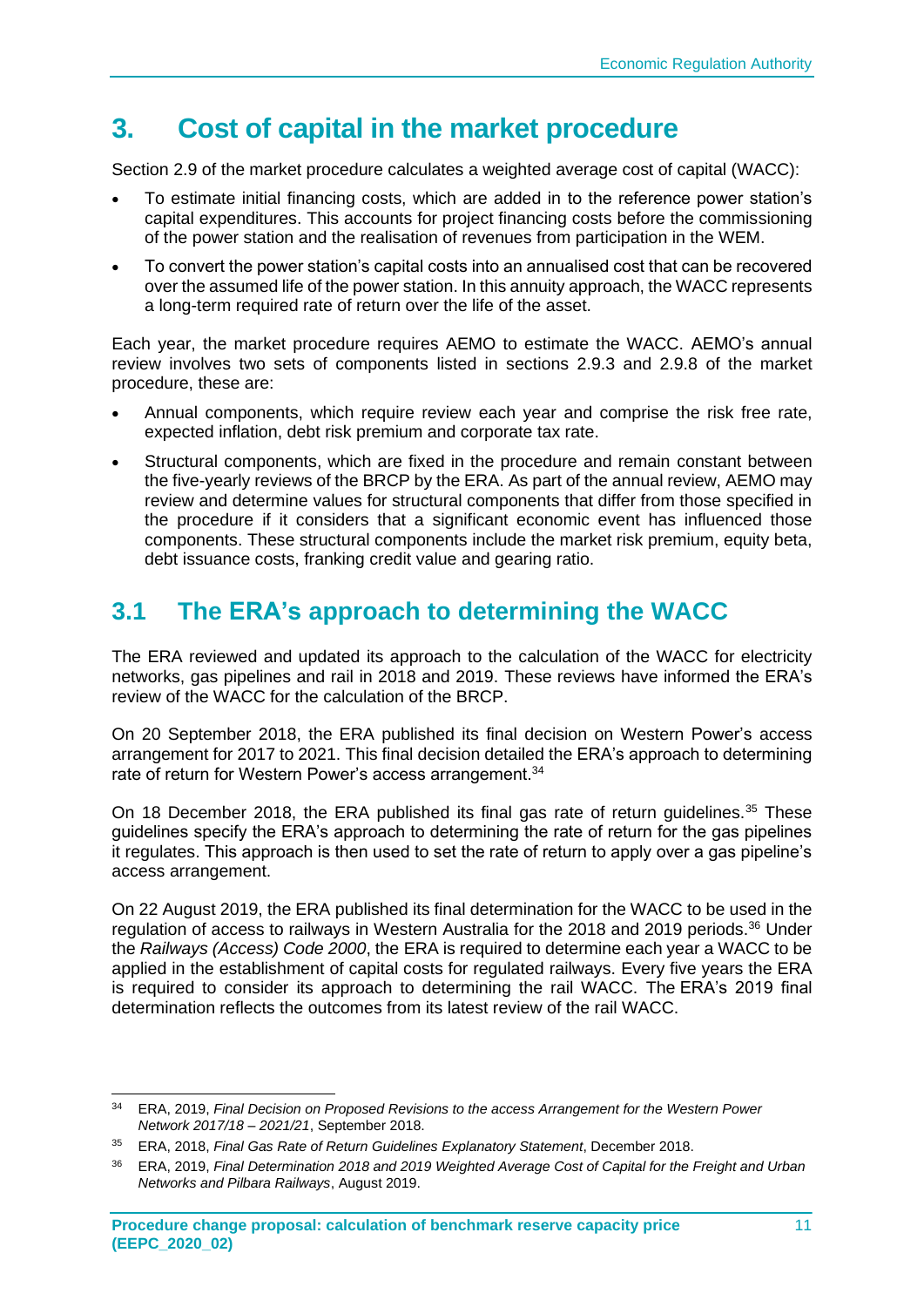# 3. Cost of capital in the market procedure

Section 2.9 of the market procedure calculates a weighted average cost of capital (WACC):

- To estimate initial financing costs, which are added in to the reference power station's capital expenditures. This accounts for project financing costs before the commissioning of the power station and the realisation of revenues from participation in the WEM.
- To convert the power station's capital costs into an annualised cost that can be recovered over the assumed life of the power station. In this annuity approach, the WACC represents a long-term required rate of return over the life of the asset.

Each year, the market procedure requires AEMO to estimate the WACC. AEMO's annual review involves two sets of components listed in sections 2.9.3 and 2.9.8 of the market procedure, these are:

- Annual components, which require review each year and comprise the risk free rate, expected inflation, debt risk premium and corporate tax rate.
- Structural components, which are fixed in the procedure and remain constant between the five-yearly reviews of the BRCP by the ERA. As part of the annual review, AEMO may review and determine values for structural components that differ from those specified in the procedure if it considers that a significant economic event has influenced those components. These structural components include the market risk premium, equity beta, debt issuance costs, franking credit value and gearing ratio.

## 3.1 The ERA's approach to determining the WACC

The ERA reviewed and updated its approach to the calculation of the WACC for electricity networks, gas pipelines and rail in 2018 and 2019. These reviews have informed the ERA's review of the WACC for the calculation of the BRCP.

On 20 September 2018, the ERA published its final decision on Western Power's access arrangement for 2017 to 2021. This final decision detailed the ERA's approach to determining rate of return for Western Power's access arrangement.[34]

On 18 December 2018, the ERA published its final gas rate of return guidelines.[35] These guidelines specify the ERA's approach to determining the rate of return for the gas pipelines it regulates. This approach is then used to set the rate of return to apply over a gas pipeline's access arrangement.

On 22 August 2019, the ERA published its final determination for the WACC to be used in the regulation of access to railways in Western Australia for the 2018 and 2019 periods.[36] Under the *Railways (Access) Code 2000*, the ERA is required to determine each year a WACC to be applied in the establishment of capital costs for regulated railways. Every five years the ERA is required to consider its approach to determining the rail WACC. The ERA's 2019 final determination reflects the outcomes from its latest review of the rail WACC.

---

[34] ERA, 2019, *Final Decision on Proposed Revisions to the access Arrangement for the Western Power Network 2017/18 – 2021/21*, September 2018.

[35] ERA, 2018, *Final Gas Rate of Return Guidelines Explanatory Statement*, December 2018.

[36] ERA, 2019, *Final Determination 2018 and 2019 Weighted Average Cost of Capital for the Freight and Urban Networks and Pilbara Railways*, August 2019.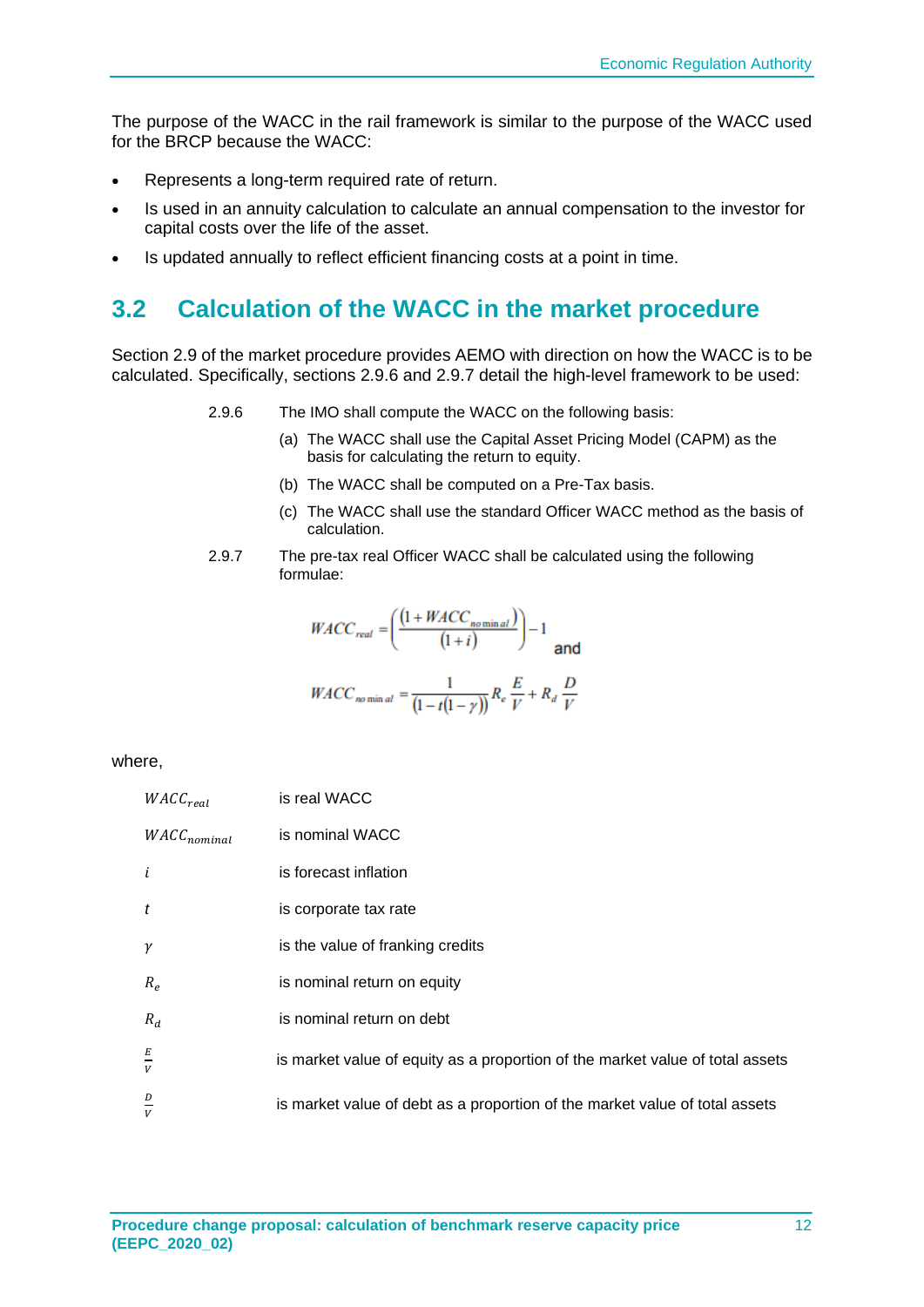The purpose of the WACC in the rail framework is similar to the purpose of the WACC used for the BRCP because the WACC:

- Represents a long-term required rate of return.
- Is used in an annuity calculation to calculate an annual compensation to the investor for capital costs over the life of the asset.
- Is updated annually to reflect efficient financing costs at a point in time.

## 3.2 Calculation of the WACC in the market procedure

Section 2.9 of the market procedure provides AEMO with direction on how the WACC is to be calculated. Specifically, sections 2.9.6 and 2.9.7 detail the high-level framework to be used:

> 2.9.6 The IMO shall compute the WACC on the following basis:
>
> (a) The WACC shall use the Capital Asset Pricing Model (CAPM) as the basis for calculating the return to equity.
>
> (b) The WACC shall be computed on a Pre-Tax basis.
>
> (c) The WACC shall use the standard Officer WACC method as the basis of calculation.
>
> 2.9.7 The pre-tax real Officer WACC shall be calculated using the following formulae:
>
> $$WACC_{real} = \left( \frac{(1 + WACC_{nominal})}{(1+i)} \right) - 1 \quad \text{and}$$
>
> $$WACC_{nominal} = \frac{1}{(1 - t(1-\gamma))} R_e \frac{E}{V} + R_d \frac{D}{V}$$

where,

| | |
|---|---|
| $WACC_{real}$ | is real WACC |
| $WACC_{nominal}$ | is nominal WACC |
| $i$ | is forecast inflation |
| $t$ | is corporate tax rate |
| $\gamma$ | is the value of franking credits |
| $R_e$ | is nominal return on equity |
| $R_d$ | is nominal return on debt |
| $\frac{E}{V}$ | is market value of equity as a proportion of the market value of total assets |
| $\frac{D}{V}$ | is market value of debt as a proportion of the market value of total assets |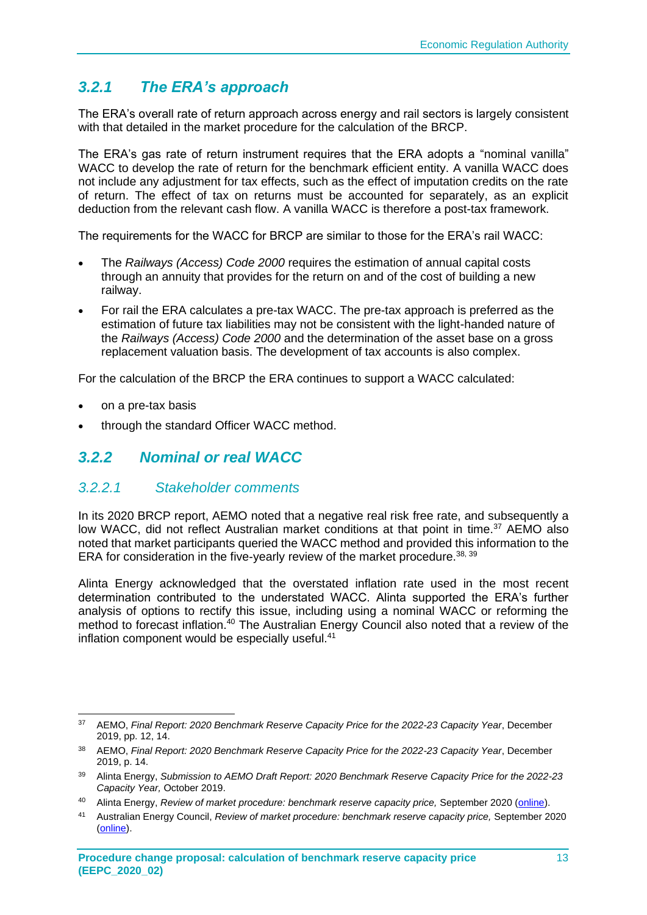### 3.2.1 The ERA's approach

The ERA's overall rate of return approach across energy and rail sectors is largely consistent with that detailed in the market procedure for the calculation of the BRCP.

The ERA's gas rate of return instrument requires that the ERA adopts a "nominal vanilla" WACC to develop the rate of return for the benchmark efficient entity. A vanilla WACC does not include any adjustment for tax effects, such as the effect of imputation credits on the rate of return. The effect of tax on returns must be accounted for separately, as an explicit deduction from the relevant cash flow. A vanilla WACC is therefore a post-tax framework.

The requirements for the WACC for BRCP are similar to those for the ERA's rail WACC:

- The *Railways (Access) Code 2000* requires the estimation of annual capital costs through an annuity that provides for the return on and of the cost of building a new railway.
- For rail the ERA calculates a pre-tax WACC. The pre-tax approach is preferred as the estimation of future tax liabilities may not be consistent with the light-handed nature of the *Railways (Access) Code 2000* and the determination of the asset base on a gross replacement valuation basis. The development of tax accounts is also complex.

For the calculation of the BRCP the ERA continues to support a WACC calculated:

- on a pre-tax basis
- through the standard Officer WACC method.

### 3.2.2 Nominal or real WACC

#### 3.2.2.1 Stakeholder comments

In its 2020 BRCP report, AEMO noted that a negative real risk free rate, and subsequently a low WACC, did not reflect Australian market conditions at that point in time.[37] AEMO also noted that market participants queried the WACC method and provided this information to the ERA for consideration in the five-yearly review of the market procedure.[38, 39]

Alinta Energy acknowledged that the overstated inflation rate used in the most recent determination contributed to the understated WACC. Alinta supported the ERA's further analysis of options to rectify this issue, including using a nominal WACC or reforming the method to forecast inflation.[40] The Australian Energy Council also noted that a review of the inflation component would be especially useful.[41]

---

[37] AEMO, *Final Report: 2020 Benchmark Reserve Capacity Price for the 2022-23 Capacity Year*, December 2019, pp. 12, 14.

[38] AEMO, *Final Report: 2020 Benchmark Reserve Capacity Price for the 2022-23 Capacity Year*, December 2019, p. 14.

[39] Alinta Energy, *Submission to AEMO Draft Report: 2020 Benchmark Reserve Capacity Price for the 2022-23 Capacity Year,* October 2019.

[40] Alinta Energy, *Review of market procedure: benchmark reserve capacity price,* September 2020 (online).

[41] Australian Energy Council, *Review of market procedure: benchmark reserve capacity price,* September 2020 (online).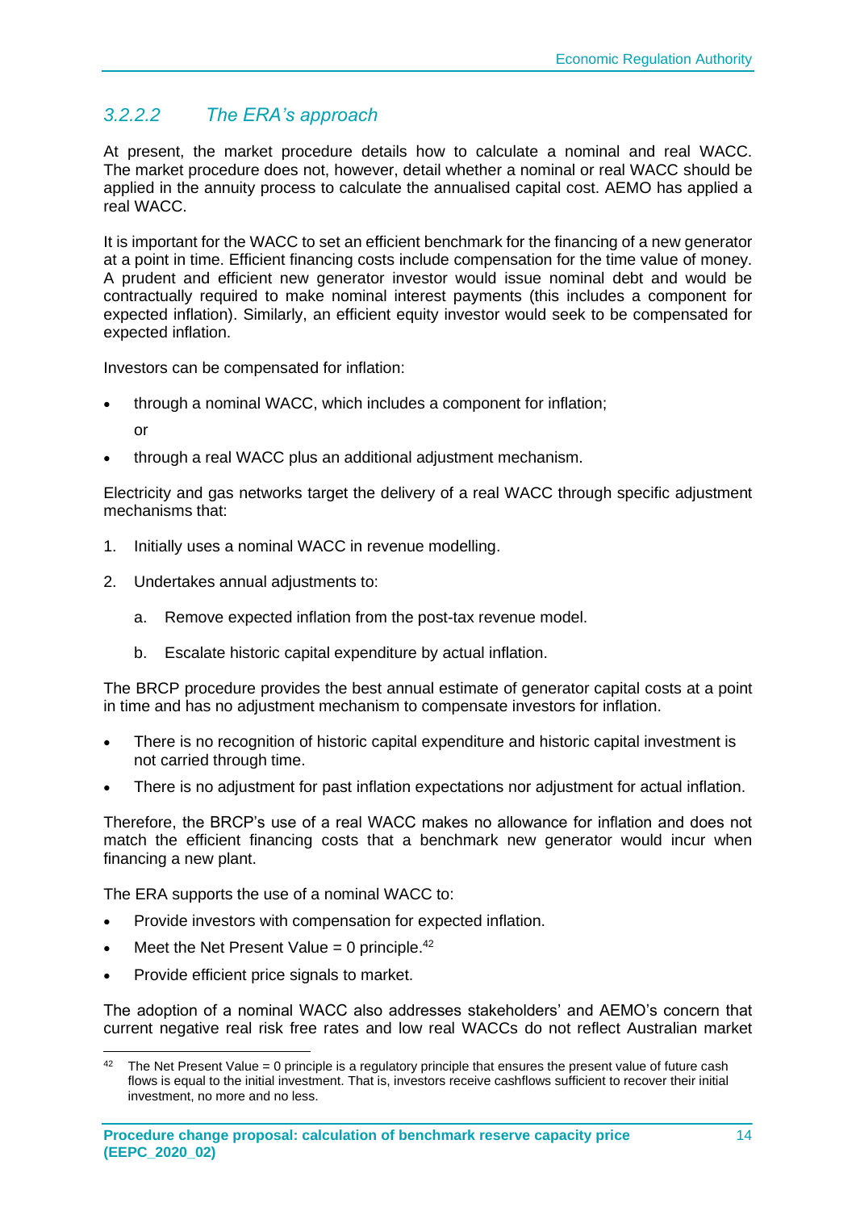#### 3.2.2.2 The ERA's approach

At present, the market procedure details how to calculate a nominal and real WACC. The market procedure does not, however, detail whether a nominal or real WACC should be applied in the annuity process to calculate the annualised capital cost. AEMO has applied a real WACC.

It is important for the WACC to set an efficient benchmark for the financing of a new generator at a point in time. Efficient financing costs include compensation for the time value of money. A prudent and efficient new generator investor would issue nominal debt and would be contractually required to make nominal interest payments (this includes a component for expected inflation). Similarly, an efficient equity investor would seek to be compensated for expected inflation.

Investors can be compensated for inflation:

- through a nominal WACC, which includes a component for inflation;

  or

- through a real WACC plus an additional adjustment mechanism.

Electricity and gas networks target the delivery of a real WACC through specific adjustment mechanisms that:

1. Initially uses a nominal WACC in revenue modelling.
2. Undertakes annual adjustments to:
   a. Remove expected inflation from the post-tax revenue model.
   b. Escalate historic capital expenditure by actual inflation.

The BRCP procedure provides the best annual estimate of generator capital costs at a point in time and has no adjustment mechanism to compensate investors for inflation.

- There is no recognition of historic capital expenditure and historic capital investment is not carried through time.
- There is no adjustment for past inflation expectations nor adjustment for actual inflation.

Therefore, the BRCP's use of a real WACC makes no allowance for inflation and does not match the efficient financing costs that a benchmark new generator would incur when financing a new plant.

The ERA supports the use of a nominal WACC to:

- Provide investors with compensation for expected inflation.
- Meet the Net Present Value = 0 principle.[42]
- Provide efficient price signals to market.

The adoption of a nominal WACC also addresses stakeholders' and AEMO's concern that current negative real risk free rates and low real WACCs do not reflect Australian market

[42] The Net Present Value = 0 principle is a regulatory principle that ensures the present value of future cash flows is equal to the initial investment. That is, investors receive cashflows sufficient to recover their initial investment, no more and no less.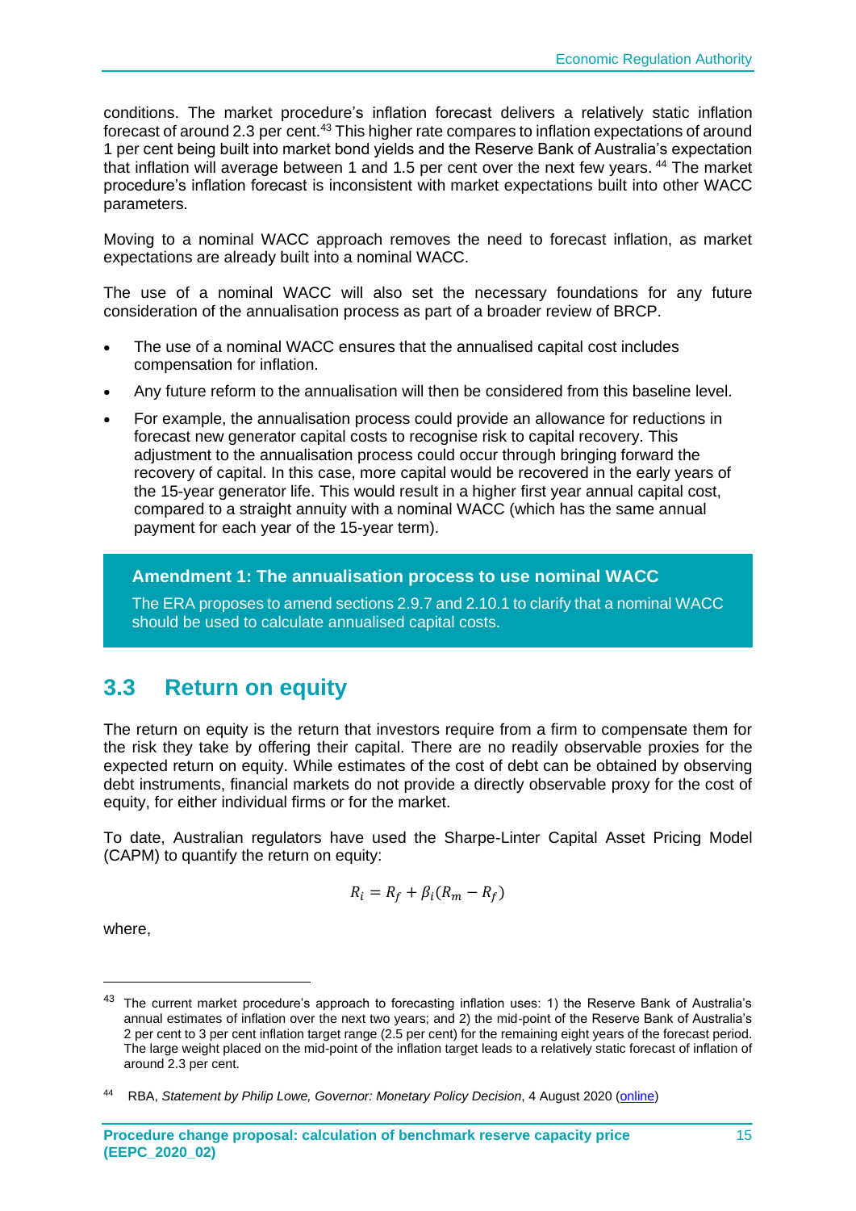conditions. The market procedure's inflation forecast delivers a relatively static inflation forecast of around 2.3 per cent.[43] This higher rate compares to inflation expectations of around 1 per cent being built into market bond yields and the Reserve Bank of Australia's expectation that inflation will average between 1 and 1.5 per cent over the next few years.[44] The market procedure's inflation forecast is inconsistent with market expectations built into other WACC parameters.

Moving to a nominal WACC approach removes the need to forecast inflation, as market expectations are already built into a nominal WACC.

The use of a nominal WACC will also set the necessary foundations for any future consideration of the annualisation process as part of a broader review of BRCP.

- The use of a nominal WACC ensures that the annualised capital cost includes compensation for inflation.
- Any future reform to the annualisation will then be considered from this baseline level.
- For example, the annualisation process could provide an allowance for reductions in forecast new generator capital costs to recognise risk to capital recovery. This adjustment to the annualisation process could occur through bringing forward the recovery of capital. In this case, more capital would be recovered in the early years of the 15-year generator life. This would result in a higher first year annual capital cost, compared to a straight annuity with a nominal WACC (which has the same annual payment for each year of the 15-year term).

> **Amendment 1: The annualisation process to use nominal WACC**
>
> The ERA proposes to amend sections 2.9.7 and 2.10.1 to clarify that a nominal WACC should be used to calculate annualised capital costs.

## 3.3 Return on equity

The return on equity is the return that investors require from a firm to compensate them for the risk they take by offering their capital. There are no readily observable proxies for the expected return on equity. While estimates of the cost of debt can be obtained by observing debt instruments, financial markets do not provide a directly observable proxy for the cost of equity, for either individual firms or for the market.

To date, Australian regulators have used the Sharpe-Linter Capital Asset Pricing Model (CAPM) to quantify the return on equity:

$$R_i = R_f + \beta_i (R_m - R_f)$$

where,

---

[43] The current market procedure's approach to forecasting inflation uses: 1) the Reserve Bank of Australia's annual estimates of inflation over the next two years; and 2) the mid-point of the Reserve Bank of Australia's 2 per cent to 3 per cent inflation target range (2.5 per cent) for the remaining eight years of the forecast period. The large weight placed on the mid-point of the inflation target leads to a relatively static forecast of inflation of around 2.3 per cent.

[44] RBA, *Statement by Philip Lowe, Governor: Monetary Policy Decision*, 4 August 2020 (online)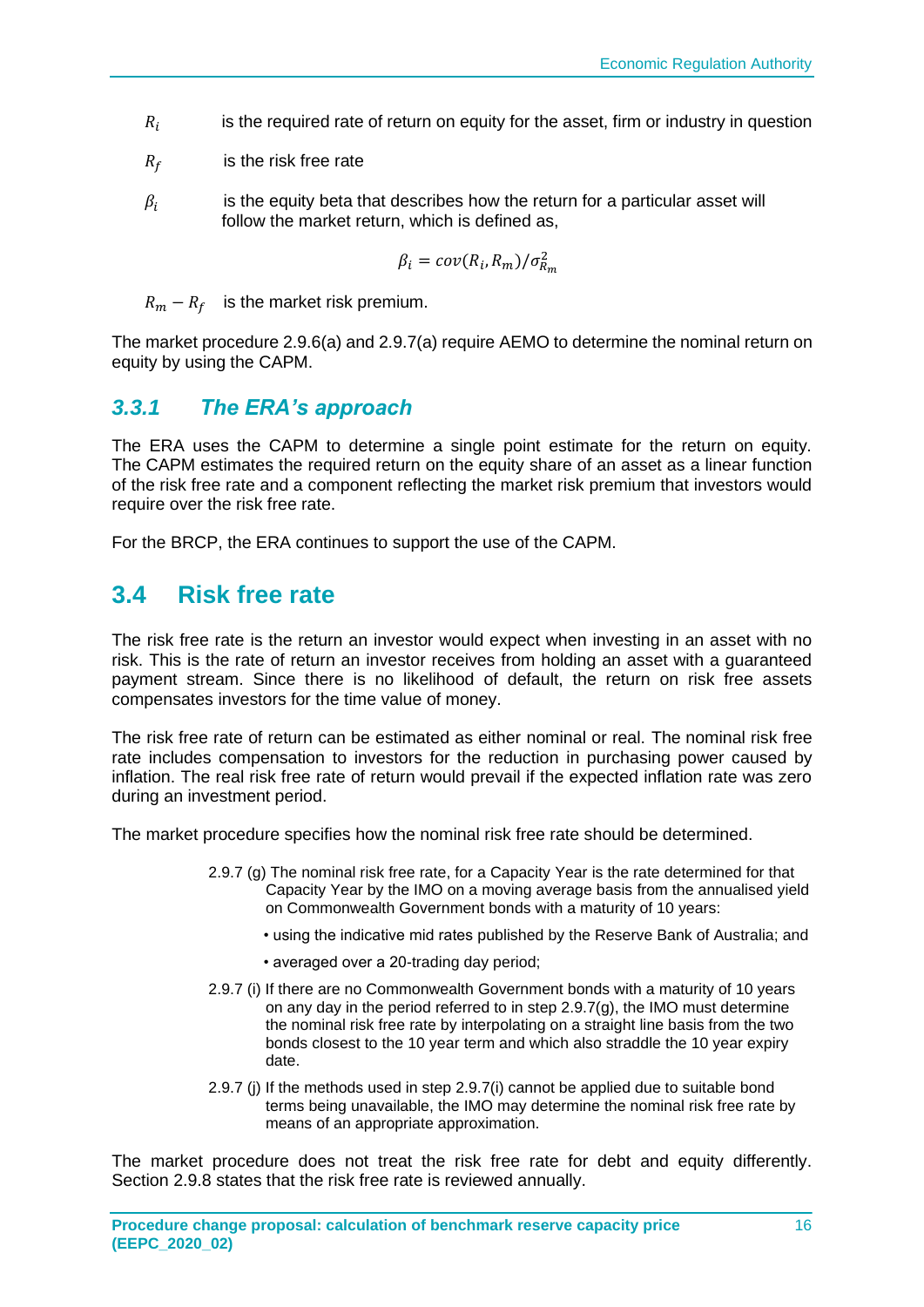$R_i$ is the required rate of return on equity for the asset, firm or industry in question

$R_f$ is the risk free rate

$\beta_i$ is the equity beta that describes how the return for a particular asset will follow the market return, which is defined as,

$$\beta_i = cov(R_i, R_m)/\sigma_{R_m}^2$$

$R_m - R_f$ is the market risk premium.

The market procedure 2.9.6(a) and 2.9.7(a) require AEMO to determine the nominal return on equity by using the CAPM.

### *3.3.1 The ERA's approach*

The ERA uses the CAPM to determine a single point estimate for the return on equity. The CAPM estimates the required return on the equity share of an asset as a linear function of the risk free rate and a component reflecting the market risk premium that investors would require over the risk free rate.

For the BRCP, the ERA continues to support the use of the CAPM.

## 3.4 Risk free rate

The risk free rate is the return an investor would expect when investing in an asset with no risk. This is the rate of return an investor receives from holding an asset with a guaranteed payment stream. Since there is no likelihood of default, the return on risk free assets compensates investors for the time value of money.

The risk free rate of return can be estimated as either nominal or real. The nominal risk free rate includes compensation to investors for the reduction in purchasing power caused by inflation. The real risk free rate of return would prevail if the expected inflation rate was zero during an investment period.

The market procedure specifies how the nominal risk free rate should be determined.

> 2.9.7 (g) The nominal risk free rate, for a Capacity Year is the rate determined for that Capacity Year by the IMO on a moving average basis from the annualised yield on Commonwealth Government bonds with a maturity of 10 years:
>
> - using the indicative mid rates published by the Reserve Bank of Australia; and
> - averaged over a 20-trading day period;
>
> 2.9.7 (i) If there are no Commonwealth Government bonds with a maturity of 10 years on any day in the period referred to in step 2.9.7(g), the IMO must determine the nominal risk free rate by interpolating on a straight line basis from the two bonds closest to the 10 year term and which also straddle the 10 year expiry date.
>
> 2.9.7 (j) If the methods used in step 2.9.7(i) cannot be applied due to suitable bond terms being unavailable, the IMO may determine the nominal risk free rate by means of an appropriate approximation.

The market procedure does not treat the risk free rate for debt and equity differently. Section 2.9.8 states that the risk free rate is reviewed annually.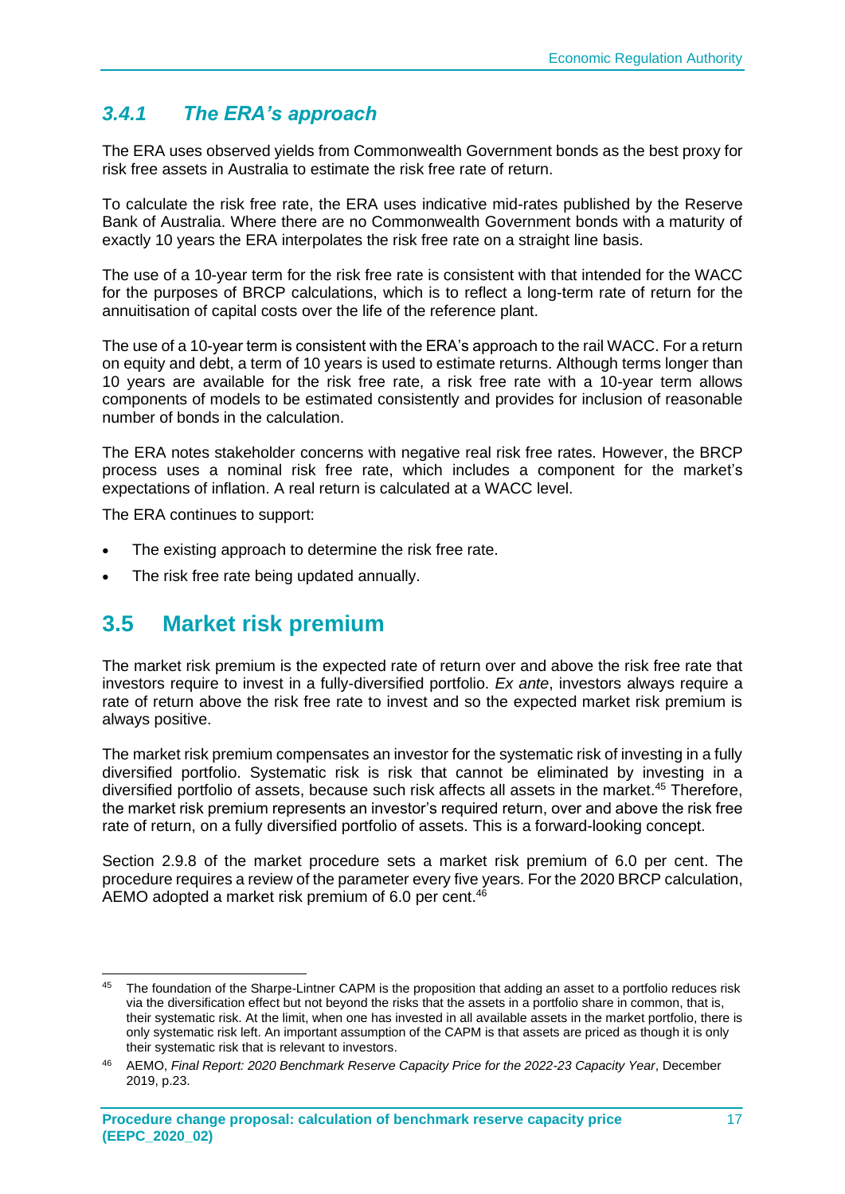### 3.4.1 The ERA's approach

The ERA uses observed yields from Commonwealth Government bonds as the best proxy for risk free assets in Australia to estimate the risk free rate of return.

To calculate the risk free rate, the ERA uses indicative mid-rates published by the Reserve Bank of Australia. Where there are no Commonwealth Government bonds with a maturity of exactly 10 years the ERA interpolates the risk free rate on a straight line basis.

The use of a 10-year term for the risk free rate is consistent with that intended for the WACC for the purposes of BRCP calculations, which is to reflect a long-term rate of return for the annuitisation of capital costs over the life of the reference plant.

The use of a 10-year term is consistent with the ERA's approach to the rail WACC. For a return on equity and debt, a term of 10 years is used to estimate returns. Although terms longer than 10 years are available for the risk free rate, a risk free rate with a 10-year term allows components of models to be estimated consistently and provides for inclusion of reasonable number of bonds in the calculation.

The ERA notes stakeholder concerns with negative real risk free rates. However, the BRCP process uses a nominal risk free rate, which includes a component for the market's expectations of inflation. A real return is calculated at a WACC level.

The ERA continues to support:

- The existing approach to determine the risk free rate.
- The risk free rate being updated annually.

## 3.5 Market risk premium

The market risk premium is the expected rate of return over and above the risk free rate that investors require to invest in a fully-diversified portfolio. *Ex ante*, investors always require a rate of return above the risk free rate to invest and so the expected market risk premium is always positive.

The market risk premium compensates an investor for the systematic risk of investing in a fully diversified portfolio. Systematic risk is risk that cannot be eliminated by investing in a diversified portfolio of assets, because such risk affects all assets in the market.[45] Therefore, the market risk premium represents an investor's required return, over and above the risk free rate of return, on a fully diversified portfolio of assets. This is a forward-looking concept.

Section 2.9.8 of the market procedure sets a market risk premium of 6.0 per cent. The procedure requires a review of the parameter every five years. For the 2020 BRCP calculation, AEMO adopted a market risk premium of 6.0 per cent.[46]

---

[45] The foundation of the Sharpe-Lintner CAPM is the proposition that adding an asset to a portfolio reduces risk via the diversification effect but not beyond the risks that the assets in a portfolio share in common, that is, their systematic risk. At the limit, when one has invested in all available assets in the market portfolio, there is only systematic risk left. An important assumption of the CAPM is that assets are priced as though it is only their systematic risk that is relevant to investors.

[46] AEMO, *Final Report: 2020 Benchmark Reserve Capacity Price for the 2022-23 Capacity Year*, December 2019, p.23.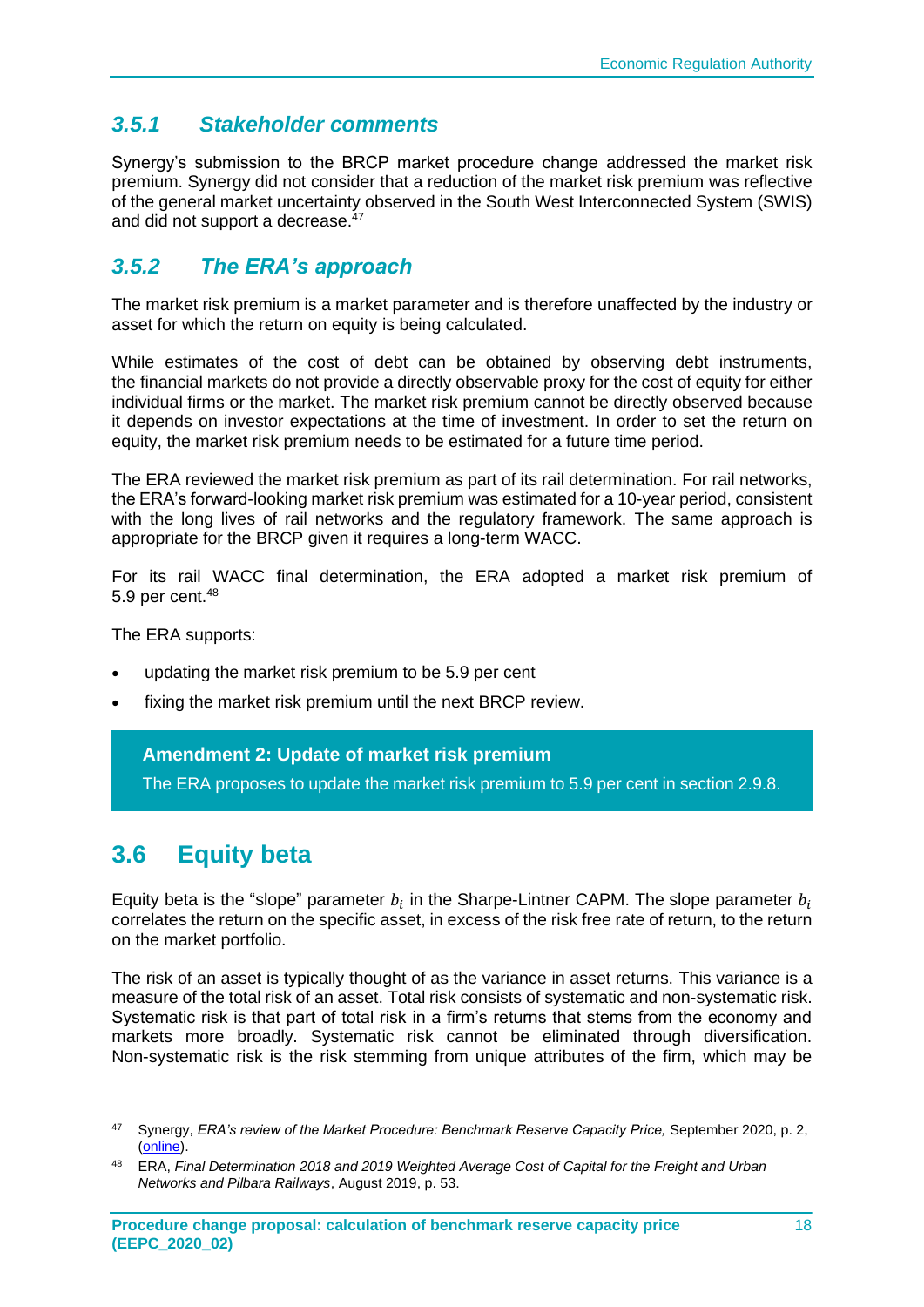### 3.5.1 Stakeholder comments

Synergy's submission to the BRCP market procedure change addressed the market risk premium. Synergy did not consider that a reduction of the market risk premium was reflective of the general market uncertainty observed in the South West Interconnected System (SWIS) and did not support a decrease.[47]

### 3.5.2 The ERA's approach

The market risk premium is a market parameter and is therefore unaffected by the industry or asset for which the return on equity is being calculated.

While estimates of the cost of debt can be obtained by observing debt instruments, the financial markets do not provide a directly observable proxy for the cost of equity for either individual firms or the market. The market risk premium cannot be directly observed because it depends on investor expectations at the time of investment. In order to set the return on equity, the market risk premium needs to be estimated for a future time period.

The ERA reviewed the market risk premium as part of its rail determination. For rail networks, the ERA's forward-looking market risk premium was estimated for a 10-year period, consistent with the long lives of rail networks and the regulatory framework. The same approach is appropriate for the BRCP given it requires a long-term WACC.

For its rail WACC final determination, the ERA adopted a market risk premium of 5.9 per cent.[48]

The ERA supports:

- updating the market risk premium to be 5.9 per cent
- fixing the market risk premium until the next BRCP review.

**Amendment 2: Update of market risk premium**

The ERA proposes to update the market risk premium to 5.9 per cent in section 2.9.8.

## 3.6 Equity beta

Equity beta is the "slope" parameter $b_i$ in the Sharpe-Lintner CAPM. The slope parameter $b_i$ correlates the return on the specific asset, in excess of the risk free rate of return, to the return on the market portfolio.

The risk of an asset is typically thought of as the variance in asset returns. This variance is a measure of the total risk of an asset. Total risk consists of systematic and non-systematic risk. Systematic risk is that part of total risk in a firm's returns that stems from the economy and markets more broadly. Systematic risk cannot be eliminated through diversification. Non-systematic risk is the risk stemming from unique attributes of the firm, which may be

---

[47] Synergy, *ERA's review of the Market Procedure: Benchmark Reserve Capacity Price,* September 2020, p. 2, (online).

[48] ERA, *Final Determination 2018 and 2019 Weighted Average Cost of Capital for the Freight and Urban Networks and Pilbara Railways*, August 2019, p. 53.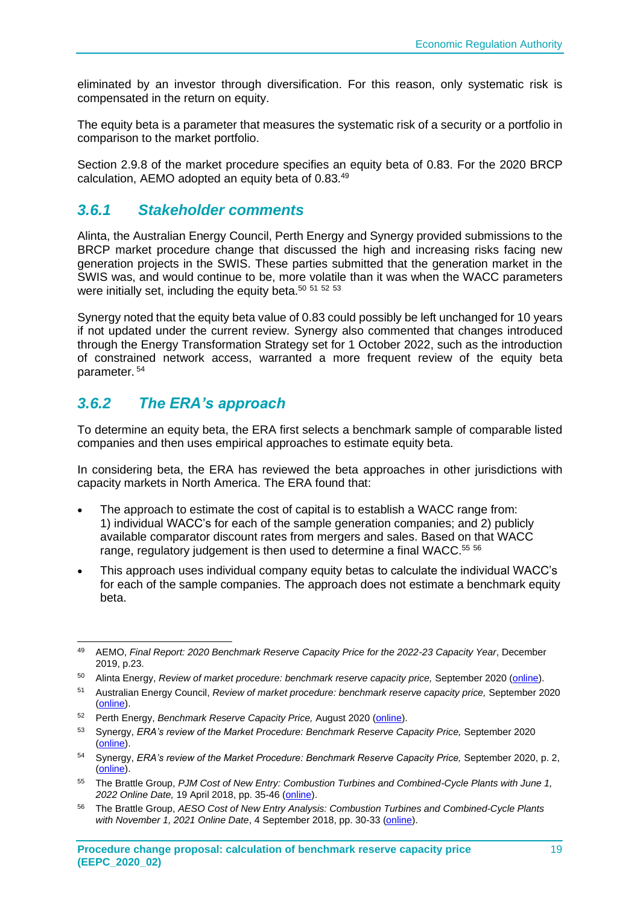eliminated by an investor through diversification. For this reason, only systematic risk is compensated in the return on equity.

The equity beta is a parameter that measures the systematic risk of a security or a portfolio in comparison to the market portfolio.

Section 2.9.8 of the market procedure specifies an equity beta of 0.83. For the 2020 BRCP calculation, AEMO adopted an equity beta of 0.83.[49]

### 3.6.1 Stakeholder comments

Alinta, the Australian Energy Council, Perth Energy and Synergy provided submissions to the BRCP market procedure change that discussed the high and increasing risks facing new generation projects in the SWIS. These parties submitted that the generation market in the SWIS was, and would continue to be, more volatile than it was when the WACC parameters were initially set, including the equity beta.[50] [51] [52] [53]

Synergy noted that the equity beta value of 0.83 could possibly be left unchanged for 10 years if not updated under the current review. Synergy also commented that changes introduced through the Energy Transformation Strategy set for 1 October 2022, such as the introduction of constrained network access, warranted a more frequent review of the equity beta parameter.[54]

### 3.6.2 The ERA's approach

To determine an equity beta, the ERA first selects a benchmark sample of comparable listed companies and then uses empirical approaches to estimate equity beta.

In considering beta, the ERA has reviewed the beta approaches in other jurisdictions with capacity markets in North America. The ERA found that:

- The approach to estimate the cost of capital is to establish a WACC range from: 1) individual WACC's for each of the sample generation companies; and 2) publicly available comparator discount rates from mergers and sales. Based on that WACC range, regulatory judgement is then used to determine a final WACC.[55] [56]
- This approach uses individual company equity betas to calculate the individual WACC's for each of the sample companies. The approach does not estimate a benchmark equity beta.

---

[49] AEMO, *Final Report: 2020 Benchmark Reserve Capacity Price for the 2022-23 Capacity Year*, December 2019, p.23.

[50] Alinta Energy, *Review of market procedure: benchmark reserve capacity price,* September 2020 (online).

[51] Australian Energy Council, *Review of market procedure: benchmark reserve capacity price,* September 2020 (online).

[52] Perth Energy, *Benchmark Reserve Capacity Price,* August 2020 (online).

[53] Synergy, *ERA's review of the Market Procedure: Benchmark Reserve Capacity Price,* September 2020 (online).

[54] Synergy, *ERA's review of the Market Procedure: Benchmark Reserve Capacity Price,* September 2020, p. 2, (online).

[55] The Brattle Group, *PJM Cost of New Entry: Combustion Turbines and Combined-Cycle Plants with June 1, 2022 Online Date,* 19 April 2018, pp. 35-46 (online).

[56] The Brattle Group, *AESO Cost of New Entry Analysis: Combustion Turbines and Combined-Cycle Plants with November 1, 2021 Online Date*, 4 September 2018, pp. 30-33 (online).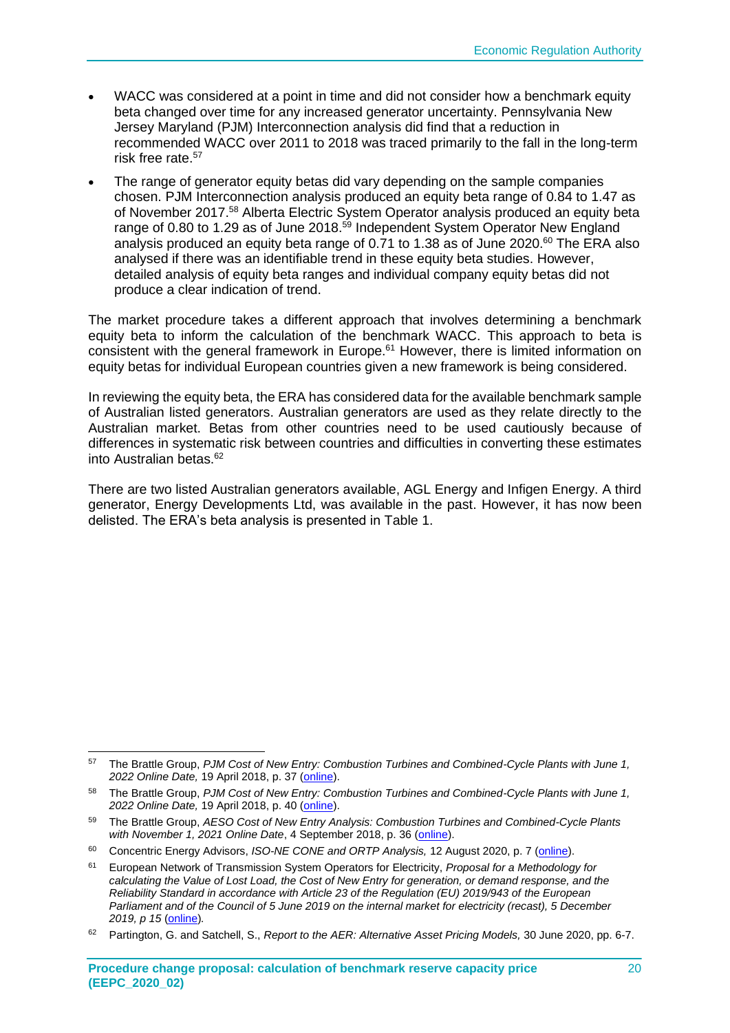- WACC was considered at a point in time and did not consider how a benchmark equity beta changed over time for any increased generator uncertainty. Pennsylvania New Jersey Maryland (PJM) Interconnection analysis did find that a reduction in recommended WACC over 2011 to 2018 was traced primarily to the fall in the long-term risk free rate.[57]
- The range of generator equity betas did vary depending on the sample companies chosen. PJM Interconnection analysis produced an equity beta range of 0.84 to 1.47 as of November 2017.[58] Alberta Electric System Operator analysis produced an equity beta range of 0.80 to 1.29 as of June 2018.[59] Independent System Operator New England analysis produced an equity beta range of 0.71 to 1.38 as of June 2020.[60] The ERA also analysed if there was an identifiable trend in these equity beta studies. However, detailed analysis of equity beta ranges and individual company equity betas did not produce a clear indication of trend.

The market procedure takes a different approach that involves determining a benchmark equity beta to inform the calculation of the benchmark WACC. This approach to beta is consistent with the general framework in Europe.[61] However, there is limited information on equity betas for individual European countries given a new framework is being considered.

In reviewing the equity beta, the ERA has considered data for the available benchmark sample of Australian listed generators. Australian generators are used as they relate directly to the Australian market. Betas from other countries need to be used cautiously because of differences in systematic risk between countries and difficulties in converting these estimates into Australian betas.[62]

There are two listed Australian generators available, AGL Energy and Infigen Energy. A third generator, Energy Developments Ltd, was available in the past. However, it has now been delisted. The ERA's beta analysis is presented in Table 1.

---

[57] The Brattle Group, *PJM Cost of New Entry: Combustion Turbines and Combined-Cycle Plants with June 1, 2022 Online Date,* 19 April 2018, p. 37 (online).

[58] The Brattle Group, *PJM Cost of New Entry: Combustion Turbines and Combined-Cycle Plants with June 1, 2022 Online Date,* 19 April 2018, p. 40 (online).

[59] The Brattle Group, *AESO Cost of New Entry Analysis: Combustion Turbines and Combined-Cycle Plants with November 1, 2021 Online Date*, 4 September 2018, p. 36 (online).

[60] Concentric Energy Advisors, *ISO-NE CONE and ORTP Analysis,* 12 August 2020, p. 7 (online).

[61] European Network of Transmission System Operators for Electricity, *Proposal for a Methodology for calculating the Value of Lost Load, the Cost of New Entry for generation, or demand response, and the Reliability Standard in accordance with Article 23 of the Regulation (EU) 2019/943 of the European Parliament and of the Council of 5 June 2019 on the internal market for electricity (recast), 5 December 2019, p 15* (online).

[62] Partington, G. and Satchell, S., *Report to the AER: Alternative Asset Pricing Models,* 30 June 2020, pp. 6-7.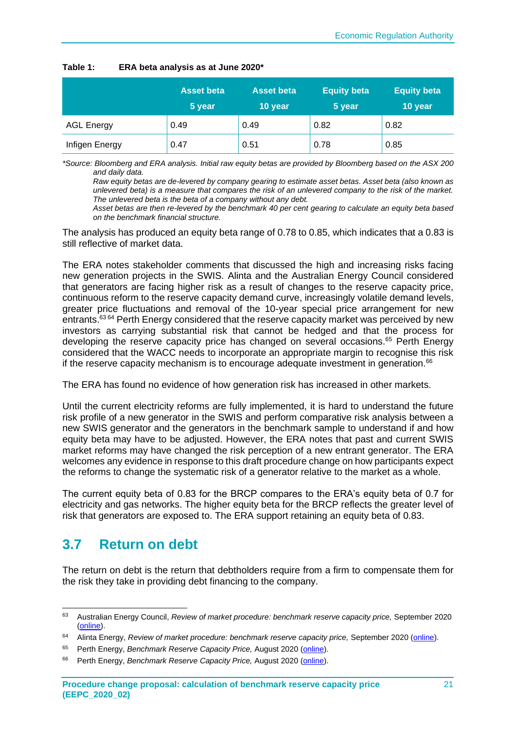**Table 1: ERA beta analysis as at June 2020***

| | Asset beta 5 year | Asset beta 10 year | Equity beta 5 year | Equity beta 10 year |
|---|---|---|---|---|
| AGL Energy | 0.49 | 0.49 | 0.82 | 0.82 |
| Infigen Energy | 0.47 | 0.51 | 0.78 | 0.85 |

**Source: Bloomberg and ERA analysis. Initial raw equity betas are provided by Bloomberg based on the ASX 200 and daily data.*
*Raw equity betas are de-levered by company gearing to estimate asset betas. Asset beta (also known as unlevered beta) is a measure that compares the risk of an unlevered company to the risk of the market. The unlevered beta is the beta of a company without any debt.*
*Asset betas are then re-levered by the benchmark 40 per cent gearing to calculate an equity beta based on the benchmark financial structure.*

The analysis has produced an equity beta range of 0.78 to 0.85, which indicates that a 0.83 is still reflective of market data.

The ERA notes stakeholder comments that discussed the high and increasing risks facing new generation projects in the SWIS. Alinta and the Australian Energy Council considered that generators are facing higher risk as a result of changes to the reserve capacity price, continuous reform to the reserve capacity demand curve, increasingly volatile demand levels, greater price fluctuations and removal of the 10-year special price arrangement for new entrants.[63] [64] Perth Energy considered that the reserve capacity market was perceived by new investors as carrying substantial risk that cannot be hedged and that the process for developing the reserve capacity price has changed on several occasions.[65] Perth Energy considered that the WACC needs to incorporate an appropriate margin to recognise this risk if the reserve capacity mechanism is to encourage adequate investment in generation.[66]

The ERA has found no evidence of how generation risk has increased in other markets.

Until the current electricity reforms are fully implemented, it is hard to understand the future risk profile of a new generator in the SWIS and perform comparative risk analysis between a new SWIS generator and the generators in the benchmark sample to understand if and how equity beta may have to be adjusted. However, the ERA notes that past and current SWIS market reforms may have changed the risk perception of a new entrant generator. The ERA welcomes any evidence in response to this draft procedure change on how participants expect the reforms to change the systematic risk of a generator relative to the market as a whole.

The current equity beta of 0.83 for the BRCP compares to the ERA's equity beta of 0.7 for electricity and gas networks. The higher equity beta for the BRCP reflects the greater level of risk that generators are exposed to. The ERA support retaining an equity beta of 0.83.

## 3.7 Return on debt

The return on debt is the return that debtholders require from a firm to compensate them for the risk they take in providing debt financing to the company.

---

[63] Australian Energy Council, *Review of market procedure: benchmark reserve capacity price,* September 2020 (online).

[64] Alinta Energy, *Review of market procedure: benchmark reserve capacity price,* September 2020 (online).

[65] Perth Energy, *Benchmark Reserve Capacity Price,* August 2020 (online).

[66] Perth Energy, *Benchmark Reserve Capacity Price,* August 2020 (online).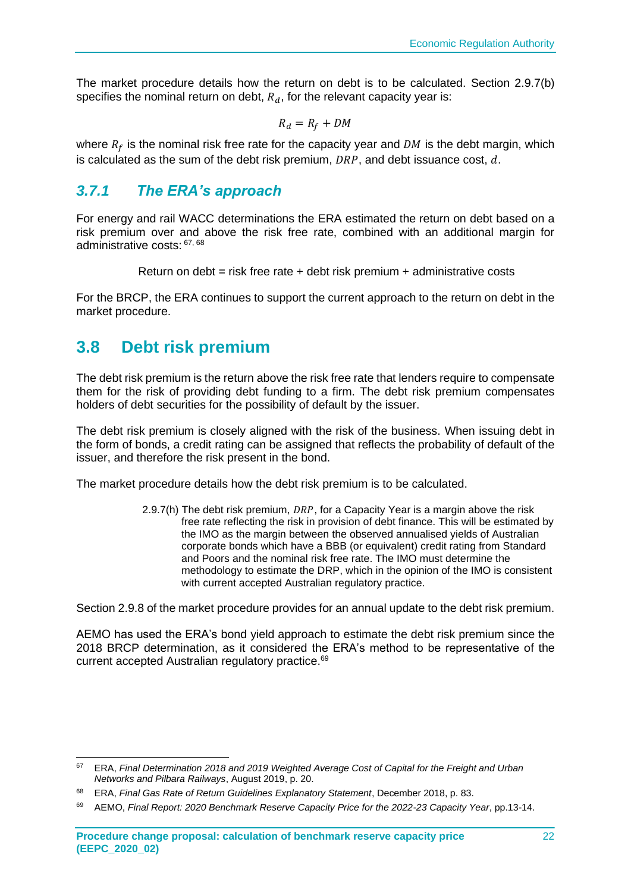The market procedure details how the return on debt is to be calculated. Section 2.9.7(b) specifies the nominal return on debt, $R_d$, for the relevant capacity year is:

$$R_d = R_f + DM$$

where $R_f$ is the nominal risk free rate for the capacity year and $DM$ is the debt margin, which is calculated as the sum of the debt risk premium, $DRP$, and debt issuance cost, $d$.

### *3.7.1 The ERA's approach*

For energy and rail WACC determinations the ERA estimated the return on debt based on a risk premium over and above the risk free rate, combined with an additional margin for administrative costs:[67, 68]

Return on debt = risk free rate + debt risk premium + administrative costs

For the BRCP, the ERA continues to support the current approach to the return on debt in the market procedure.

## 3.8 Debt risk premium

The debt risk premium is the return above the risk free rate that lenders require to compensate them for the risk of providing debt funding to a firm. The debt risk premium compensates holders of debt securities for the possibility of default by the issuer.

The debt risk premium is closely aligned with the risk of the business. When issuing debt in the form of bonds, a credit rating can be assigned that reflects the probability of default of the issuer, and therefore the risk present in the bond.

The market procedure details how the debt risk premium is to be calculated.

> 2.9.7(h) The debt risk premium, $DRP$, for a Capacity Year is a margin above the risk free rate reflecting the risk in provision of debt finance. This will be estimated by the IMO as the margin between the observed annualised yields of Australian corporate bonds which have a BBB (or equivalent) credit rating from Standard and Poors and the nominal risk free rate. The IMO must determine the methodology to estimate the DRP, which in the opinion of the IMO is consistent with current accepted Australian regulatory practice.

Section 2.9.8 of the market procedure provides for an annual update to the debt risk premium.

AEMO has used the ERA's bond yield approach to estimate the debt risk premium since the 2018 BRCP determination, as it considered the ERA's method to be representative of the current accepted Australian regulatory practice.[69]

---

[67] ERA, *Final Determination 2018 and 2019 Weighted Average Cost of Capital for the Freight and Urban Networks and Pilbara Railways*, August 2019, p. 20.

[68] ERA, *Final Gas Rate of Return Guidelines Explanatory Statement*, December 2018, p. 83.

[69] AEMO, *Final Report: 2020 Benchmark Reserve Capacity Price for the 2022-23 Capacity Year*, pp.13-14.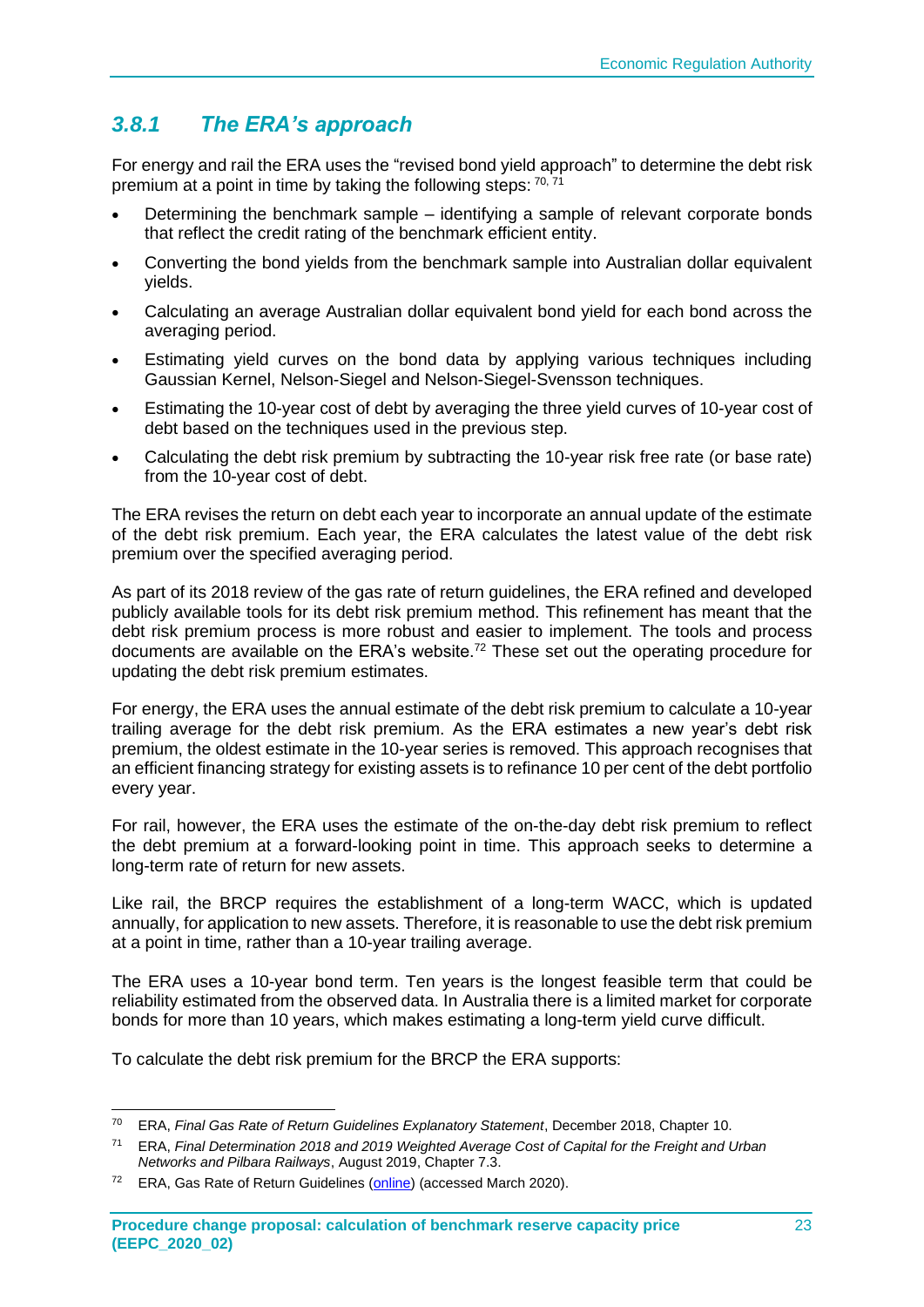### 3.8.1 *The ERA's approach*

For energy and rail the ERA uses the "revised bond yield approach" to determine the debt risk premium at a point in time by taking the following steps: [70, 71]

- Determining the benchmark sample – identifying a sample of relevant corporate bonds that reflect the credit rating of the benchmark efficient entity.
- Converting the bond yields from the benchmark sample into Australian dollar equivalent yields.
- Calculating an average Australian dollar equivalent bond yield for each bond across the averaging period.
- Estimating yield curves on the bond data by applying various techniques including Gaussian Kernel, Nelson-Siegel and Nelson-Siegel-Svensson techniques.
- Estimating the 10-year cost of debt by averaging the three yield curves of 10-year cost of debt based on the techniques used in the previous step.
- Calculating the debt risk premium by subtracting the 10-year risk free rate (or base rate) from the 10-year cost of debt.

The ERA revises the return on debt each year to incorporate an annual update of the estimate of the debt risk premium. Each year, the ERA calculates the latest value of the debt risk premium over the specified averaging period.

As part of its 2018 review of the gas rate of return guidelines, the ERA refined and developed publicly available tools for its debt risk premium method. This refinement has meant that the debt risk premium process is more robust and easier to implement. The tools and process documents are available on the ERA's website.[72] These set out the operating procedure for updating the debt risk premium estimates.

For energy, the ERA uses the annual estimate of the debt risk premium to calculate a 10-year trailing average for the debt risk premium. As the ERA estimates a new year's debt risk premium, the oldest estimate in the 10-year series is removed. This approach recognises that an efficient financing strategy for existing assets is to refinance 10 per cent of the debt portfolio every year.

For rail, however, the ERA uses the estimate of the on-the-day debt risk premium to reflect the debt premium at a forward-looking point in time. This approach seeks to determine a long-term rate of return for new assets.

Like rail, the BRCP requires the establishment of a long-term WACC, which is updated annually, for application to new assets. Therefore, it is reasonable to use the debt risk premium at a point in time, rather than a 10-year trailing average.

The ERA uses a 10-year bond term. Ten years is the longest feasible term that could be reliability estimated from the observed data. In Australia there is a limited market for corporate bonds for more than 10 years, which makes estimating a long-term yield curve difficult.

To calculate the debt risk premium for the BRCP the ERA supports:

---

[70] ERA, *Final Gas Rate of Return Guidelines Explanatory Statement*, December 2018, Chapter 10.

[71] ERA, *Final Determination 2018 and 2019 Weighted Average Cost of Capital for the Freight and Urban Networks and Pilbara Railways*, August 2019, Chapter 7.3.

[72] ERA, Gas Rate of Return Guidelines (online) (accessed March 2020).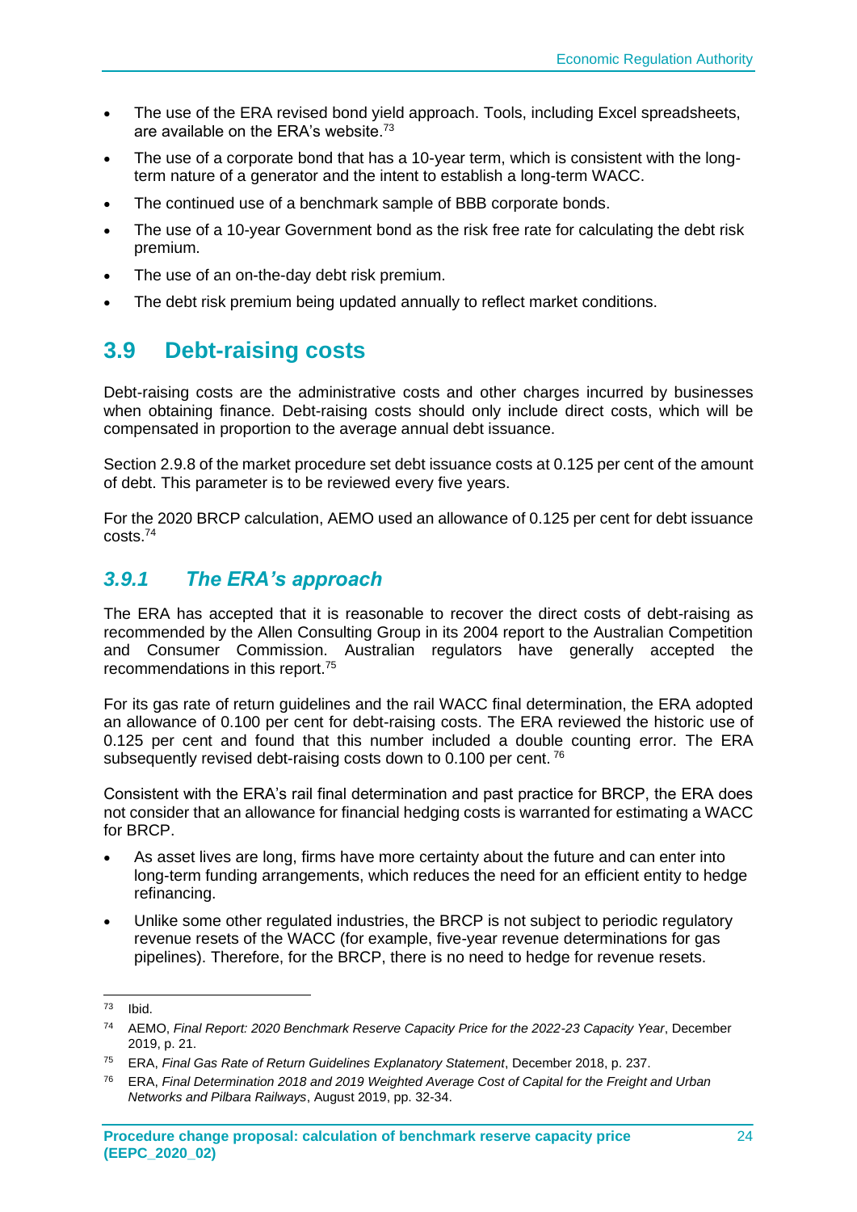- The use of the ERA revised bond yield approach. Tools, including Excel spreadsheets, are available on the ERA's website.[73]
- The use of a corporate bond that has a 10-year term, which is consistent with the long-term nature of a generator and the intent to establish a long-term WACC.
- The continued use of a benchmark sample of BBB corporate bonds.
- The use of a 10-year Government bond as the risk free rate for calculating the debt risk premium.
- The use of an on-the-day debt risk premium.
- The debt risk premium being updated annually to reflect market conditions.

## 3.9 Debt-raising costs

Debt-raising costs are the administrative costs and other charges incurred by businesses when obtaining finance. Debt-raising costs should only include direct costs, which will be compensated in proportion to the average annual debt issuance.

Section 2.9.8 of the market procedure set debt issuance costs at 0.125 per cent of the amount of debt. This parameter is to be reviewed every five years.

For the 2020 BRCP calculation, AEMO used an allowance of 0.125 per cent for debt issuance costs.[74]

### *3.9.1 The ERA's approach*

The ERA has accepted that it is reasonable to recover the direct costs of debt-raising as recommended by the Allen Consulting Group in its 2004 report to the Australian Competition and Consumer Commission. Australian regulators have generally accepted the recommendations in this report.[75]

For its gas rate of return guidelines and the rail WACC final determination, the ERA adopted an allowance of 0.100 per cent for debt-raising costs. The ERA reviewed the historic use of 0.125 per cent and found that this number included a double counting error. The ERA subsequently revised debt-raising costs down to 0.100 per cent.[76]

Consistent with the ERA's rail final determination and past practice for BRCP, the ERA does not consider that an allowance for financial hedging costs is warranted for estimating a WACC for BRCP.

- As asset lives are long, firms have more certainty about the future and can enter into long-term funding arrangements, which reduces the need for an efficient entity to hedge refinancing.
- Unlike some other regulated industries, the BRCP is not subject to periodic regulatory revenue resets of the WACC (for example, five-year revenue determinations for gas pipelines). Therefore, for the BRCP, there is no need to hedge for revenue resets.

---

[73] Ibid.

[74] AEMO, *Final Report: 2020 Benchmark Reserve Capacity Price for the 2022-23 Capacity Year*, December 2019, p. 21.

[75] ERA, *Final Gas Rate of Return Guidelines Explanatory Statement*, December 2018, p. 237.

[76] ERA, *Final Determination 2018 and 2019 Weighted Average Cost of Capital for the Freight and Urban Networks and Pilbara Railways*, August 2019, pp. 32-34.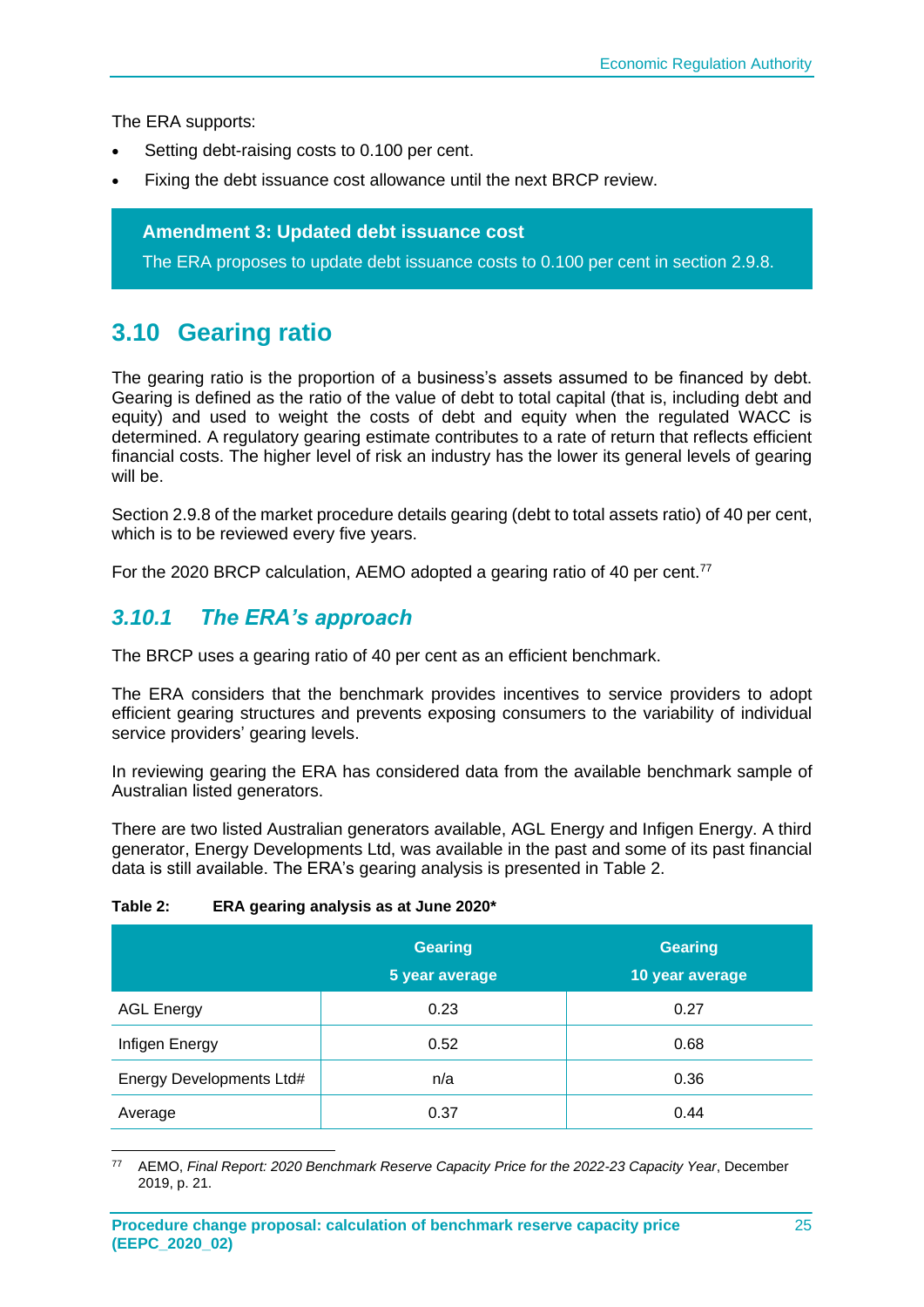The ERA supports:

- Setting debt-raising costs to 0.100 per cent.
- Fixing the debt issuance cost allowance until the next BRCP review.

> **Amendment 3: Updated debt issuance cost**
>
> The ERA proposes to update debt issuance costs to 0.100 per cent in section 2.9.8.

## 3.10 Gearing ratio

The gearing ratio is the proportion of a business's assets assumed to be financed by debt. Gearing is defined as the ratio of the value of debt to total capital (that is, including debt and equity) and used to weight the costs of debt and equity when the regulated WACC is determined. A regulatory gearing estimate contributes to a rate of return that reflects efficient financial costs. The higher level of risk an industry has the lower its general levels of gearing will be.

Section 2.9.8 of the market procedure details gearing (debt to total assets ratio) of 40 per cent, which is to be reviewed every five years.

For the 2020 BRCP calculation, AEMO adopted a gearing ratio of 40 per cent.[77]

### *3.10.1 The ERA's approach*

The BRCP uses a gearing ratio of 40 per cent as an efficient benchmark.

The ERA considers that the benchmark provides incentives to service providers to adopt efficient gearing structures and prevents exposing consumers to the variability of individual service providers' gearing levels.

In reviewing gearing the ERA has considered data from the available benchmark sample of Australian listed generators.

There are two listed Australian generators available, AGL Energy and Infigen Energy. A third generator, Energy Developments Ltd, was available in the past and some of its past financial data is still available. The ERA's gearing analysis is presented in Table 2.

**Table 2: ERA gearing analysis as at June 2020***

| | Gearing 5 year average | Gearing 10 year average |
|---|---|---|
| AGL Energy | 0.23 | 0.27 |
| Infigen Energy | 0.52 | 0.68 |
| Energy Developments Ltd# | n/a | 0.36 |
| Average | 0.37 | 0.44 |

[77] AEMO, *Final Report: 2020 Benchmark Reserve Capacity Price for the 2022-23 Capacity Year*, December 2019, p. 21.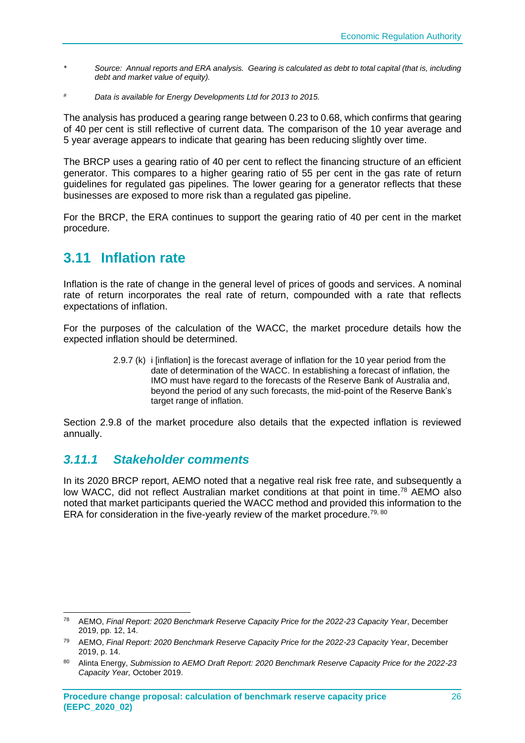\* Source: Annual reports and ERA analysis. Gearing is calculated as debt to total capital (that is, including debt and market value of equity).

\# Data is available for Energy Developments Ltd for 2013 to 2015.

The analysis has produced a gearing range between 0.23 to 0.68, which confirms that gearing of 40 per cent is still reflective of current data. The comparison of the 10 year average and 5 year average appears to indicate that gearing has been reducing slightly over time.

The BRCP uses a gearing ratio of 40 per cent to reflect the financing structure of an efficient generator. This compares to a higher gearing ratio of 55 per cent in the gas rate of return guidelines for regulated gas pipelines. The lower gearing for a generator reflects that these businesses are exposed to more risk than a regulated gas pipeline.

For the BRCP, the ERA continues to support the gearing ratio of 40 per cent in the market procedure.

## 3.11 Inflation rate

Inflation is the rate of change in the general level of prices of goods and services. A nominal rate of return incorporates the real rate of return, compounded with a rate that reflects expectations of inflation.

For the purposes of the calculation of the WACC, the market procedure details how the expected inflation should be determined.

> 2.9.7 (k) i [inflation] is the forecast average of inflation for the 10 year period from the date of determination of the WACC. In establishing a forecast of inflation, the IMO must have regard to the forecasts of the Reserve Bank of Australia and, beyond the period of any such forecasts, the mid-point of the Reserve Bank's target range of inflation.

Section 2.9.8 of the market procedure also details that the expected inflation is reviewed annually.

### *3.11.1 Stakeholder comments*

In its 2020 BRCP report, AEMO noted that a negative real risk free rate, and subsequently a low WACC, did not reflect Australian market conditions at that point in time.[78] AEMO also noted that market participants queried the WACC method and provided this information to the ERA for consideration in the five-yearly review of the market procedure.[79, 80]

---

[78] AEMO, *Final Report: 2020 Benchmark Reserve Capacity Price for the 2022-23 Capacity Year*, December 2019, pp. 12, 14.

[79] AEMO, *Final Report: 2020 Benchmark Reserve Capacity Price for the 2022-23 Capacity Year*, December 2019, p. 14.

[80] Alinta Energy, *Submission to AEMO Draft Report: 2020 Benchmark Reserve Capacity Price for the 2022-23 Capacity Year,* October 2019.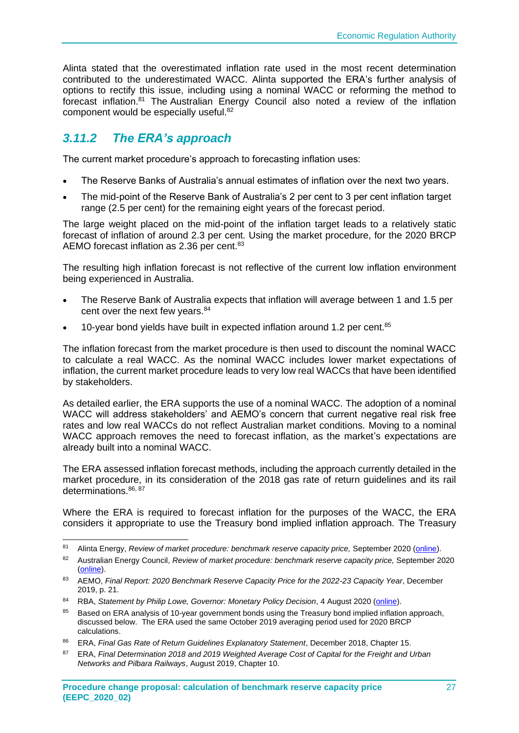Alinta stated that the overestimated inflation rate used in the most recent determination contributed to the underestimated WACC. Alinta supported the ERA's further analysis of options to rectify this issue, including using a nominal WACC or reforming the method to forecast inflation.[81] The Australian Energy Council also noted a review of the inflation component would be especially useful.[82]

### *3.11.2 The ERA's approach*

The current market procedure's approach to forecasting inflation uses:

- The Reserve Banks of Australia's annual estimates of inflation over the next two years.
- The mid-point of the Reserve Bank of Australia's 2 per cent to 3 per cent inflation target range (2.5 per cent) for the remaining eight years of the forecast period.

The large weight placed on the mid-point of the inflation target leads to a relatively static forecast of inflation of around 2.3 per cent. Using the market procedure, for the 2020 BRCP AEMO forecast inflation as 2.36 per cent.[83]

The resulting high inflation forecast is not reflective of the current low inflation environment being experienced in Australia.

- The Reserve Bank of Australia expects that inflation will average between 1 and 1.5 per cent over the next few years.[84]
- 10-year bond yields have built in expected inflation around 1.2 per cent.[85]

The inflation forecast from the market procedure is then used to discount the nominal WACC to calculate a real WACC. As the nominal WACC includes lower market expectations of inflation, the current market procedure leads to very low real WACCs that have been identified by stakeholders.

As detailed earlier, the ERA supports the use of a nominal WACC. The adoption of a nominal WACC will address stakeholders' and AEMO's concern that current negative real risk free rates and low real WACCs do not reflect Australian market conditions. Moving to a nominal WACC approach removes the need to forecast inflation, as the market's expectations are already built into a nominal WACC.

The ERA assessed inflation forecast methods, including the approach currently detailed in the market procedure, in its consideration of the 2018 gas rate of return guidelines and its rail determinations.[86, 87]

Where the ERA is required to forecast inflation for the purposes of the WACC, the ERA considers it appropriate to use the Treasury bond implied inflation approach. The Treasury

---

[81] Alinta Energy, *Review of market procedure: benchmark reserve capacity price,* September 2020 (online).

[82] Australian Energy Council, *Review of market procedure: benchmark reserve capacity price,* September 2020 (online).

[83] AEMO, *Final Report: 2020 Benchmark Reserve Capacity Price for the 2022-23 Capacity Year*, December 2019, p. 21.

[84] RBA, *Statement by Philip Lowe, Governor: Monetary Policy Decision*, 4 August 2020 (online).

[85] Based on ERA analysis of 10-year government bonds using the Treasury bond implied inflation approach, discussed below. The ERA used the same October 2019 averaging period used for 2020 BRCP calculations.

[86] ERA, *Final Gas Rate of Return Guidelines Explanatory Statement*, December 2018, Chapter 15.

[87] ERA, *Final Determination 2018 and 2019 Weighted Average Cost of Capital for the Freight and Urban Networks and Pilbara Railways*, August 2019, Chapter 10.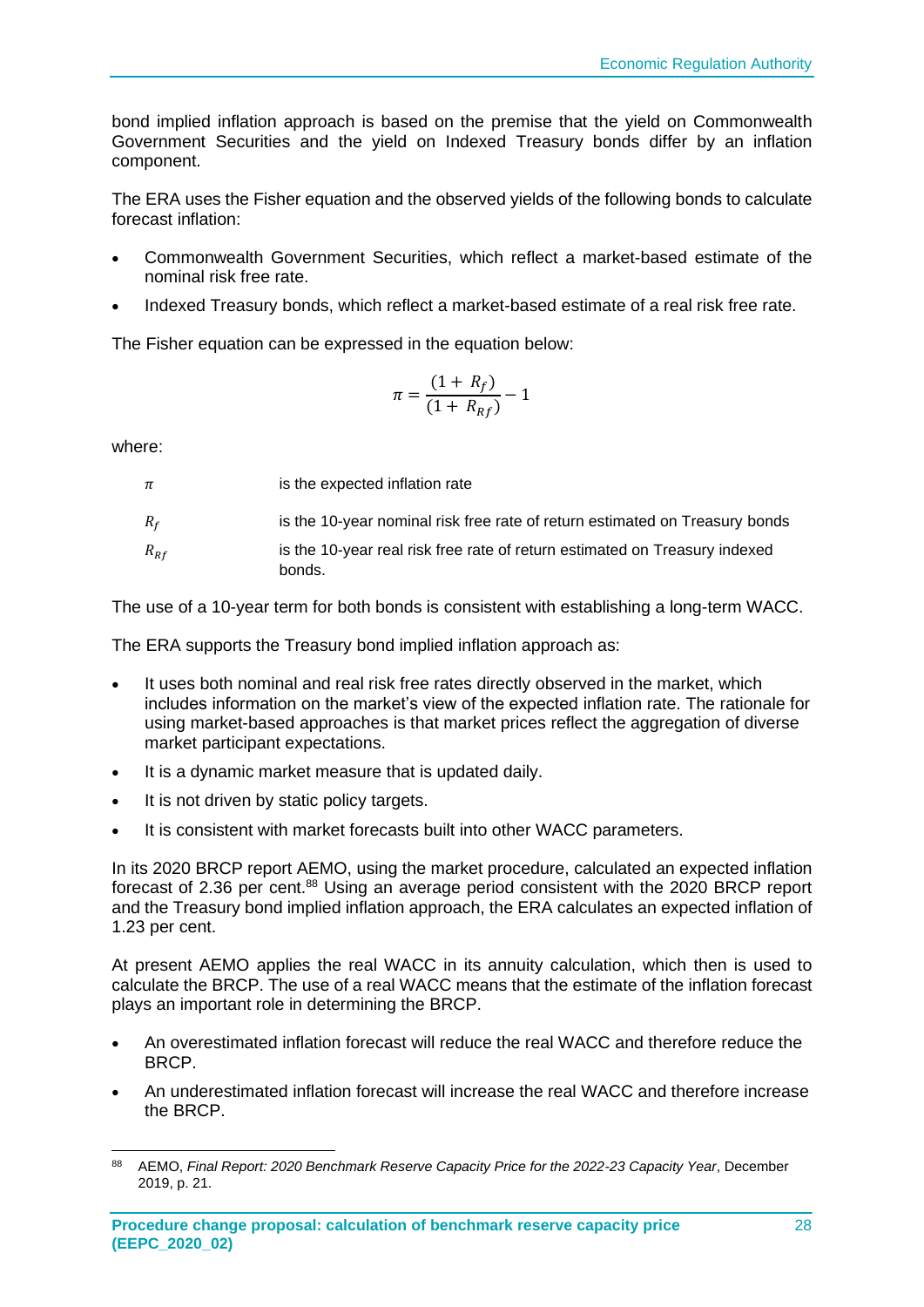bond implied inflation approach is based on the premise that the yield on Commonwealth Government Securities and the yield on Indexed Treasury bonds differ by an inflation component.

The ERA uses the Fisher equation and the observed yields of the following bonds to calculate forecast inflation:

- Commonwealth Government Securities, which reflect a market-based estimate of the nominal risk free rate.
- Indexed Treasury bonds, which reflect a market-based estimate of a real risk free rate.

The Fisher equation can be expressed in the equation below:

$$\pi = \frac{(1 + R_f)}{(1 + R_{Rf})} - 1$$

where:

| | |
|---|---|
| $\pi$ | is the expected inflation rate |
| $R_f$ | is the 10-year nominal risk free rate of return estimated on Treasury bonds |
| $R_{Rf}$ | is the 10-year real risk free rate of return estimated on Treasury indexed bonds. |

The use of a 10-year term for both bonds is consistent with establishing a long-term WACC.

The ERA supports the Treasury bond implied inflation approach as:

- It uses both nominal and real risk free rates directly observed in the market, which includes information on the market's view of the expected inflation rate. The rationale for using market-based approaches is that market prices reflect the aggregation of diverse market participant expectations.
- It is a dynamic market measure that is updated daily.
- It is not driven by static policy targets.
- It is consistent with market forecasts built into other WACC parameters.

In its 2020 BRCP report AEMO, using the market procedure, calculated an expected inflation forecast of 2.36 per cent.[88] Using an average period consistent with the 2020 BRCP report and the Treasury bond implied inflation approach, the ERA calculates an expected inflation of 1.23 per cent.

At present AEMO applies the real WACC in its annuity calculation, which then is used to calculate the BRCP. The use of a real WACC means that the estimate of the inflation forecast plays an important role in determining the BRCP.

- An overestimated inflation forecast will reduce the real WACC and therefore reduce the BRCP.
- An underestimated inflation forecast will increase the real WACC and therefore increase the BRCP.

---

[88] AEMO, *Final Report: 2020 Benchmark Reserve Capacity Price for the 2022-23 Capacity Year*, December 2019, p. 21.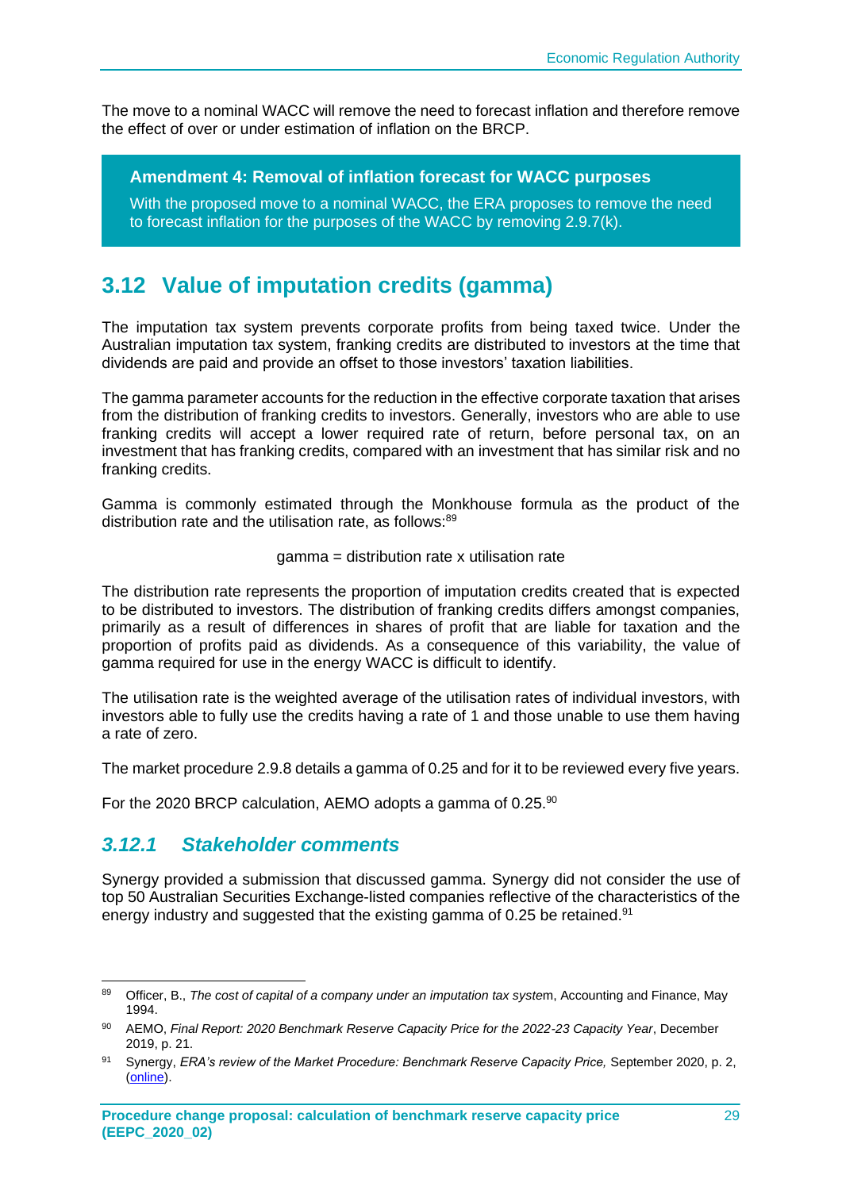The move to a nominal WACC will remove the need to forecast inflation and therefore remove the effect of over or under estimation of inflation on the BRCP.

> **Amendment 4: Removal of inflation forecast for WACC purposes**
>
> With the proposed move to a nominal WACC, the ERA proposes to remove the need to forecast inflation for the purposes of the WACC by removing 2.9.7(k).

## 3.12 Value of imputation credits (gamma)

The imputation tax system prevents corporate profits from being taxed twice. Under the Australian imputation tax system, franking credits are distributed to investors at the time that dividends are paid and provide an offset to those investors' taxation liabilities.

The gamma parameter accounts for the reduction in the effective corporate taxation that arises from the distribution of franking credits to investors. Generally, investors who are able to use franking credits will accept a lower required rate of return, before personal tax, on an investment that has franking credits, compared with an investment that has similar risk and no franking credits.

Gamma is commonly estimated through the Monkhouse formula as the product of the distribution rate and the utilisation rate, as follows:[89]

$$\text{gamma} = \text{distribution rate} \times \text{utilisation rate}$$

The distribution rate represents the proportion of imputation credits created that is expected to be distributed to investors. The distribution of franking credits differs amongst companies, primarily as a result of differences in shares of profit that are liable for taxation and the proportion of profits paid as dividends. As a consequence of this variability, the value of gamma required for use in the energy WACC is difficult to identify.

The utilisation rate is the weighted average of the utilisation rates of individual investors, with investors able to fully use the credits having a rate of 1 and those unable to use them having a rate of zero.

The market procedure 2.9.8 details a gamma of 0.25 and for it to be reviewed every five years.

For the 2020 BRCP calculation, AEMO adopts a gamma of 0.25.[90]

### *3.12.1 Stakeholder comments*

Synergy provided a submission that discussed gamma. Synergy did not consider the use of top 50 Australian Securities Exchange-listed companies reflective of the characteristics of the energy industry and suggested that the existing gamma of 0.25 be retained.[91]

---

[89] Officer, B., *The cost of capital of a company under an imputation tax system*, Accounting and Finance, May 1994.

[90] AEMO, *Final Report: 2020 Benchmark Reserve Capacity Price for the 2022-23 Capacity Year*, December 2019, p. 21.

[91] Synergy, *ERA's review of the Market Procedure: Benchmark Reserve Capacity Price,* September 2020, p. 2, (online).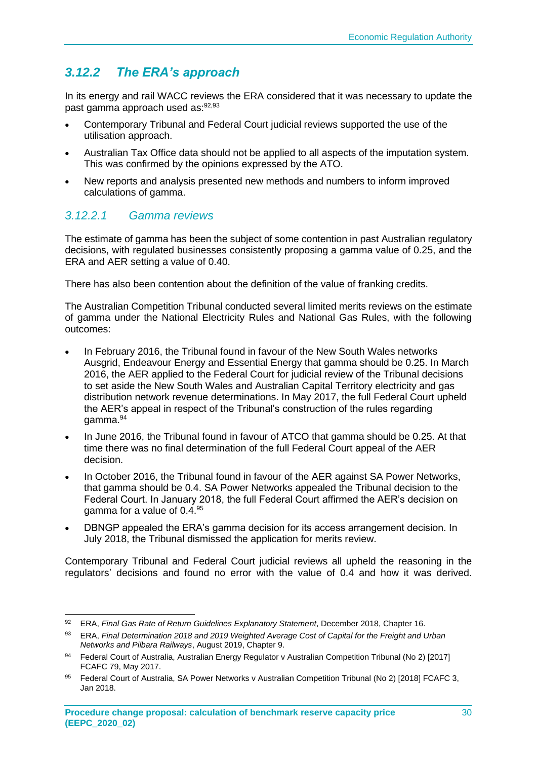### 3.12.2 The ERA's approach

In its energy and rail WACC reviews the ERA considered that it was necessary to update the past gamma approach used as:[92,93]

- Contemporary Tribunal and Federal Court judicial reviews supported the use of the utilisation approach.
- Australian Tax Office data should not be applied to all aspects of the imputation system. This was confirmed by the opinions expressed by the ATO.
- New reports and analysis presented new methods and numbers to inform improved calculations of gamma.

#### 3.12.2.1 Gamma reviews

The estimate of gamma has been the subject of some contention in past Australian regulatory decisions, with regulated businesses consistently proposing a gamma value of 0.25, and the ERA and AER setting a value of 0.40.

There has also been contention about the definition of the value of franking credits.

The Australian Competition Tribunal conducted several limited merits reviews on the estimate of gamma under the National Electricity Rules and National Gas Rules, with the following outcomes:

- In February 2016, the Tribunal found in favour of the New South Wales networks Ausgrid, Endeavour Energy and Essential Energy that gamma should be 0.25. In March 2016, the AER applied to the Federal Court for judicial review of the Tribunal decisions to set aside the New South Wales and Australian Capital Territory electricity and gas distribution network revenue determinations. In May 2017, the full Federal Court upheld the AER's appeal in respect of the Tribunal's construction of the rules regarding gamma.[94]
- In June 2016, the Tribunal found in favour of ATCO that gamma should be 0.25. At that time there was no final determination of the full Federal Court appeal of the AER decision.
- In October 2016, the Tribunal found in favour of the AER against SA Power Networks, that gamma should be 0.4. SA Power Networks appealed the Tribunal decision to the Federal Court. In January 2018, the full Federal Court affirmed the AER's decision on gamma for a value of 0.4.[95]
- DBNGP appealed the ERA's gamma decision for its access arrangement decision. In July 2018, the Tribunal dismissed the application for merits review.

Contemporary Tribunal and Federal Court judicial reviews all upheld the reasoning in the regulators' decisions and found no error with the value of 0.4 and how it was derived.

---

[92] ERA, *Final Gas Rate of Return Guidelines Explanatory Statement*, December 2018, Chapter 16.

[93] ERA, *Final Determination 2018 and 2019 Weighted Average Cost of Capital for the Freight and Urban Networks and Pilbara Railways*, August 2019, Chapter 9.

[94] Federal Court of Australia, Australian Energy Regulator v Australian Competition Tribunal (No 2) [2017] FCAFC 79, May 2017.

[95] Federal Court of Australia, SA Power Networks v Australian Competition Tribunal (No 2) [2018] FCAFC 3, Jan 2018.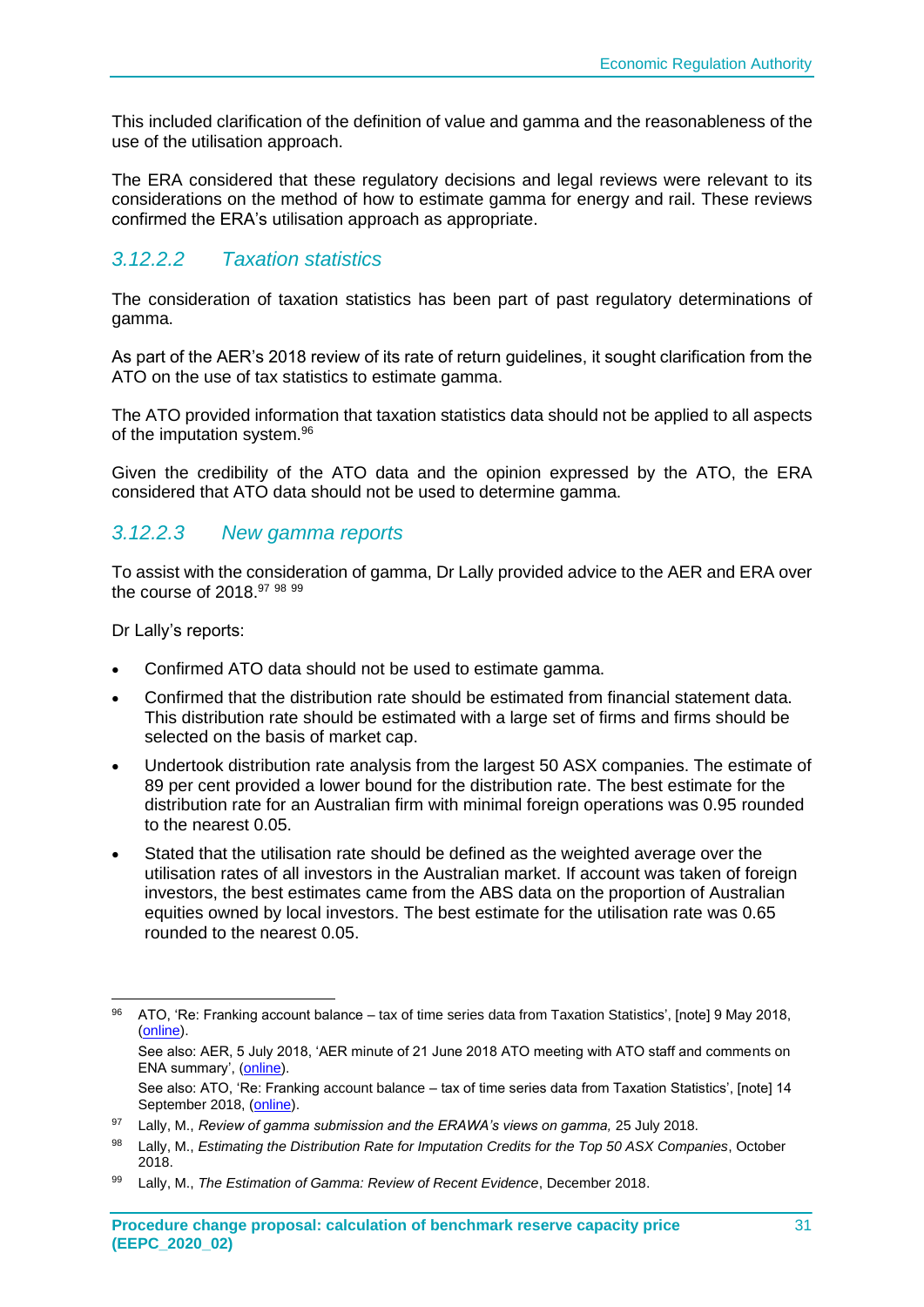This included clarification of the definition of value and gamma and the reasonableness of the use of the utilisation approach.

The ERA considered that these regulatory decisions and legal reviews were relevant to its considerations on the method of how to estimate gamma for energy and rail. These reviews confirmed the ERA's utilisation approach as appropriate.

#### *3.12.2.2 Taxation statistics*

The consideration of taxation statistics has been part of past regulatory determinations of gamma.

As part of the AER's 2018 review of its rate of return guidelines, it sought clarification from the ATO on the use of tax statistics to estimate gamma.

The ATO provided information that taxation statistics data should not be applied to all aspects of the imputation system.[96]

Given the credibility of the ATO data and the opinion expressed by the ATO, the ERA considered that ATO data should not be used to determine gamma.

#### *3.12.2.3 New gamma reports*

To assist with the consideration of gamma, Dr Lally provided advice to the AER and ERA over the course of 2018.[97] [98] [99]

Dr Lally's reports:

- Confirmed ATO data should not be used to estimate gamma.
- Confirmed that the distribution rate should be estimated from financial statement data. This distribution rate should be estimated with a large set of firms and firms should be selected on the basis of market cap.
- Undertook distribution rate analysis from the largest 50 ASX companies. The estimate of 89 per cent provided a lower bound for the distribution rate. The best estimate for the distribution rate for an Australian firm with minimal foreign operations was 0.95 rounded to the nearest 0.05.
- Stated that the utilisation rate should be defined as the weighted average over the utilisation rates of all investors in the Australian market. If account was taken of foreign investors, the best estimates came from the ABS data on the proportion of Australian equities owned by local investors. The best estimate for the utilisation rate was 0.65 rounded to the nearest 0.05.

---

[96] ATO, 'Re: Franking account balance – tax of time series data from Taxation Statistics', [note] 9 May 2018, (online).
See also: AER, 5 July 2018, 'AER minute of 21 June 2018 ATO meeting with ATO staff and comments on ENA summary', (online).
See also: ATO, 'Re: Franking account balance – tax of time series data from Taxation Statistics', [note] 14 September 2018, (online).

[97] Lally, M., *Review of gamma submission and the ERAWA's views on gamma,* 25 July 2018.

[98] Lally, M., *Estimating the Distribution Rate for Imputation Credits for the Top 50 ASX Companies*, October 2018.

[99] Lally, M., *The Estimation of Gamma: Review of Recent Evidence*, December 2018.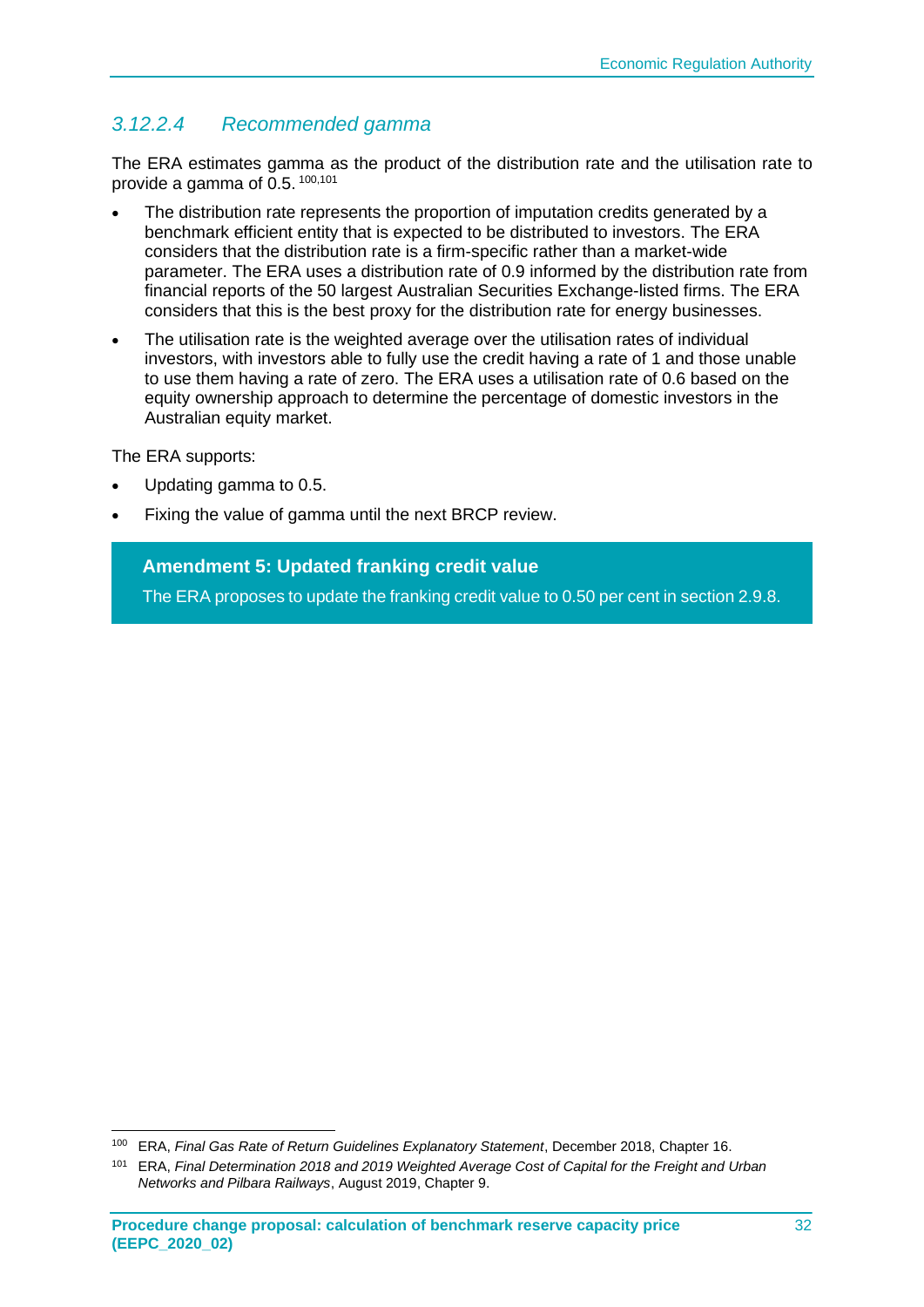#### *3.12.2.4 Recommended gamma*

The ERA estimates gamma as the product of the distribution rate and the utilisation rate to provide a gamma of 0.5. [100,101]

- The distribution rate represents the proportion of imputation credits generated by a benchmark efficient entity that is expected to be distributed to investors. The ERA considers that the distribution rate is a firm-specific rather than a market-wide parameter. The ERA uses a distribution rate of 0.9 informed by the distribution rate from financial reports of the 50 largest Australian Securities Exchange-listed firms. The ERA considers that this is the best proxy for the distribution rate for energy businesses.
- The utilisation rate is the weighted average over the utilisation rates of individual investors, with investors able to fully use the credit having a rate of 1 and those unable to use them having a rate of zero. The ERA uses a utilisation rate of 0.6 based on the equity ownership approach to determine the percentage of domestic investors in the Australian equity market.

The ERA supports:

- Updating gamma to 0.5.
- Fixing the value of gamma until the next BRCP review.

> **Amendment 5: Updated franking credit value**
>
> The ERA proposes to update the franking credit value to 0.50 per cent in section 2.9.8.

---

[100] ERA, *Final Gas Rate of Return Guidelines Explanatory Statement*, December 2018, Chapter 16.

[101] ERA, *Final Determination 2018 and 2019 Weighted Average Cost of Capital for the Freight and Urban Networks and Pilbara Railways*, August 2019, Chapter 9.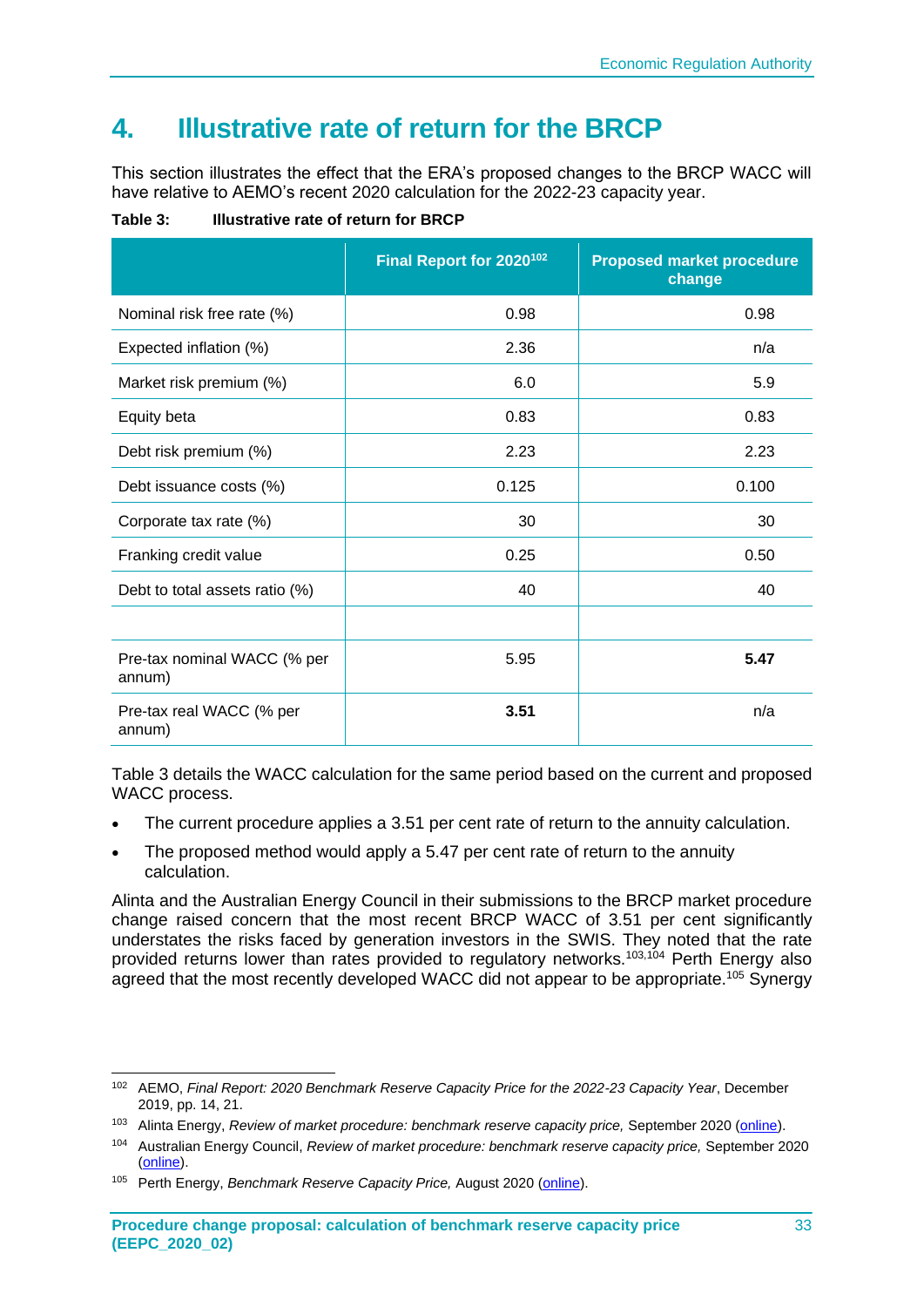# 4. Illustrative rate of return for the BRCP

This section illustrates the effect that the ERA's proposed changes to the BRCP WACC will have relative to AEMO's recent 2020 calculation for the 2022-23 capacity year.

**Table 3: Illustrative rate of return for BRCP**

| | Final Report for 2020[102] | Proposed market procedure change |
|---|---|---|
| Nominal risk free rate (%) | 0.98 | 0.98 |
| Expected inflation (%) | 2.36 | n/a |
| Market risk premium (%) | 6.0 | 5.9 |
| Equity beta | 0.83 | 0.83 |
| Debt risk premium (%) | 2.23 | 2.23 |
| Debt issuance costs (%) | 0.125 | 0.100 |
| Corporate tax rate (%) | 30 | 30 |
| Franking credit value | 0.25 | 0.50 |
| Debt to total assets ratio (%) | 40 | 40 |
| | | |
| Pre-tax nominal WACC (% per annum) | 5.95 | **5.47** |
| Pre-tax real WACC (% per annum) | **3.51** | n/a |

Table 3 details the WACC calculation for the same period based on the current and proposed WACC process.

- The current procedure applies a 3.51 per cent rate of return to the annuity calculation.
- The proposed method would apply a 5.47 per cent rate of return to the annuity calculation.

Alinta and the Australian Energy Council in their submissions to the BRCP market procedure change raised concern that the most recent BRCP WACC of 3.51 per cent significantly understates the risks faced by generation investors in the SWIS. They noted that the rate provided returns lower than rates provided to regulatory networks.[103,104] Perth Energy also agreed that the most recently developed WACC did not appear to be appropriate.[105] Synergy

---

[102] AEMO, *Final Report: 2020 Benchmark Reserve Capacity Price for the 2022-23 Capacity Year*, December 2019, pp. 14, 21.

[103] Alinta Energy, *Review of market procedure: benchmark reserve capacity price,* September 2020 (online).

[104] Australian Energy Council, *Review of market procedure: benchmark reserve capacity price,* September 2020 (online).

[105] Perth Energy, *Benchmark Reserve Capacity Price,* August 2020 (online).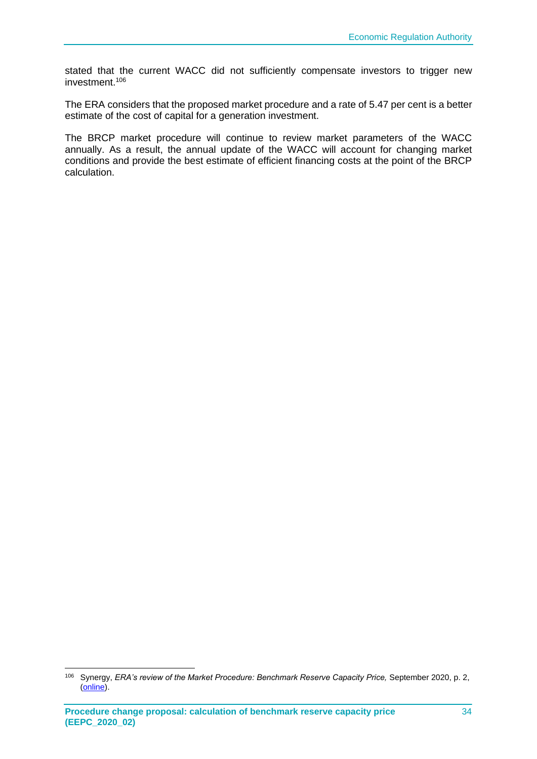stated that the current WACC did not sufficiently compensate investors to trigger new investment.[106]

The ERA considers that the proposed market procedure and a rate of 5.47 per cent is a better estimate of the cost of capital for a generation investment.

The BRCP market procedure will continue to review market parameters of the WACC annually. As a result, the annual update of the WACC will account for changing market conditions and provide the best estimate of efficient financing costs at the point of the BRCP calculation.

[106] Synergy, *ERA's review of the Market Procedure: Benchmark Reserve Capacity Price,* September 2020, p. 2, (online).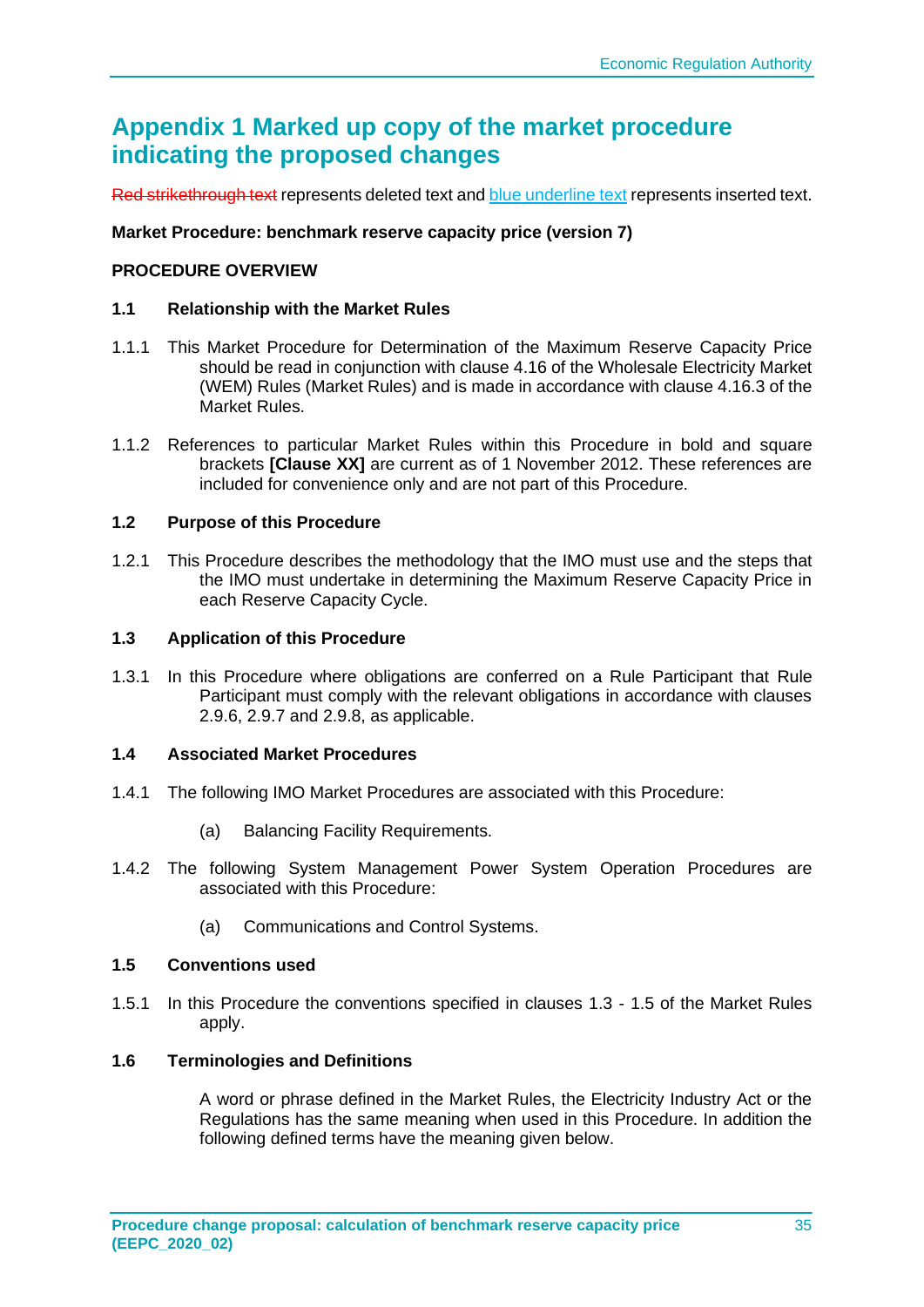# Appendix 1 Marked up copy of the market procedure indicating the proposed changes

~~Red strikethrough text~~ represents deleted text and <u>blue underline text</u> represents inserted text.

**Market Procedure: benchmark reserve capacity price (version 7)**

**PROCEDURE OVERVIEW**

**1.1 Relationship with the Market Rules**

1.1.1 This Market Procedure for Determination of the Maximum Reserve Capacity Price should be read in conjunction with clause 4.16 of the Wholesale Electricity Market (WEM) Rules (Market Rules) and is made in accordance with clause 4.16.3 of the Market Rules.

1.1.2 References to particular Market Rules within this Procedure in bold and square brackets **[Clause XX]** are current as of 1 November 2012. These references are included for convenience only and are not part of this Procedure.

**1.2 Purpose of this Procedure**

1.2.1 This Procedure describes the methodology that the IMO must use and the steps that the IMO must undertake in determining the Maximum Reserve Capacity Price in each Reserve Capacity Cycle.

**1.3 Application of this Procedure**

1.3.1 In this Procedure where obligations are conferred on a Rule Participant that Rule Participant must comply with the relevant obligations in accordance with clauses 2.9.6, 2.9.7 and 2.9.8, as applicable.

**1.4 Associated Market Procedures**

1.4.1 The following IMO Market Procedures are associated with this Procedure:

(a) Balancing Facility Requirements.

1.4.2 The following System Management Power System Operation Procedures are associated with this Procedure:

(a) Communications and Control Systems.

**1.5 Conventions used**

1.5.1 In this Procedure the conventions specified in clauses 1.3 - 1.5 of the Market Rules apply.

**1.6 Terminologies and Definitions**

A word or phrase defined in the Market Rules, the Electricity Industry Act or the Regulations has the same meaning when used in this Procedure. In addition the following defined terms have the meaning given below.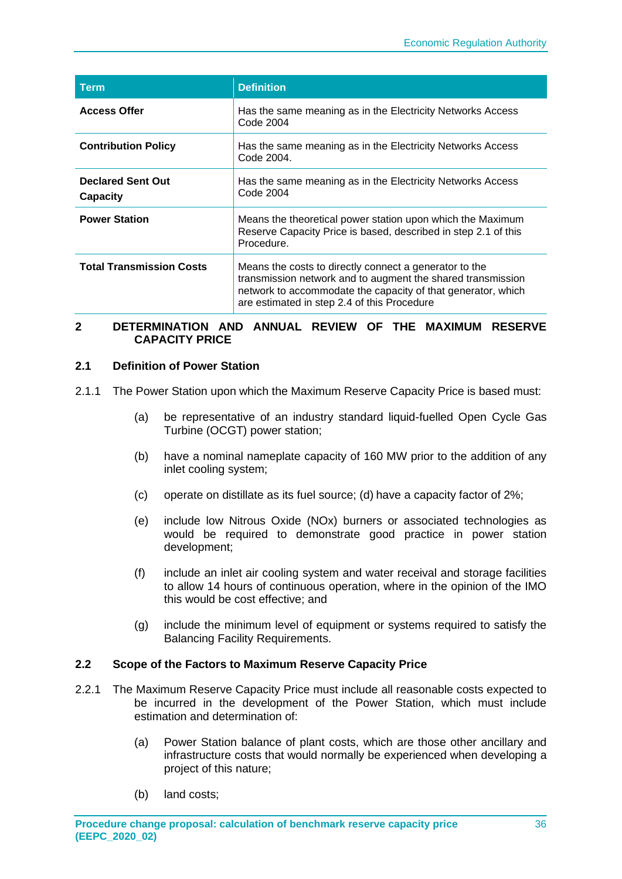| Term | Definition |
|---|---|
| **Access Offer** | Has the same meaning as in the Electricity Networks Access Code 2004 |
| **Contribution Policy** | Has the same meaning as in the Electricity Networks Access Code 2004. |
| **Declared Sent Out Capacity** | Has the same meaning as in the Electricity Networks Access Code 2004 |
| **Power Station** | Means the theoretical power station upon which the Maximum Reserve Capacity Price is based, described in step 2.1 of this Procedure. |
| **Total Transmission Costs** | Means the costs to directly connect a generator to the transmission network and to augment the shared transmission network to accommodate the capacity of that generator, which are estimated in step 2.4 of this Procedure |

## 2 DETERMINATION AND ANNUAL REVIEW OF THE MAXIMUM RESERVE CAPACITY PRICE

### 2.1 Definition of Power Station

2.1.1 The Power Station upon which the Maximum Reserve Capacity Price is based must:

(a) be representative of an industry standard liquid-fuelled Open Cycle Gas Turbine (OCGT) power station;

(b) have a nominal nameplate capacity of 160 MW prior to the addition of any inlet cooling system;

(c) operate on distillate as its fuel source; (d) have a capacity factor of 2%;

(e) include low Nitrous Oxide (NOx) burners or associated technologies as would be required to demonstrate good practice in power station development;

(f) include an inlet air cooling system and water receival and storage facilities to allow 14 hours of continuous operation, where in the opinion of the IMO this would be cost effective; and

(g) include the minimum level of equipment or systems required to satisfy the Balancing Facility Requirements.

### 2.2 Scope of the Factors to Maximum Reserve Capacity Price

2.2.1 The Maximum Reserve Capacity Price must include all reasonable costs expected to be incurred in the development of the Power Station, which must include estimation and determination of:

(a) Power Station balance of plant costs, which are those other ancillary and infrastructure costs that would normally be experienced when developing a project of this nature;

(b) land costs;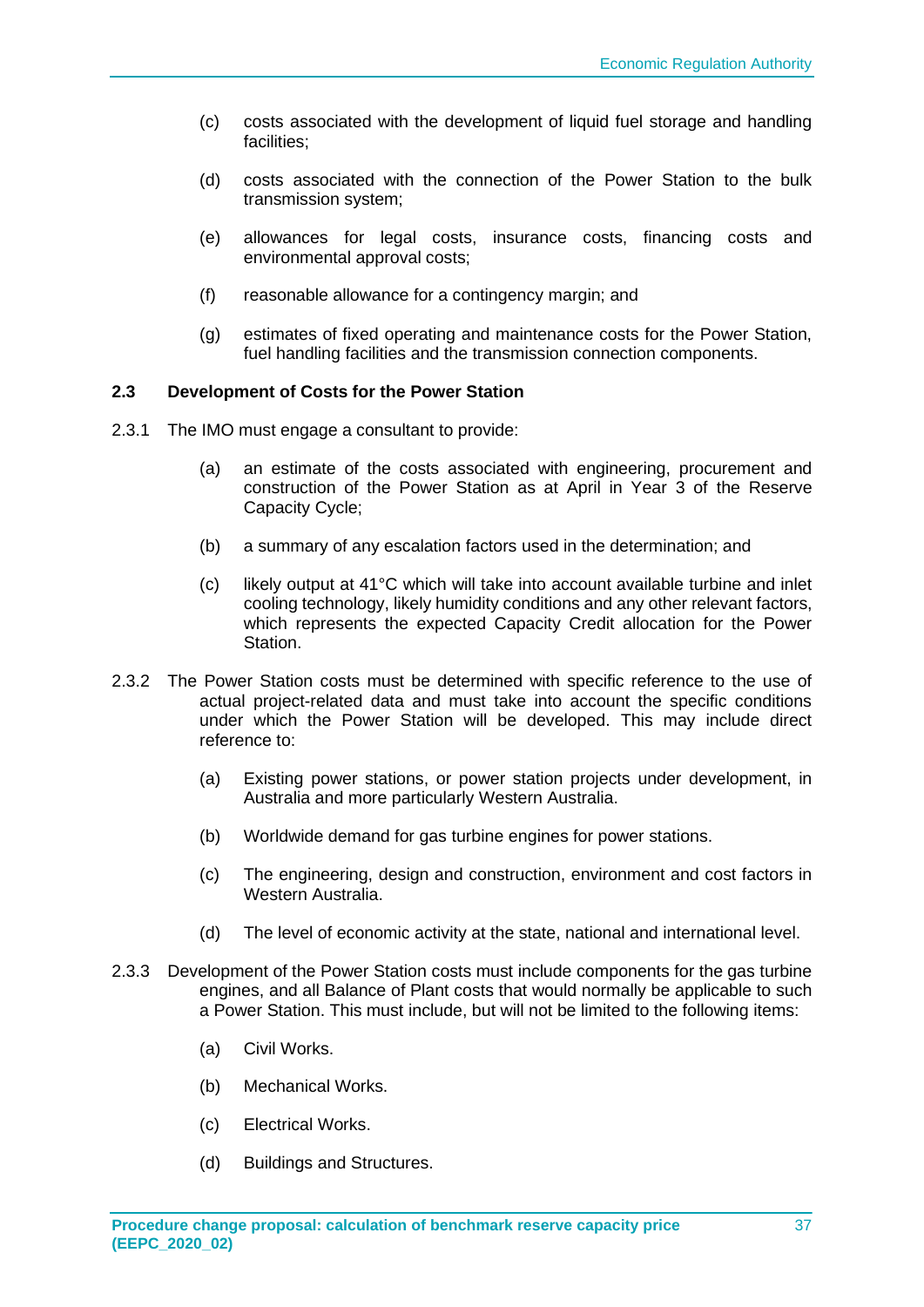(c) costs associated with the development of liquid fuel storage and handling facilities;

(d) costs associated with the connection of the Power Station to the bulk transmission system;

(e) allowances for legal costs, insurance costs, financing costs and environmental approval costs;

(f) reasonable allowance for a contingency margin; and

(g) estimates of fixed operating and maintenance costs for the Power Station, fuel handling facilities and the transmission connection components.

### 2.3 Development of Costs for the Power Station

2.3.1 The IMO must engage a consultant to provide:

(a) an estimate of the costs associated with engineering, procurement and construction of the Power Station as at April in Year 3 of the Reserve Capacity Cycle;

(b) a summary of any escalation factors used in the determination; and

(c) likely output at 41°C which will take into account available turbine and inlet cooling technology, likely humidity conditions and any other relevant factors, which represents the expected Capacity Credit allocation for the Power Station.

2.3.2 The Power Station costs must be determined with specific reference to the use of actual project-related data and must take into account the specific conditions under which the Power Station will be developed. This may include direct reference to:

(a) Existing power stations, or power station projects under development, in Australia and more particularly Western Australia.

(b) Worldwide demand for gas turbine engines for power stations.

(c) The engineering, design and construction, environment and cost factors in Western Australia.

(d) The level of economic activity at the state, national and international level.

2.3.3 Development of the Power Station costs must include components for the gas turbine engines, and all Balance of Plant costs that would normally be applicable to such a Power Station. This must include, but will not be limited to the following items:

(a) Civil Works.

(b) Mechanical Works.

(c) Electrical Works.

(d) Buildings and Structures.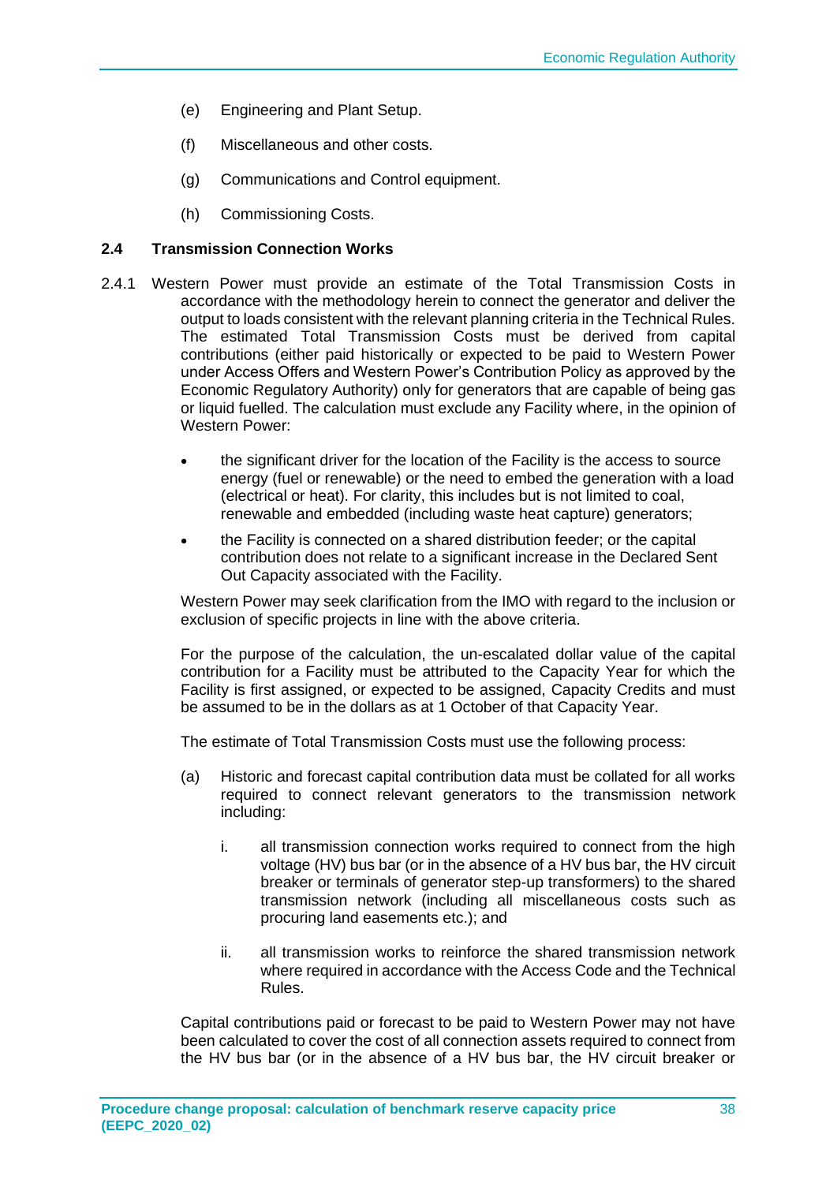(e) Engineering and Plant Setup.

(f) Miscellaneous and other costs.

(g) Communications and Control equipment.

(h) Commissioning Costs.

### 2.4 Transmission Connection Works

2.4.1 Western Power must provide an estimate of the Total Transmission Costs in accordance with the methodology herein to connect the generator and deliver the output to loads consistent with the relevant planning criteria in the Technical Rules. The estimated Total Transmission Costs must be derived from capital contributions (either paid historically or expected to be paid to Western Power under Access Offers and Western Power's Contribution Policy as approved by the Economic Regulatory Authority) only for generators that are capable of being gas or liquid fuelled. The calculation must exclude any Facility where, in the opinion of Western Power:

- the significant driver for the location of the Facility is the access to source energy (fuel or renewable) or the need to embed the generation with a load (electrical or heat). For clarity, this includes but is not limited to coal, renewable and embedded (including waste heat capture) generators;
- the Facility is connected on a shared distribution feeder; or the capital contribution does not relate to a significant increase in the Declared Sent Out Capacity associated with the Facility.

Western Power may seek clarification from the IMO with regard to the inclusion or exclusion of specific projects in line with the above criteria.

For the purpose of the calculation, the un-escalated dollar value of the capital contribution for a Facility must be attributed to the Capacity Year for which the Facility is first assigned, or expected to be assigned, Capacity Credits and must be assumed to be in the dollars as at 1 October of that Capacity Year.

The estimate of Total Transmission Costs must use the following process:

(a) Historic and forecast capital contribution data must be collated for all works required to connect relevant generators to the transmission network including:

i. all transmission connection works required to connect from the high voltage (HV) bus bar (or in the absence of a HV bus bar, the HV circuit breaker or terminals of generator step-up transformers) to the shared transmission network (including all miscellaneous costs such as procuring land easements etc.); and

ii. all transmission works to reinforce the shared transmission network where required in accordance with the Access Code and the Technical Rules.

Capital contributions paid or forecast to be paid to Western Power may not have been calculated to cover the cost of all connection assets required to connect from the HV bus bar (or in the absence of a HV bus bar, the HV circuit breaker or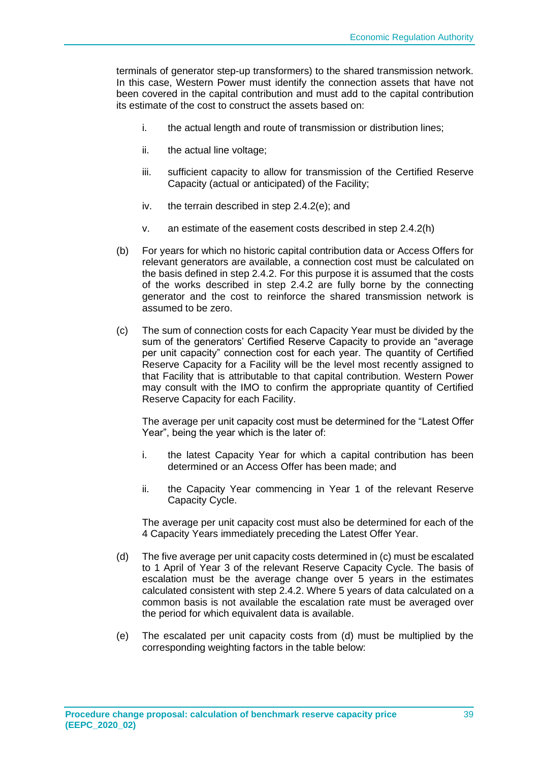terminals of generator step-up transformers) to the shared transmission network. In this case, Western Power must identify the connection assets that have not been covered in the capital contribution and must add to the capital contribution its estimate of the cost to construct the assets based on:

i. the actual length and route of transmission or distribution lines;

ii. the actual line voltage;

iii. sufficient capacity to allow for transmission of the Certified Reserve Capacity (actual or anticipated) of the Facility;

iv. the terrain described in step 2.4.2(e); and

v. an estimate of the easement costs described in step 2.4.2(h)

(b) For years for which no historic capital contribution data or Access Offers for relevant generators are available, a connection cost must be calculated on the basis defined in step 2.4.2. For this purpose it is assumed that the costs of the works described in step 2.4.2 are fully borne by the connecting generator and the cost to reinforce the shared transmission network is assumed to be zero.

(c) The sum of connection costs for each Capacity Year must be divided by the sum of the generators' Certified Reserve Capacity to provide an "average per unit capacity" connection cost for each year. The quantity of Certified Reserve Capacity for a Facility will be the level most recently assigned to that Facility that is attributable to that capital contribution. Western Power may consult with the IMO to confirm the appropriate quantity of Certified Reserve Capacity for each Facility.

The average per unit capacity cost must be determined for the "Latest Offer Year", being the year which is the later of:

i. the latest Capacity Year for which a capital contribution has been determined or an Access Offer has been made; and

ii. the Capacity Year commencing in Year 1 of the relevant Reserve Capacity Cycle.

The average per unit capacity cost must also be determined for each of the 4 Capacity Years immediately preceding the Latest Offer Year.

(d) The five average per unit capacity costs determined in (c) must be escalated to 1 April of Year 3 of the relevant Reserve Capacity Cycle. The basis of escalation must be the average change over 5 years in the estimates calculated consistent with step 2.4.2. Where 5 years of data calculated on a common basis is not available the escalation rate must be averaged over the period for which equivalent data is available.

(e) The escalated per unit capacity costs from (d) must be multiplied by the corresponding weighting factors in the table below: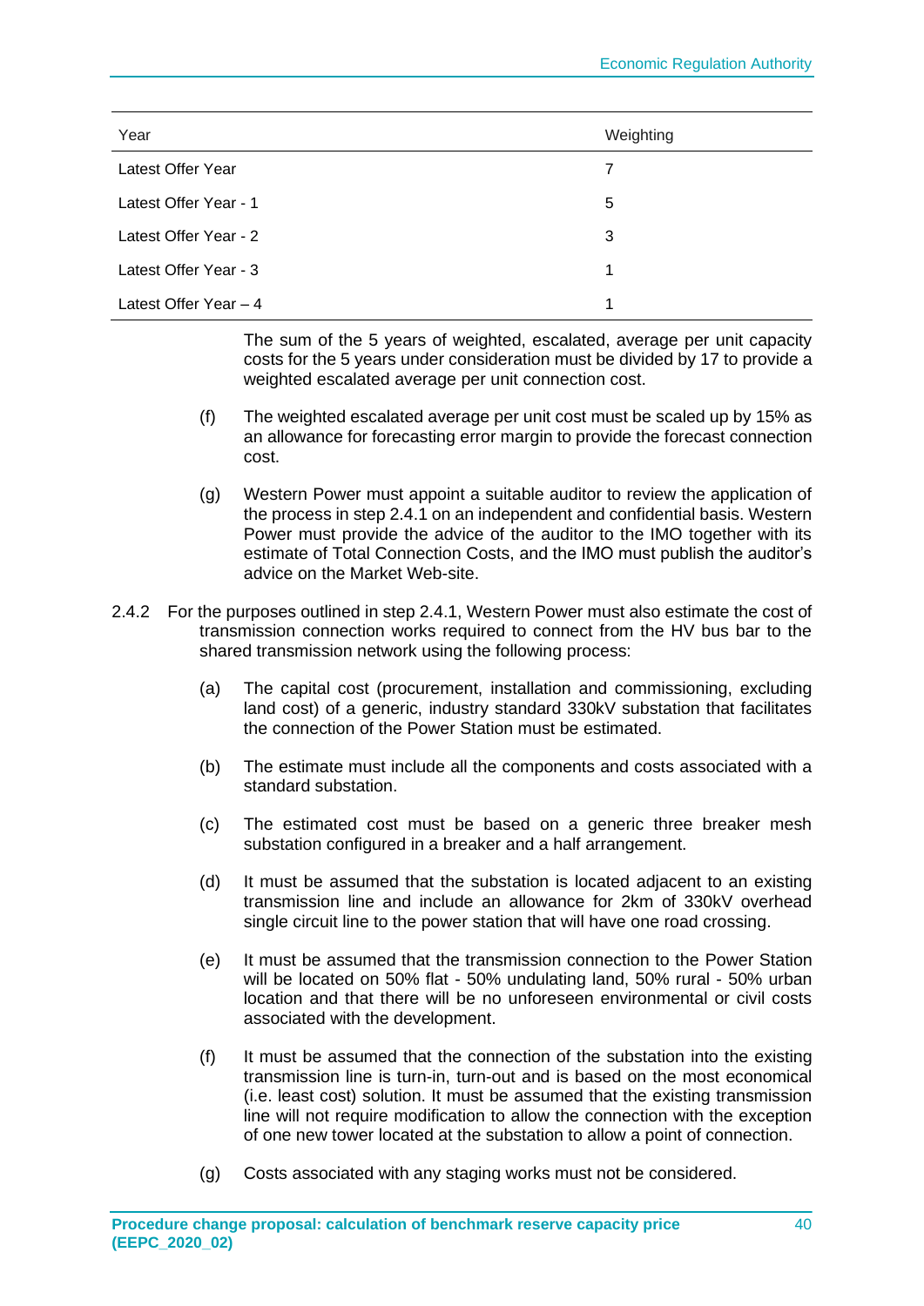| Year | Weighting |
| --- | --- |
| Latest Offer Year | 7 |
| Latest Offer Year - 1 | 5 |
| Latest Offer Year - 2 | 3 |
| Latest Offer Year - 3 | 1 |
| Latest Offer Year – 4 | 1 |

The sum of the 5 years of weighted, escalated, average per unit capacity costs for the 5 years under consideration must be divided by 17 to provide a weighted escalated average per unit connection cost.

(f) The weighted escalated average per unit cost must be scaled up by 15% as an allowance for forecasting error margin to provide the forecast connection cost.

(g) Western Power must appoint a suitable auditor to review the application of the process in step 2.4.1 on an independent and confidential basis. Western Power must provide the advice of the auditor to the IMO together with its estimate of Total Connection Costs, and the IMO must publish the auditor's advice on the Market Web-site.

2.4.2 For the purposes outlined in step 2.4.1, Western Power must also estimate the cost of transmission connection works required to connect from the HV bus bar to the shared transmission network using the following process:

(a) The capital cost (procurement, installation and commissioning, excluding land cost) of a generic, industry standard 330kV substation that facilitates the connection of the Power Station must be estimated.

(b) The estimate must include all the components and costs associated with a standard substation.

(c) The estimated cost must be based on a generic three breaker mesh substation configured in a breaker and a half arrangement.

(d) It must be assumed that the substation is located adjacent to an existing transmission line and include an allowance for 2km of 330kV overhead single circuit line to the power station that will have one road crossing.

(e) It must be assumed that the transmission connection to the Power Station will be located on 50% flat - 50% undulating land, 50% rural - 50% urban location and that there will be no unforeseen environmental or civil costs associated with the development.

(f) It must be assumed that the connection of the substation into the existing transmission line is turn-in, turn-out and is based on the most economical (i.e. least cost) solution. It must be assumed that the existing transmission line will not require modification to allow the connection with the exception of one new tower located at the substation to allow a point of connection.

(g) Costs associated with any staging works must not be considered.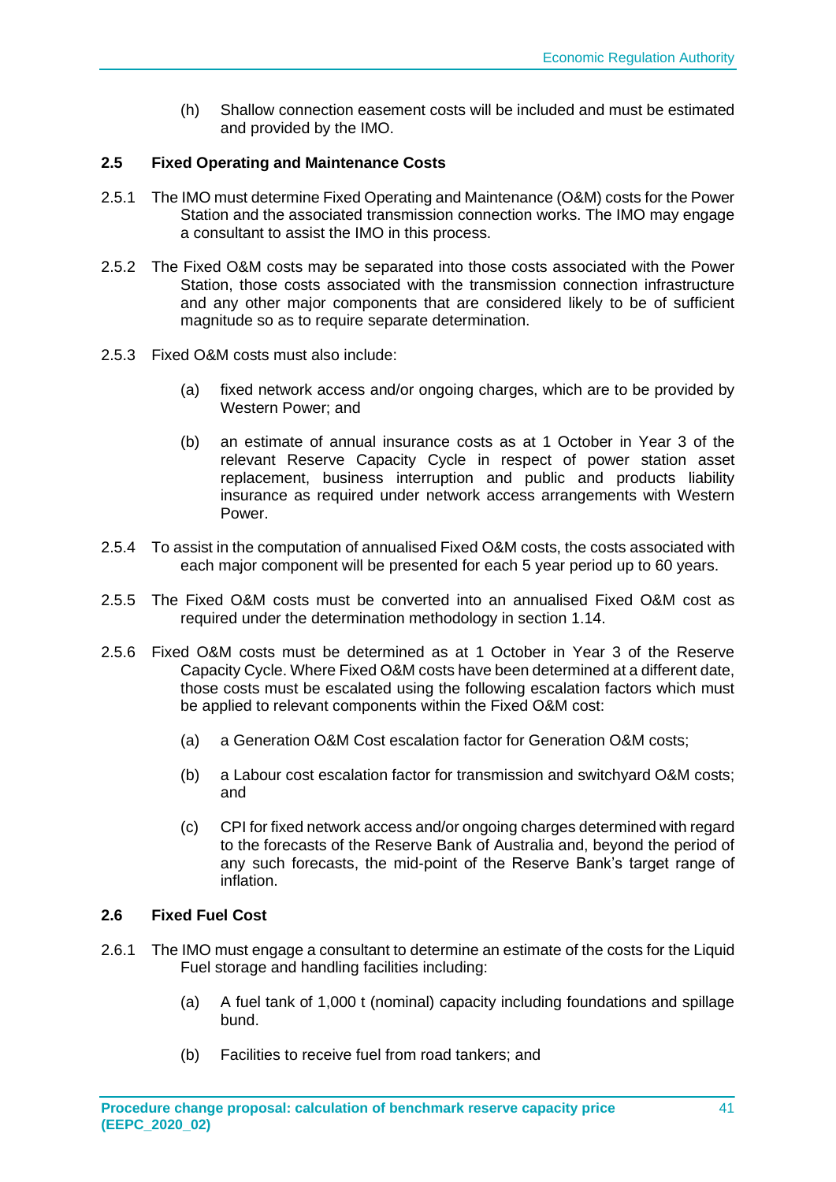(h) Shallow connection easement costs will be included and must be estimated and provided by the IMO.

### 2.5 Fixed Operating and Maintenance Costs

2.5.1 The IMO must determine Fixed Operating and Maintenance (O&M) costs for the Power Station and the associated transmission connection works. The IMO may engage a consultant to assist the IMO in this process.

2.5.2 The Fixed O&M costs may be separated into those costs associated with the Power Station, those costs associated with the transmission connection infrastructure and any other major components that are considered likely to be of sufficient magnitude so as to require separate determination.

2.5.3 Fixed O&M costs must also include:

(a) fixed network access and/or ongoing charges, which are to be provided by Western Power; and

(b) an estimate of annual insurance costs as at 1 October in Year 3 of the relevant Reserve Capacity Cycle in respect of power station asset replacement, business interruption and public and products liability insurance as required under network access arrangements with Western Power.

2.5.4 To assist in the computation of annualised Fixed O&M costs, the costs associated with each major component will be presented for each 5 year period up to 60 years.

2.5.5 The Fixed O&M costs must be converted into an annualised Fixed O&M cost as required under the determination methodology in section 1.14.

2.5.6 Fixed O&M costs must be determined as at 1 October in Year 3 of the Reserve Capacity Cycle. Where Fixed O&M costs have been determined at a different date, those costs must be escalated using the following escalation factors which must be applied to relevant components within the Fixed O&M cost:

(a) a Generation O&M Cost escalation factor for Generation O&M costs;

(b) a Labour cost escalation factor for transmission and switchyard O&M costs; and

(c) CPI for fixed network access and/or ongoing charges determined with regard to the forecasts of the Reserve Bank of Australia and, beyond the period of any such forecasts, the mid-point of the Reserve Bank's target range of inflation.

### 2.6 Fixed Fuel Cost

2.6.1 The IMO must engage a consultant to determine an estimate of the costs for the Liquid Fuel storage and handling facilities including:

(a) A fuel tank of 1,000 t (nominal) capacity including foundations and spillage bund.

(b) Facilities to receive fuel from road tankers; and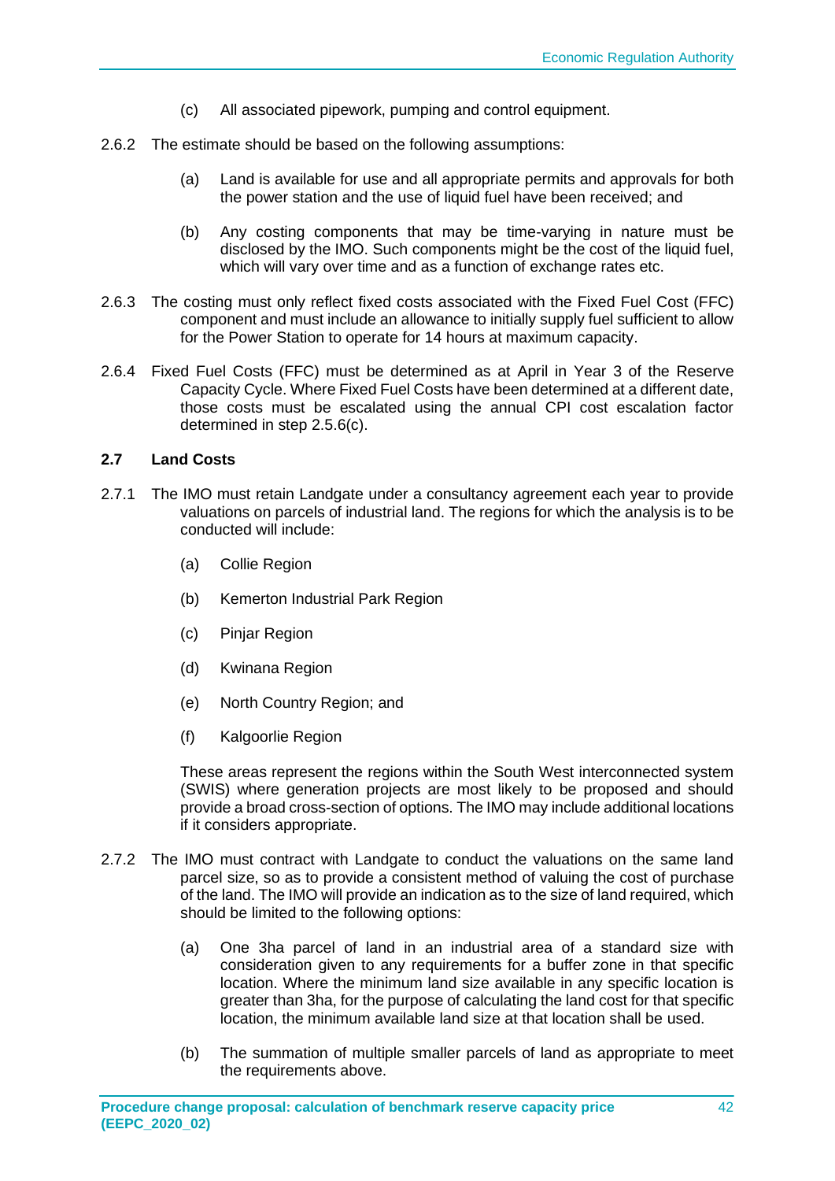(c) All associated pipework, pumping and control equipment.

2.6.2 The estimate should be based on the following assumptions:

(a) Land is available for use and all appropriate permits and approvals for both the power station and the use of liquid fuel have been received; and

(b) Any costing components that may be time-varying in nature must be disclosed by the IMO. Such components might be the cost of the liquid fuel, which will vary over time and as a function of exchange rates etc.

2.6.3 The costing must only reflect fixed costs associated with the Fixed Fuel Cost (FFC) component and must include an allowance to initially supply fuel sufficient to allow for the Power Station to operate for 14 hours at maximum capacity.

2.6.4 Fixed Fuel Costs (FFC) must be determined as at April in Year 3 of the Reserve Capacity Cycle. Where Fixed Fuel Costs have been determined at a different date, those costs must be escalated using the annual CPI cost escalation factor determined in step 2.5.6(c).

### 2.7 Land Costs

2.7.1 The IMO must retain Landgate under a consultancy agreement each year to provide valuations on parcels of industrial land. The regions for which the analysis is to be conducted will include:

(a) Collie Region

(b) Kemerton Industrial Park Region

(c) Pinjar Region

(d) Kwinana Region

(e) North Country Region; and

(f) Kalgoorlie Region

These areas represent the regions within the South West interconnected system (SWIS) where generation projects are most likely to be proposed and should provide a broad cross-section of options. The IMO may include additional locations if it considers appropriate.

2.7.2 The IMO must contract with Landgate to conduct the valuations on the same land parcel size, so as to provide a consistent method of valuing the cost of purchase of the land. The IMO will provide an indication as to the size of land required, which should be limited to the following options:

(a) One 3ha parcel of land in an industrial area of a standard size with consideration given to any requirements for a buffer zone in that specific location. Where the minimum land size available in any specific location is greater than 3ha, for the purpose of calculating the land cost for that specific location, the minimum available land size at that location shall be used.

(b) The summation of multiple smaller parcels of land as appropriate to meet the requirements above.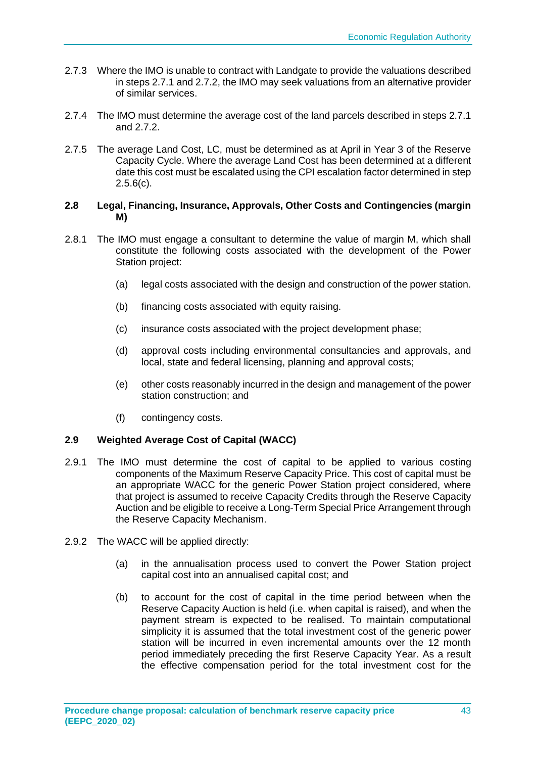2.7.3 Where the IMO is unable to contract with Landgate to provide the valuations described in steps 2.7.1 and 2.7.2, the IMO may seek valuations from an alternative provider of similar services.

2.7.4 The IMO must determine the average cost of the land parcels described in steps 2.7.1 and 2.7.2.

2.7.5 The average Land Cost, LC, must be determined as at April in Year 3 of the Reserve Capacity Cycle. Where the average Land Cost has been determined at a different date this cost must be escalated using the CPI escalation factor determined in step 2.5.6(c).

**2.8 Legal, Financing, Insurance, Approvals, Other Costs and Contingencies (margin M)**

2.8.1 The IMO must engage a consultant to determine the value of margin M, which shall constitute the following costs associated with the development of the Power Station project:

(a) legal costs associated with the design and construction of the power station.

(b) financing costs associated with equity raising.

(c) insurance costs associated with the project development phase;

(d) approval costs including environmental consultancies and approvals, and local, state and federal licensing, planning and approval costs;

(e) other costs reasonably incurred in the design and management of the power station construction; and

(f) contingency costs.

**2.9 Weighted Average Cost of Capital (WACC)**

2.9.1 The IMO must determine the cost of capital to be applied to various costing components of the Maximum Reserve Capacity Price. This cost of capital must be an appropriate WACC for the generic Power Station project considered, where that project is assumed to receive Capacity Credits through the Reserve Capacity Auction and be eligible to receive a Long-Term Special Price Arrangement through the Reserve Capacity Mechanism.

2.9.2 The WACC will be applied directly:

(a) in the annualisation process used to convert the Power Station project capital cost into an annualised capital cost; and

(b) to account for the cost of capital in the time period between when the Reserve Capacity Auction is held (i.e. when capital is raised), and when the payment stream is expected to be realised. To maintain computational simplicity it is assumed that the total investment cost of the generic power station will be incurred in even incremental amounts over the 12 month period immediately preceding the first Reserve Capacity Year. As a result the effective compensation period for the total investment cost for the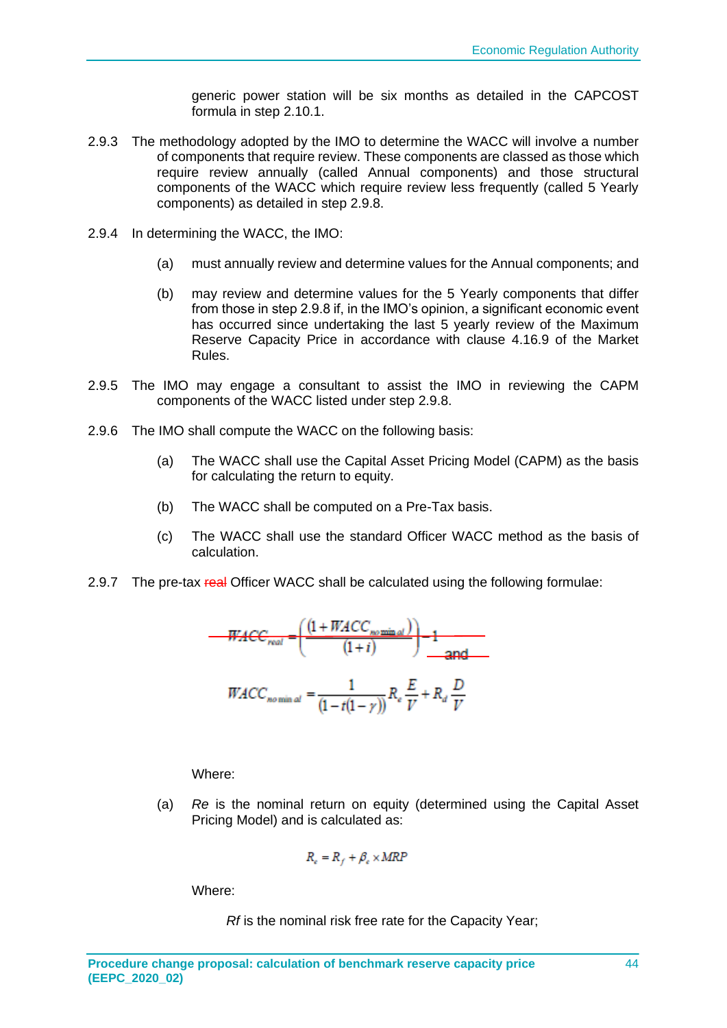generic power station will be six months as detailed in the CAPCOST formula in step 2.10.1.

2.9.3 The methodology adopted by the IMO to determine the WACC will involve a number of components that require review. These components are classed as those which require review annually (called Annual components) and those structural components of the WACC which require review less frequently (called 5 Yearly components) as detailed in step 2.9.8.

2.9.4 In determining the WACC, the IMO:

(a) must annually review and determine values for the Annual components; and

(b) may review and determine values for the 5 Yearly components that differ from those in step 2.9.8 if, in the IMO's opinion, a significant economic event has occurred since undertaking the last 5 yearly review of the Maximum Reserve Capacity Price in accordance with clause 4.16.9 of the Market Rules.

2.9.5 The IMO may engage a consultant to assist the IMO in reviewing the CAPM components of the WACC listed under step 2.9.8.

2.9.6 The IMO shall compute the WACC on the following basis:

(a) The WACC shall use the Capital Asset Pricing Model (CAPM) as the basis for calculating the return to equity.

(b) The WACC shall be computed on a Pre-Tax basis.

(c) The WACC shall use the standard Officer WACC method as the basis of calculation.

2.9.7 The pre-tax ~~real~~ Officer WACC shall be calculated using the following formulae:

~~$$WACC_{real} = \left(\frac{(1+WACC_{nominal})}{(1+i)}\right) - 1 \quad \text{and}$$~~

$$WACC_{nominal} = \frac{1}{(1-t(1-\gamma))} R_e \frac{E}{V} + R_d \frac{D}{V}$$

Where:

(a) *Re* is the nominal return on equity (determined using the Capital Asset Pricing Model) and is calculated as:

$$R_e = R_f + \beta_e \times MRP$$

Where:

*Rf* is the nominal risk free rate for the Capacity Year;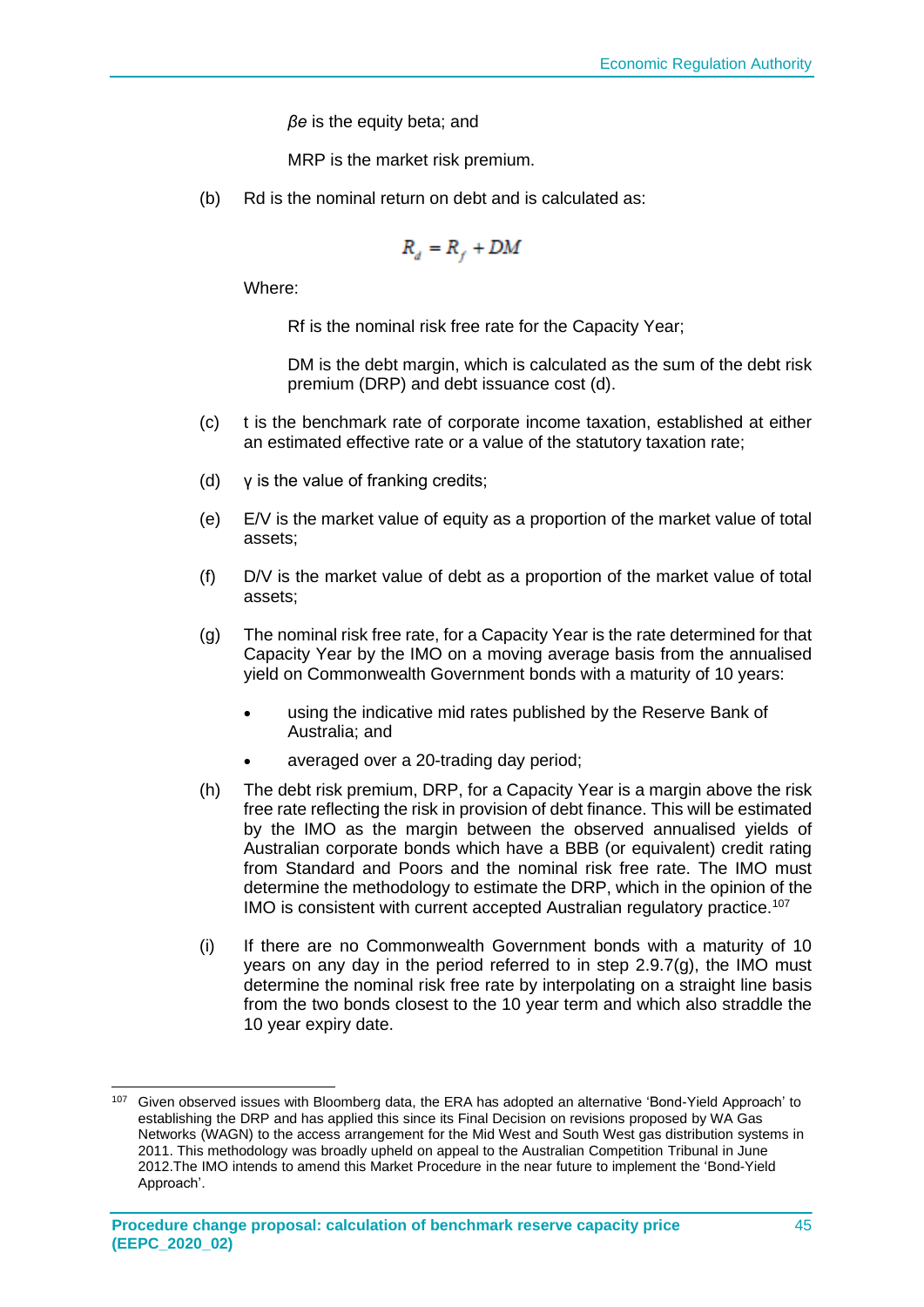$\beta e$ is the equity beta; and

MRP is the market risk premium.

(b) Rd is the nominal return on debt and is calculated as:

$$R_d = R_f + DM$$

Where:

Rf is the nominal risk free rate for the Capacity Year;

DM is the debt margin, which is calculated as the sum of the debt risk premium (DRP) and debt issuance cost (d).

(c) t is the benchmark rate of corporate income taxation, established at either an estimated effective rate or a value of the statutory taxation rate;

(d) γ is the value of franking credits;

(e) E/V is the market value of equity as a proportion of the market value of total assets;

(f) D/V is the market value of debt as a proportion of the market value of total assets;

(g) The nominal risk free rate, for a Capacity Year is the rate determined for that Capacity Year by the IMO on a moving average basis from the annualised yield on Commonwealth Government bonds with a maturity of 10 years:

- using the indicative mid rates published by the Reserve Bank of Australia; and
- averaged over a 20-trading day period;

(h) The debt risk premium, DRP, for a Capacity Year is a margin above the risk free rate reflecting the risk in provision of debt finance. This will be estimated by the IMO as the margin between the observed annualised yields of Australian corporate bonds which have a BBB (or equivalent) credit rating from Standard and Poors and the nominal risk free rate. The IMO must determine the methodology to estimate the DRP, which in the opinion of the IMO is consistent with current accepted Australian regulatory practice.[107]

(i) If there are no Commonwealth Government bonds with a maturity of 10 years on any day in the period referred to in step 2.9.7(g), the IMO must determine the nominal risk free rate by interpolating on a straight line basis from the two bonds closest to the 10 year term and which also straddle the 10 year expiry date.

---

[107] Given observed issues with Bloomberg data, the ERA has adopted an alternative 'Bond-Yield Approach' to establishing the DRP and has applied this since its Final Decision on revisions proposed by WA Gas Networks (WAGN) to the access arrangement for the Mid West and South West gas distribution systems in 2011. This methodology was broadly upheld on appeal to the Australian Competition Tribunal in June 2012.The IMO intends to amend this Market Procedure in the near future to implement the 'Bond-Yield Approach'.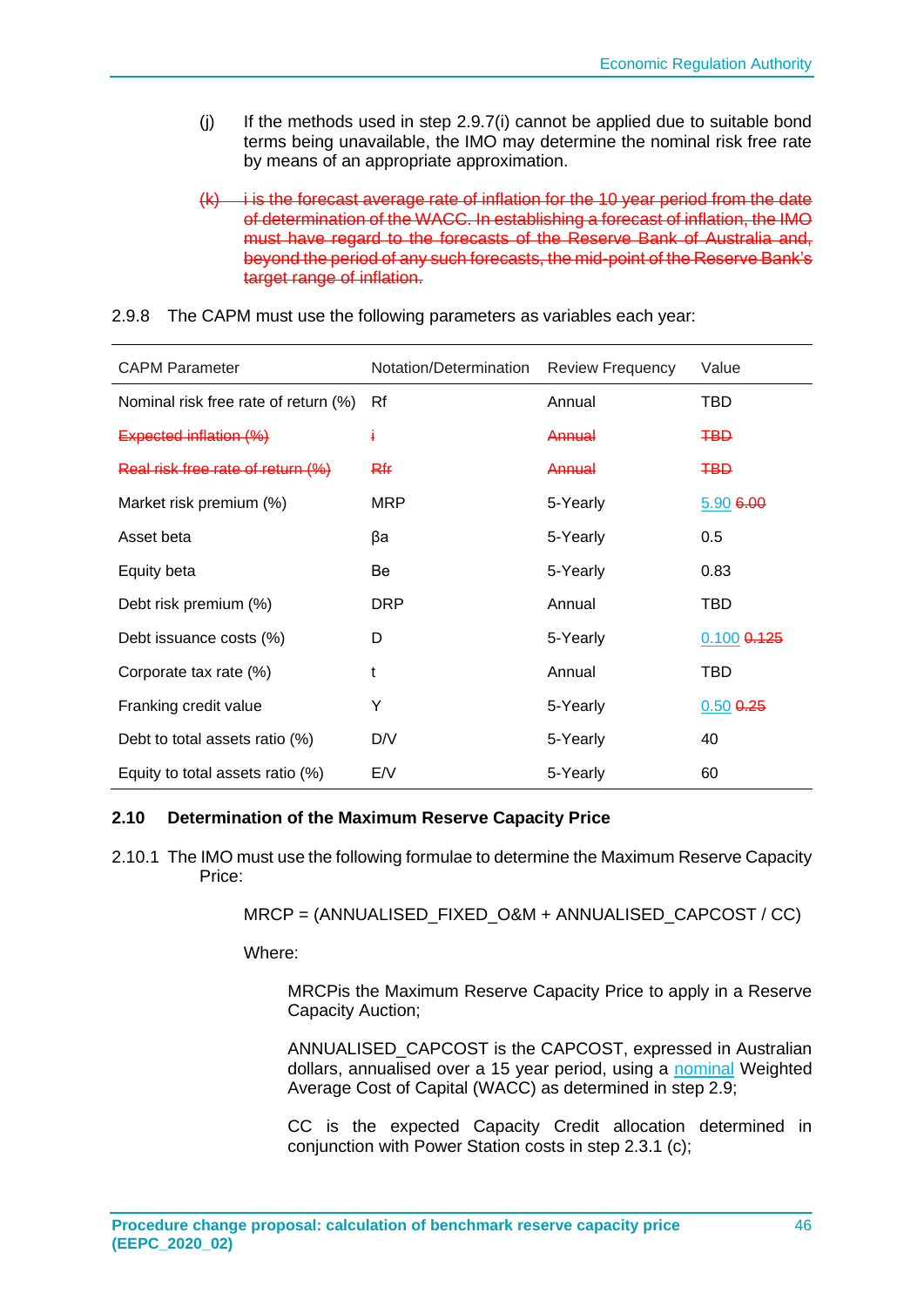(j) If the methods used in step 2.9.7(i) cannot be applied due to suitable bond terms being unavailable, the IMO may determine the nominal risk free rate by means of an appropriate approximation.

~~(k) i is the forecast average rate of inflation for the 10 year period from the date of determination of the WACC. In establishing a forecast of inflation, the IMO must have regard to the forecasts of the Reserve Bank of Australia and, beyond the period of any such forecasts, the mid-point of the Reserve Bank's target range of inflation.~~

2.9.8 The CAPM must use the following parameters as variables each year:

| CAPM Parameter | Notation/Determination | Review Frequency | Value |
|---|---|---|---|
| Nominal risk free rate of return (%) | Rf | Annual | TBD |
| ~~Expected inflation (%)~~ | ~~i~~ | ~~Annual~~ | ~~TBD~~ |
| ~~Real risk free rate of return (%)~~ | ~~Rfr~~ | ~~Annual~~ | ~~TBD~~ |
| Market risk premium (%) | MRP | 5-Yearly | 5.90 ~~6.00~~ |
| Asset beta | βa | 5-Yearly | 0.5 |
| Equity beta | Be | 5-Yearly | 0.83 |
| Debt risk premium (%) | DRP | Annual | TBD |
| Debt issuance costs (%) | D | 5-Yearly | 0.100 ~~0.125~~ |
| Corporate tax rate (%) | t | Annual | TBD |
| Franking credit value | Y | 5-Yearly | 0.50 ~~0.25~~ |
| Debt to total assets ratio (%) | D/V | 5-Yearly | 40 |
| Equity to total assets ratio (%) | E/V | 5-Yearly | 60 |

### 2.10 Determination of the Maximum Reserve Capacity Price

2.10.1 The IMO must use the following formulae to determine the Maximum Reserve Capacity Price:

MRCP = (ANNUALISED_FIXED_O&M + ANNUALISED_CAPCOST / CC)

Where:

MRCPis the Maximum Reserve Capacity Price to apply in a Reserve Capacity Auction;

ANNUALISED_CAPCOST is the CAPCOST, expressed in Australian dollars, annualised over a 15 year period, using a nominal Weighted Average Cost of Capital (WACC) as determined in step 2.9;

CC is the expected Capacity Credit allocation determined in conjunction with Power Station costs in step 2.3.1 (c);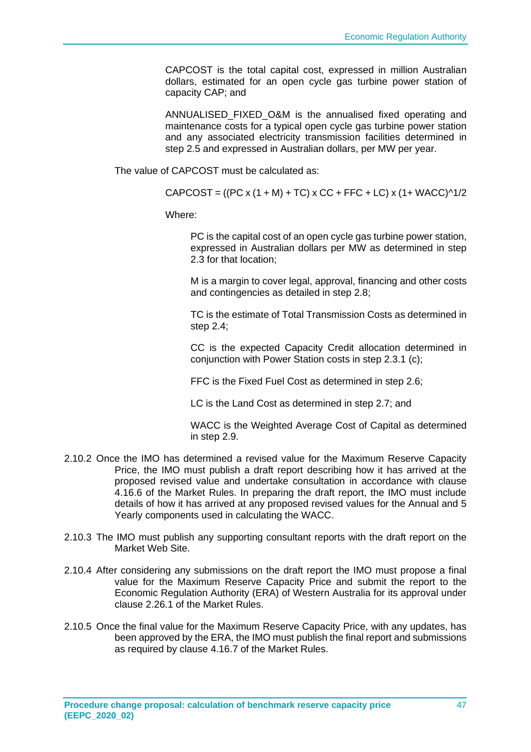CAPCOST is the total capital cost, expressed in million Australian dollars, estimated for an open cycle gas turbine power station of capacity CAP; and

ANNUALISED_FIXED_O&M is the annualised fixed operating and maintenance costs for a typical open cycle gas turbine power station and any associated electricity transmission facilities determined in step 2.5 and expressed in Australian dollars, per MW per year.

The value of CAPCOST must be calculated as:

$$CAPCOST = ((PC \times (1 + M) + TC) \times CC + FFC + LC) \times (1 + WACC)^{1/2}$$

Where:

PC is the capital cost of an open cycle gas turbine power station, expressed in Australian dollars per MW as determined in step 2.3 for that location;

M is a margin to cover legal, approval, financing and other costs and contingencies as detailed in step 2.8;

TC is the estimate of Total Transmission Costs as determined in step 2.4;

CC is the expected Capacity Credit allocation determined in conjunction with Power Station costs in step 2.3.1 (c);

FFC is the Fixed Fuel Cost as determined in step 2.6;

LC is the Land Cost as determined in step 2.7; and

WACC is the Weighted Average Cost of Capital as determined in step 2.9.

2.10.2 Once the IMO has determined a revised value for the Maximum Reserve Capacity Price, the IMO must publish a draft report describing how it has arrived at the proposed revised value and undertake consultation in accordance with clause 4.16.6 of the Market Rules. In preparing the draft report, the IMO must include details of how it has arrived at any proposed revised values for the Annual and 5 Yearly components used in calculating the WACC.

2.10.3 The IMO must publish any supporting consultant reports with the draft report on the Market Web Site.

2.10.4 After considering any submissions on the draft report the IMO must propose a final value for the Maximum Reserve Capacity Price and submit the report to the Economic Regulation Authority (ERA) of Western Australia for its approval under clause 2.26.1 of the Market Rules.

2.10.5 Once the final value for the Maximum Reserve Capacity Price, with any updates, has been approved by the ERA, the IMO must publish the final report and submissions as required by clause 4.16.7 of the Market Rules.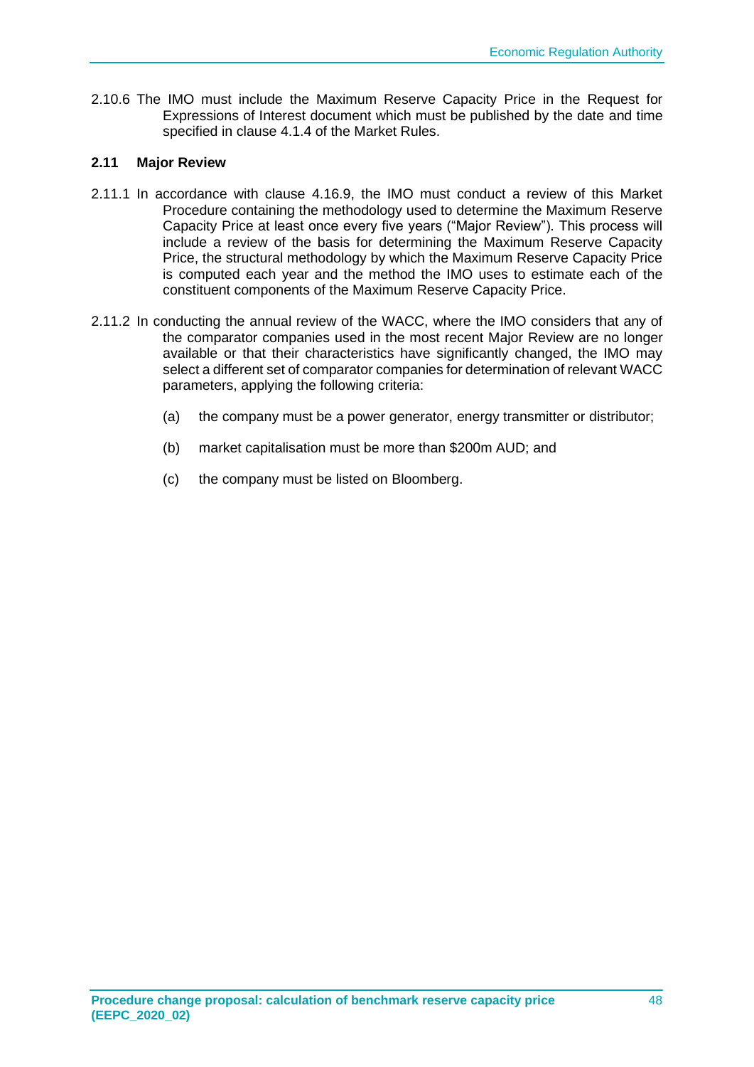2.10.6 The IMO must include the Maximum Reserve Capacity Price in the Request for Expressions of Interest document which must be published by the date and time specified in clause 4.1.4 of the Market Rules.

### 2.11 Major Review

2.11.1 In accordance with clause 4.16.9, the IMO must conduct a review of this Market Procedure containing the methodology used to determine the Maximum Reserve Capacity Price at least once every five years ("Major Review"). This process will include a review of the basis for determining the Maximum Reserve Capacity Price, the structural methodology by which the Maximum Reserve Capacity Price is computed each year and the method the IMO uses to estimate each of the constituent components of the Maximum Reserve Capacity Price.

2.11.2 In conducting the annual review of the WACC, where the IMO considers that any of the comparator companies used in the most recent Major Review are no longer available or that their characteristics have significantly changed, the IMO may select a different set of comparator companies for determination of relevant WACC parameters, applying the following criteria:

(a) the company must be a power generator, energy transmitter or distributor;

(b) market capitalisation must be more than $200m AUD; and

(c) the company must be listed on Bloomberg.